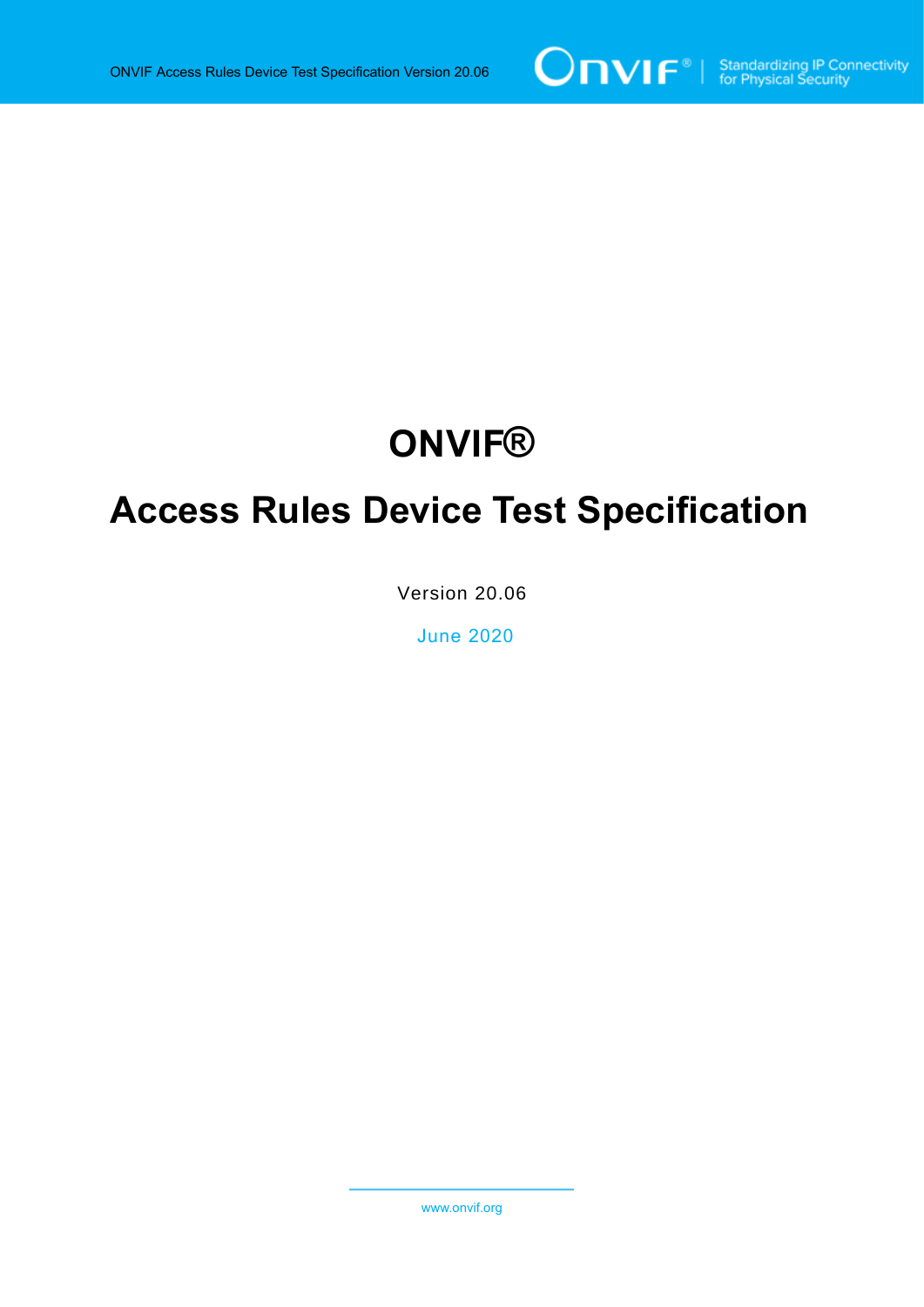# ONVIF®

# Access Rules Device Test Specification

Version 20.06

June 2020

www.onvif.org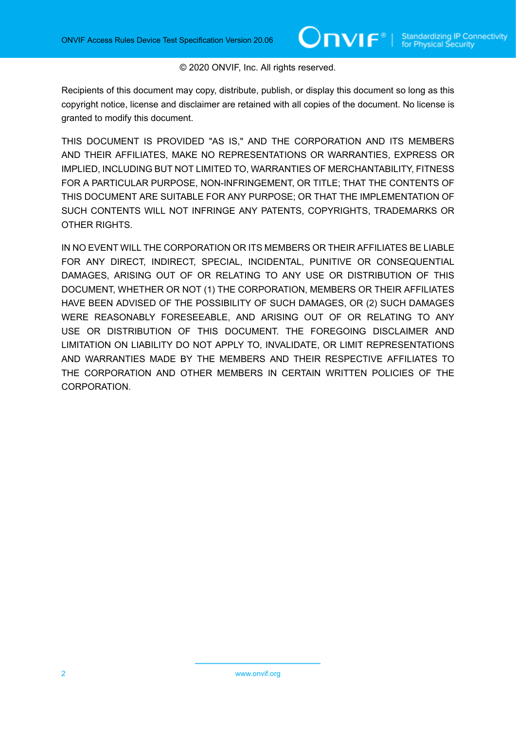© 2020 ONVIF, Inc. All rights reserved.

Recipients of this document may copy, distribute, publish, or display this document so long as this copyright notice, license and disclaimer are retained with all copies of the document. No license is granted to modify this document.

THIS DOCUMENT IS PROVIDED "AS IS," AND THE CORPORATION AND ITS MEMBERS AND THEIR AFFILIATES, MAKE NO REPRESENTATIONS OR WARRANTIES, EXPRESS OR IMPLIED, INCLUDING BUT NOT LIMITED TO, WARRANTIES OF MERCHANTABILITY, FITNESS FOR A PARTICULAR PURPOSE, NON-INFRINGEMENT, OR TITLE; THAT THE CONTENTS OF THIS DOCUMENT ARE SUITABLE FOR ANY PURPOSE; OR THAT THE IMPLEMENTATION OF SUCH CONTENTS WILL NOT INFRINGE ANY PATENTS, COPYRIGHTS, TRADEMARKS OR OTHER RIGHTS.

IN NO EVENT WILL THE CORPORATION OR ITS MEMBERS OR THEIR AFFILIATES BE LIABLE FOR ANY DIRECT, INDIRECT, SPECIAL, INCIDENTAL, PUNITIVE OR CONSEQUENTIAL DAMAGES, ARISING OUT OF OR RELATING TO ANY USE OR DISTRIBUTION OF THIS DOCUMENT, WHETHER OR NOT (1) THE CORPORATION, MEMBERS OR THEIR AFFILIATES HAVE BEEN ADVISED OF THE POSSIBILITY OF SUCH DAMAGES, OR (2) SUCH DAMAGES WERE REASONABLY FORESEEABLE, AND ARISING OUT OF OR RELATING TO ANY USE OR DISTRIBUTION OF THIS DOCUMENT. THE FOREGOING DISCLAIMER AND LIMITATION ON LIABILITY DO NOT APPLY TO, INVALIDATE, OR LIMIT REPRESENTATIONS AND WARRANTIES MADE BY THE MEMBERS AND THEIR RESPECTIVE AFFILIATES TO THE CORPORATION AND OTHER MEMBERS IN CERTAIN WRITTEN POLICIES OF THE CORPORATION.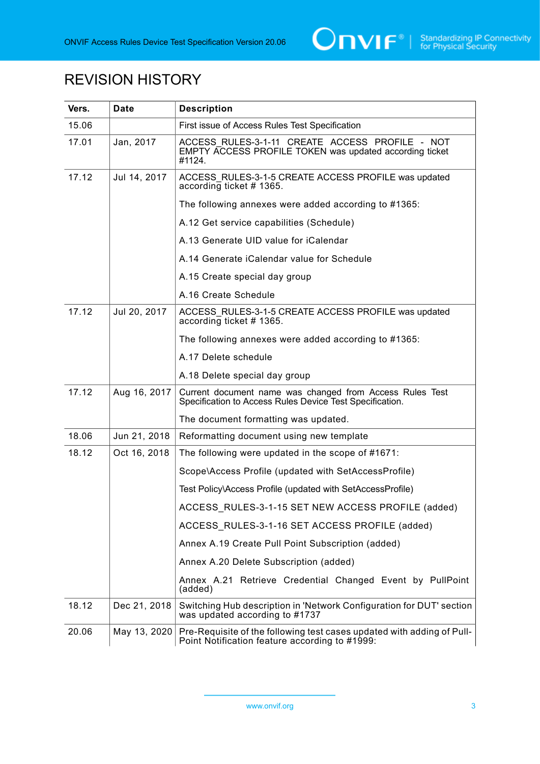# REVISION HISTORY

| Vers. | Date | Description |
| --- | --- | --- |
| 15.06 | | First issue of Access Rules Test Specification |
| 17.01 | Jan, 2017 | ACCESS_RULES-3-1-11 CREATE ACCESS PROFILE - NOT EMPTY ACCESS PROFILE TOKEN was updated according ticket #1124. |
| 17.12 | Jul 14, 2017 | ACCESS_RULES-3-1-5 CREATE ACCESS PROFILE was updated according ticket # 1365.<br><br>The following annexes were added according to #1365:<br><br>A.12 Get service capabilities (Schedule)<br><br>A.13 Generate UID value for iCalendar<br><br>A.14 Generate iCalendar value for Schedule<br><br>A.15 Create special day group<br><br>A.16 Create Schedule |
| 17.12 | Jul 20, 2017 | ACCESS_RULES-3-1-5 CREATE ACCESS PROFILE was updated according ticket # 1365.<br><br>The following annexes were added according to #1365:<br><br>A.17 Delete schedule<br><br>A.18 Delete special day group |
| 17.12 | Aug 16, 2017 | Current document name was changed from Access Rules Test Specification to Access Rules Device Test Specification.<br><br>The document formatting was updated. |
| 18.06 | Jun 21, 2018 | Reformatting document using new template |
| 18.12 | Oct 16, 2018 | The following were updated in the scope of #1671:<br><br>Scope\Access Profile (updated with SetAccessProfile)<br><br>Test Policy\Access Profile (updated with SetAccessProfile)<br><br>ACCESS_RULES-3-1-15 SET NEW ACCESS PROFILE (added)<br><br>ACCESS_RULES-3-1-16 SET ACCESS PROFILE (added)<br><br>Annex A.19 Create Pull Point Subscription (added)<br><br>Annex A.20 Delete Subscription (added)<br><br>Annex A.21 Retrieve Credential Changed Event by PullPoint (added) |
| 18.12 | Dec 21, 2018 | Switching Hub description in 'Network Configuration for DUT' section was updated according to #1737 |
| 20.06 | May 13, 2020 | Pre-Requisite of the following test cases updated with adding of Pull-Point Notification feature according to #1999: |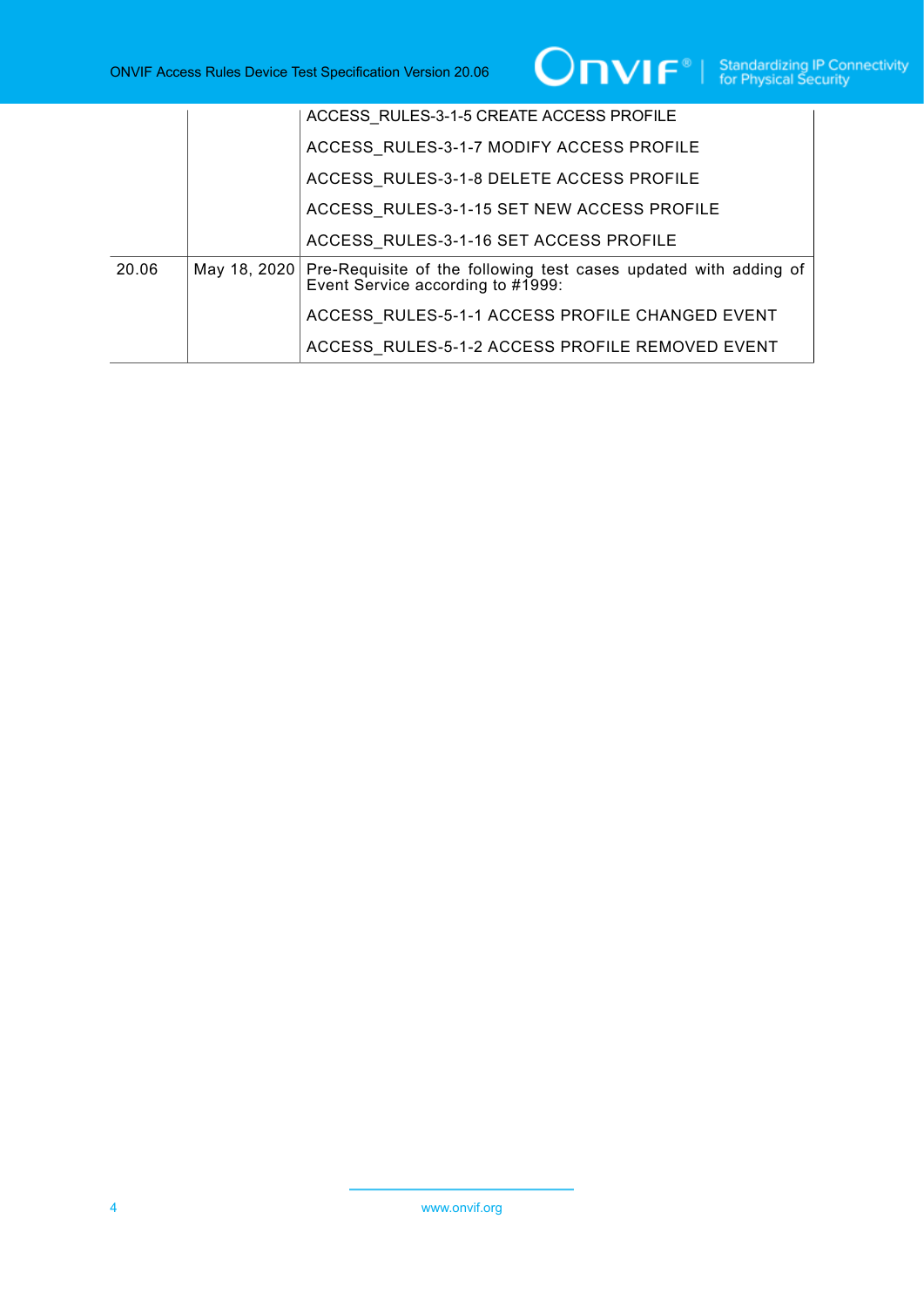| | | |
|---|---|---|
| | | ACCESS_RULES-3-1-5 CREATE ACCESS PROFILE<br><br>ACCESS_RULES-3-1-7 MODIFY ACCESS PROFILE<br><br>ACCESS_RULES-3-1-8 DELETE ACCESS PROFILE<br><br>ACCESS_RULES-3-1-15 SET NEW ACCESS PROFILE<br><br>ACCESS_RULES-3-1-16 SET ACCESS PROFILE |
| 20.06 | May 18, 2020 | Pre-Requisite of the following test cases updated with adding of Event Service according to #1999:<br><br>ACCESS_RULES-5-1-1 ACCESS PROFILE CHANGED EVENT<br><br>ACCESS_RULES-5-1-2 ACCESS PROFILE REMOVED EVENT |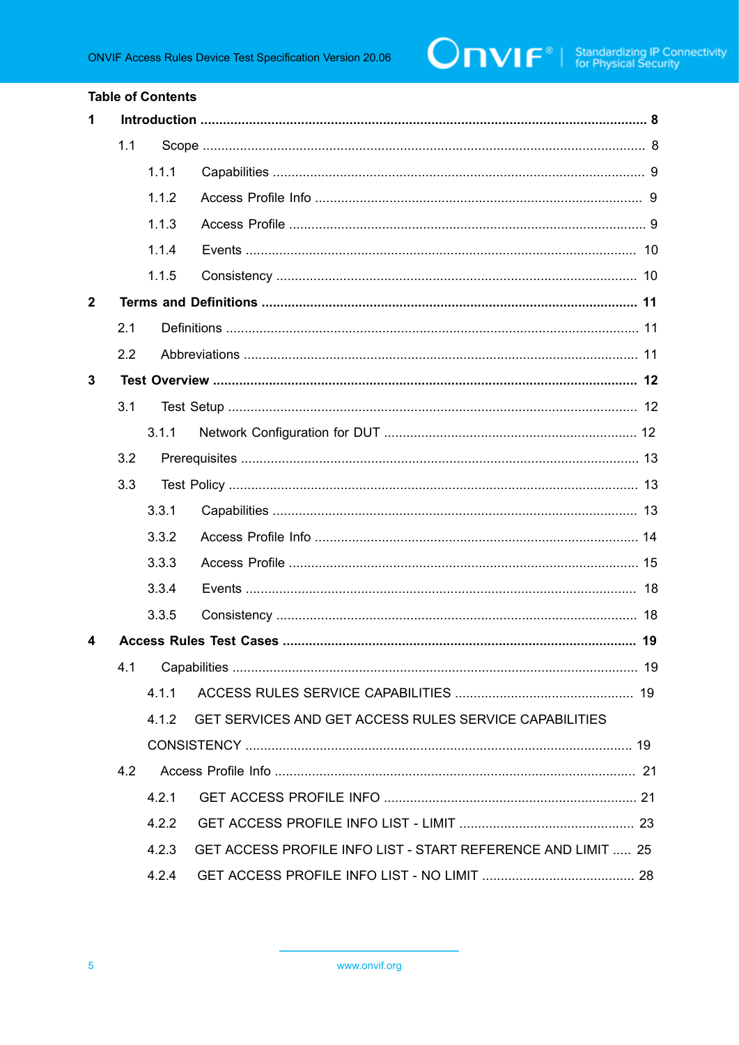**Table of Contents**

1 Introduction ...................................................................................................................... 8

1.1 Scope ..................................................................................................................... 8

1.1.1 Capabilities .................................................................................................. 9

1.1.2 Access Profile Info ...................................................................................... 9

1.1.3 Access Profile .............................................................................................. 9

1.1.4 Events ....................................................................................................... 10

1.1.5 Consistency ............................................................................................... 10

2 Terms and Definitions .................................................................................................. 11

2.1 Definitions ............................................................................................................. 11

2.2 Abbreviations ........................................................................................................ 11

3 Test Overview ............................................................................................................... 12

3.1 Test Setup ............................................................................................................ 12

3.1.1 Network Configuration for DUT .................................................................. 12

3.2 Prerequisites ......................................................................................................... 13

3.3 Test Policy ............................................................................................................ 13

3.3.1 Capabilities ................................................................................................ 13

3.3.2 Access Profile Info ..................................................................................... 14

3.3.3 Access Profile ............................................................................................ 15

3.3.4 Events ....................................................................................................... 18

3.3.5 Consistency ............................................................................................... 18

4 Access Rules Test Cases ............................................................................................ 19

4.1 Capabilities ........................................................................................................... 19

4.1.1 ACCESS RULES SERVICE CAPABILITIES ............................................... 19

4.1.2 GET SERVICES AND GET ACCESS RULES SERVICE CAPABILITIES CONSISTENCY ...................................................................................................... 19

4.2 Access Profile Info ............................................................................................... 21

4.2.1 GET ACCESS PROFILE INFO ................................................................... 21

4.2.2 GET ACCESS PROFILE INFO LIST - LIMIT .............................................. 23

4.2.3 GET ACCESS PROFILE INFO LIST - START REFERENCE AND LIMIT ..... 25

4.2.4 GET ACCESS PROFILE INFO LIST - NO LIMIT ........................................ 28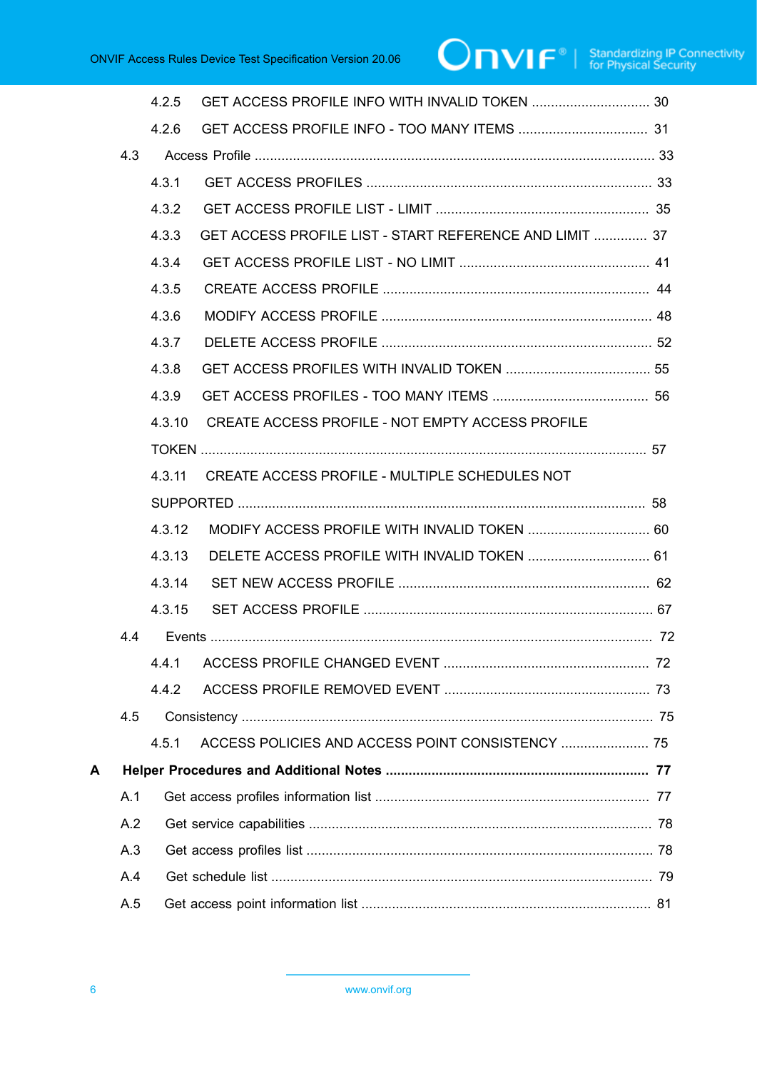4.2.5 GET ACCESS PROFILE INFO WITH INVALID TOKEN ............................... 30

4.2.6 GET ACCESS PROFILE INFO - TOO MANY ITEMS .................................. 31

4.3 Access Profile ........................................................................................................ 33

4.3.1 GET ACCESS PROFILES .......................................................................... 33

4.3.2 GET ACCESS PROFILE LIST - LIMIT ....................................................... 35

4.3.3 GET ACCESS PROFILE LIST - START REFERENCE AND LIMIT .............. 37

4.3.4 GET ACCESS PROFILE LIST - NO LIMIT .................................................. 41

4.3.5 CREATE ACCESS PROFILE ..................................................................... 44

4.3.6 MODIFY ACCESS PROFILE ...................................................................... 48

4.3.7 DELETE ACCESS PROFILE ...................................................................... 52

4.3.8 GET ACCESS PROFILES WITH INVALID TOKEN ...................................... 55

4.3.9 GET ACCESS PROFILES - TOO MANY ITEMS ......................................... 56

4.3.10 CREATE ACCESS PROFILE - NOT EMPTY ACCESS PROFILE TOKEN .................................................................................................................... 57

4.3.11 CREATE ACCESS PROFILE - MULTIPLE SCHEDULES NOT SUPPORTED .......................................................................................................... 58

4.3.12 MODIFY ACCESS PROFILE WITH INVALID TOKEN ................................ 60

4.3.13 DELETE ACCESS PROFILE WITH INVALID TOKEN ................................ 61

4.3.14 SET NEW ACCESS PROFILE ................................................................. 62

4.3.15 SET ACCESS PROFILE ........................................................................... 67

4.4 Events ................................................................................................................... 72

4.4.1 ACCESS PROFILE CHANGED EVENT ..................................................... 72

4.4.2 ACCESS PROFILE REMOVED EVENT ..................................................... 73

4.5 Consistency ........................................................................................................... 75

4.5.1 ACCESS POLICIES AND ACCESS POINT CONSISTENCY ....................... 75

**A Helper Procedures and Additional Notes .................................................................... 77**

A.1 Get access profiles information list ....................................................................... 77

A.2 Get service capabilities ......................................................................................... 78

A.3 Get access profiles list .......................................................................................... 78

A.4 Get schedule list .................................................................................................... 79

A.5 Get access point information list ........................................................................... 81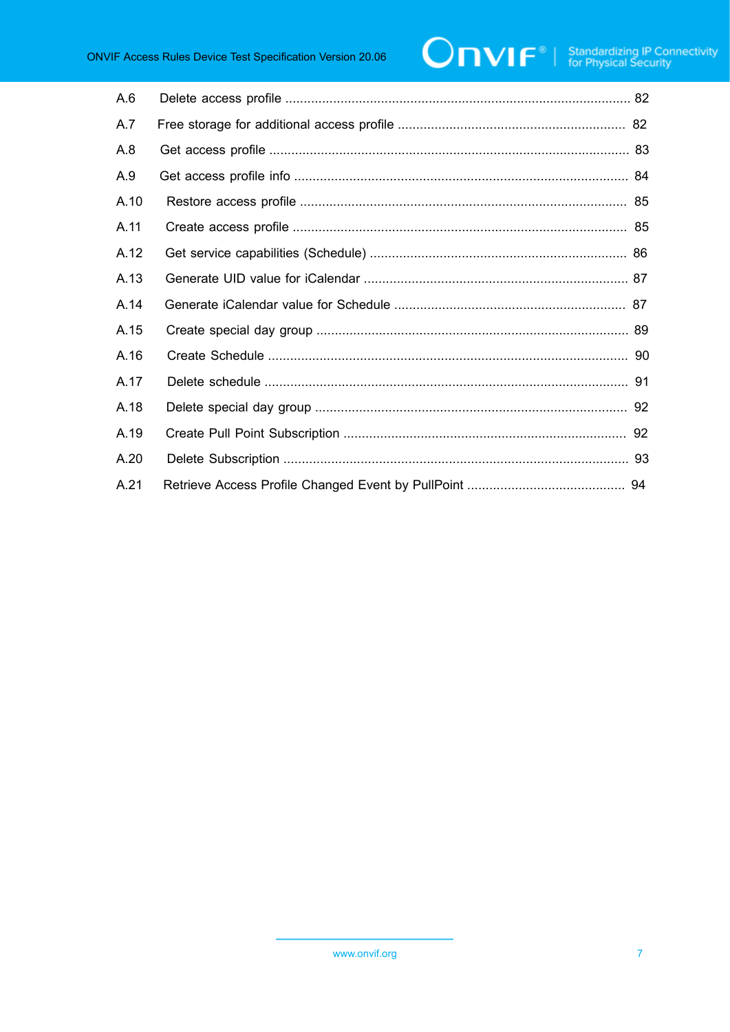A.6 Delete access profile ..... 82

A.7 Free storage for additional access profile ..... 82

A.8 Get access profile ..... 83

A.9 Get access profile info ..... 84

A.10 Restore access profile ..... 85

A.11 Create access profile ..... 85

A.12 Get service capabilities (Schedule) ..... 86

A.13 Generate UID value for iCalendar ..... 87

A.14 Generate iCalendar value for Schedule ..... 87

A.15 Create special day group ..... 89

A.16 Create Schedule ..... 90

A.17 Delete schedule ..... 91

A.18 Delete special day group ..... 92

A.19 Create Pull Point Subscription ..... 92

A.20 Delete Subscription ..... 93

A.21 Retrieve Access Profile Changed Event by PullPoint ..... 94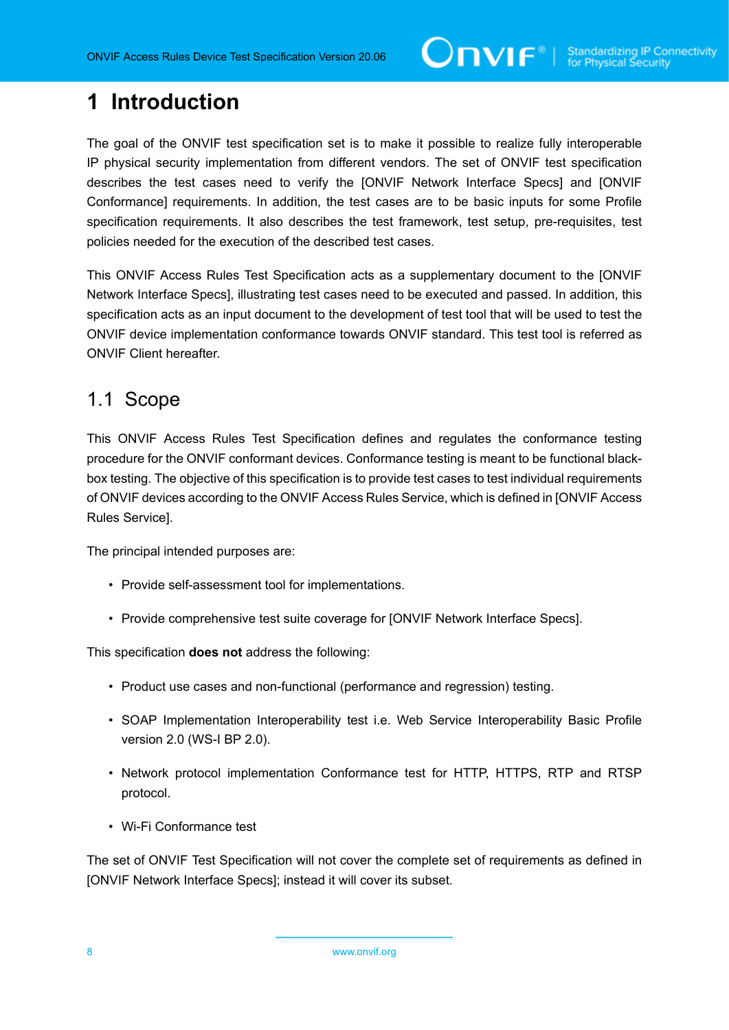# 1 Introduction

The goal of the ONVIF test specification set is to make it possible to realize fully interoperable IP physical security implementation from different vendors. The set of ONVIF test specification describes the test cases need to verify the [ONVIF Network Interface Specs] and [ONVIF Conformance] requirements. In addition, the test cases are to be basic inputs for some Profile specification requirements. It also describes the test framework, test setup, pre-requisites, test policies needed for the execution of the described test cases.

This ONVIF Access Rules Test Specification acts as a supplementary document to the [ONVIF Network Interface Specs], illustrating test cases need to be executed and passed. In addition, this specification acts as an input document to the development of test tool that will be used to test the ONVIF device implementation conformance towards ONVIF standard. This test tool is referred as ONVIF Client hereafter.

## 1.1 Scope

This ONVIF Access Rules Test Specification defines and regulates the conformance testing procedure for the ONVIF conformant devices. Conformance testing is meant to be functional black-box testing. The objective of this specification is to provide test cases to test individual requirements of ONVIF devices according to the ONVIF Access Rules Service, which is defined in [ONVIF Access Rules Service].

The principal intended purposes are:

- Provide self-assessment tool for implementations.
- Provide comprehensive test suite coverage for [ONVIF Network Interface Specs].

This specification **does not** address the following:

- Product use cases and non-functional (performance and regression) testing.
- SOAP Implementation Interoperability test i.e. Web Service Interoperability Basic Profile version 2.0 (WS-I BP 2.0).
- Network protocol implementation Conformance test for HTTP, HTTPS, RTP and RTSP protocol.
- Wi-Fi Conformance test

The set of ONVIF Test Specification will not cover the complete set of requirements as defined in [ONVIF Network Interface Specs]; instead it will cover its subset.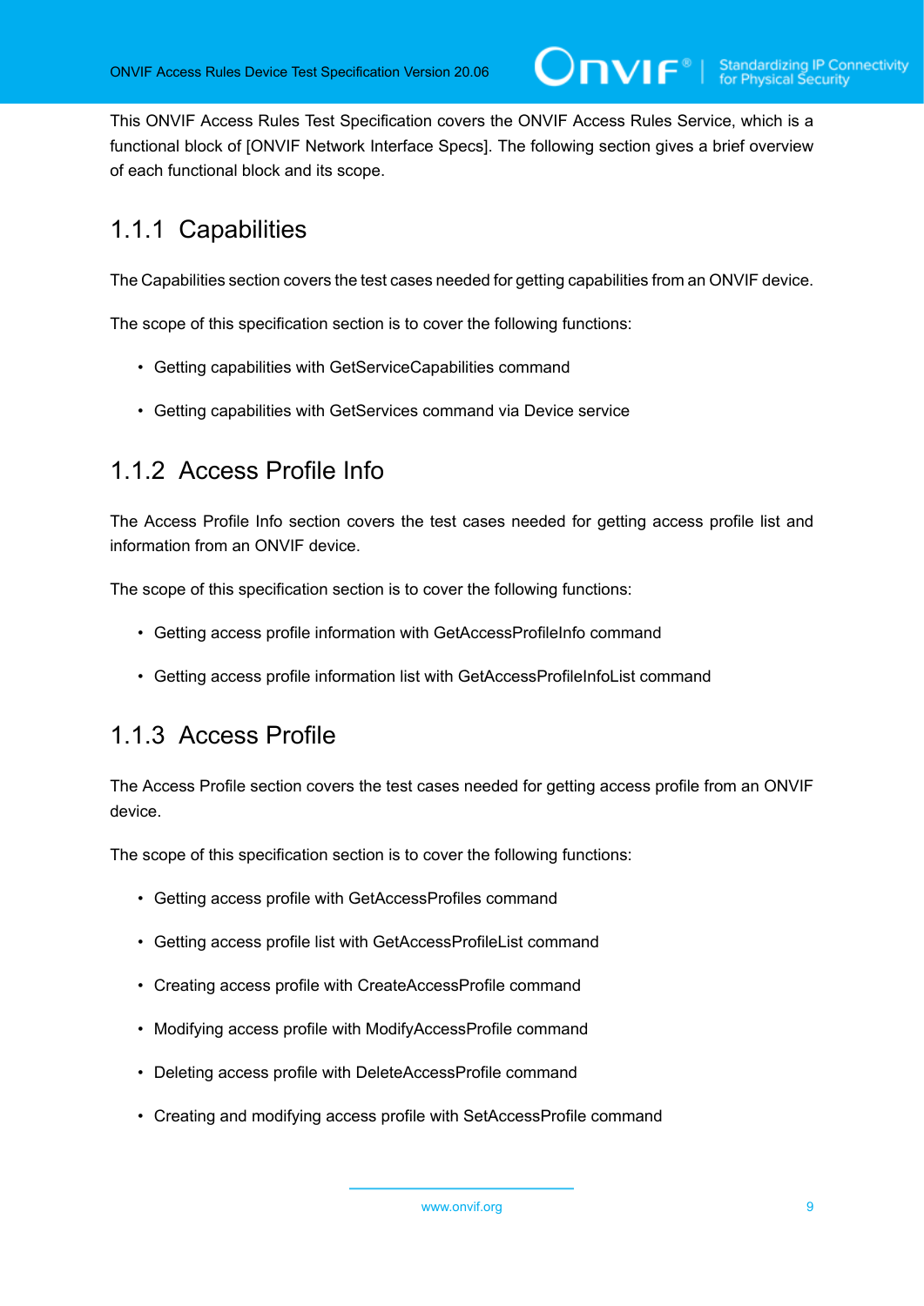This ONVIF Access Rules Test Specification covers the ONVIF Access Rules Service, which is a functional block of [ONVIF Network Interface Specs]. The following section gives a brief overview of each functional block and its scope.

### 1.1.1 Capabilities

The Capabilities section covers the test cases needed for getting capabilities from an ONVIF device.

The scope of this specification section is to cover the following functions:

- Getting capabilities with GetServiceCapabilities command
- Getting capabilities with GetServices command via Device service

### 1.1.2 Access Profile Info

The Access Profile Info section covers the test cases needed for getting access profile list and information from an ONVIF device.

The scope of this specification section is to cover the following functions:

- Getting access profile information with GetAccessProfileInfo command
- Getting access profile information list with GetAccessProfileInfoList command

### 1.1.3 Access Profile

The Access Profile section covers the test cases needed for getting access profile from an ONVIF device.

The scope of this specification section is to cover the following functions:

- Getting access profile with GetAccessProfiles command
- Getting access profile list with GetAccessProfileList command
- Creating access profile with CreateAccessProfile command
- Modifying access profile with ModifyAccessProfile command
- Deleting access profile with DeleteAccessProfile command
- Creating and modifying access profile with SetAccessProfile command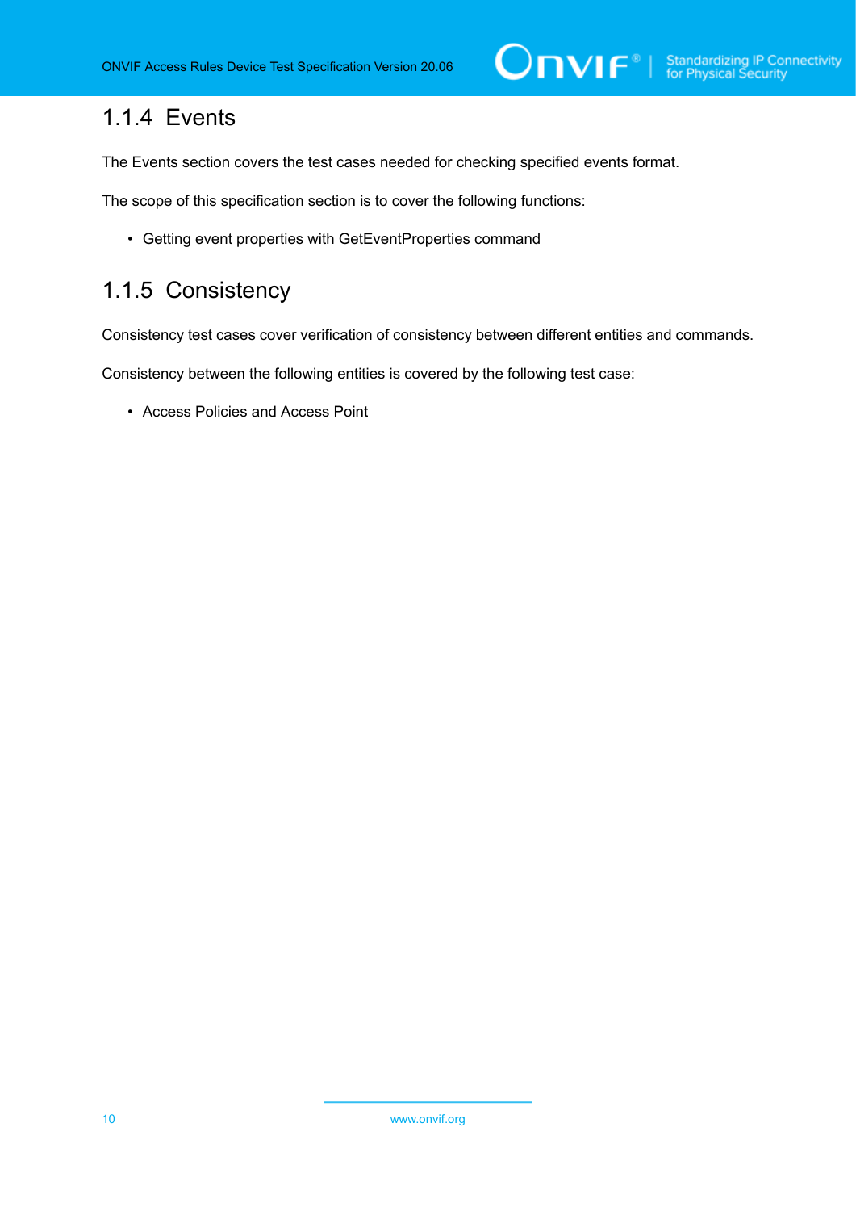### 1.1.4 Events

The Events section covers the test cases needed for checking specified events format.

The scope of this specification section is to cover the following functions:

- Getting event properties with GetEventProperties command

### 1.1.5 Consistency

Consistency test cases cover verification of consistency between different entities and commands.

Consistency between the following entities is covered by the following test case:

- Access Policies and Access Point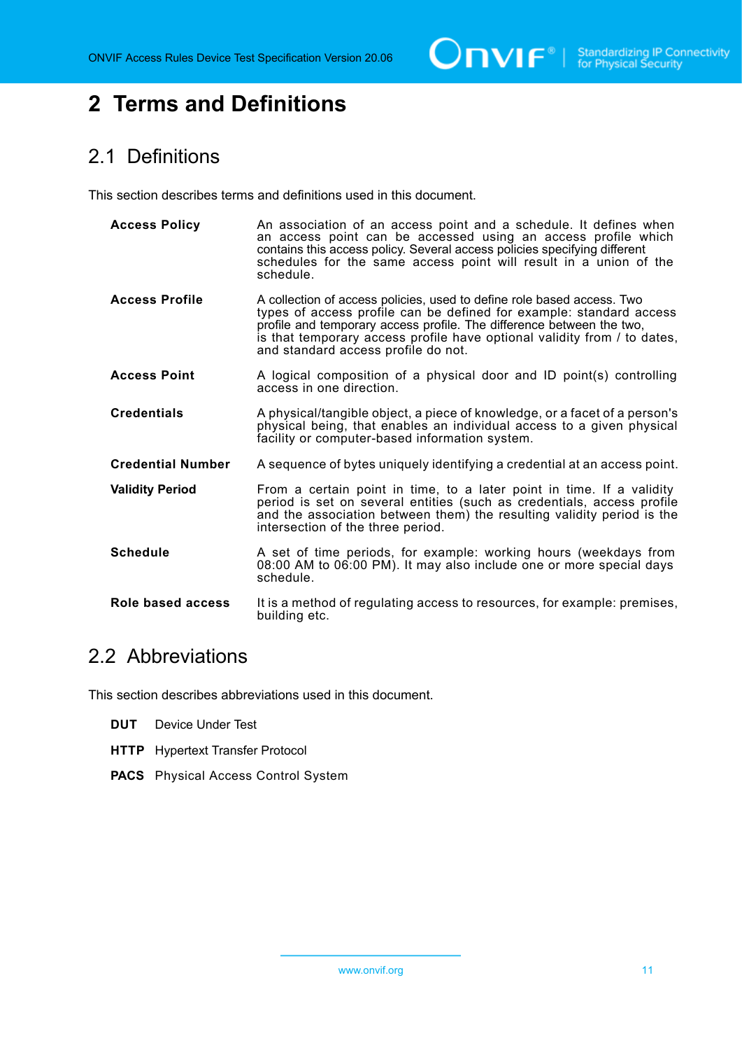# 2 Terms and Definitions

## 2.1 Definitions

This section describes terms and definitions used in this document.

| | |
|---|---|
| **Access Policy** | An association of an access point and a schedule. It defines when an access point can be accessed using an access profile which contains this access policy. Several access policies specifying different schedules for the same access point will result in a union of the schedule. |
| **Access Profile** | A collection of access policies, used to define role based access. Two types of access profile can be defined for example: standard access profile and temporary access profile. The difference between the two, is that temporary access profile have optional validity from / to dates, and standard access profile do not. |
| **Access Point** | A logical composition of a physical door and ID point(s) controlling access in one direction. |
| **Credentials** | A physical/tangible object, a piece of knowledge, or a facet of a person's physical being, that enables an individual access to a given physical facility or computer-based information system. |
| **Credential Number** | A sequence of bytes uniquely identifying a credential at an access point. |
| **Validity Period** | From a certain point in time, to a later point in time. If a validity period is set on several entities (such as credentials, access profile and the association between them) the resulting validity period is the intersection of the three period. |
| **Schedule** | A set of time periods, for example: working hours (weekdays from 08:00 AM to 06:00 PM). It may also include one or more special days schedule. |
| **Role based access** | It is a method of regulating access to resources, for example: premises, building etc. |

## 2.2 Abbreviations

This section describes abbreviations used in this document.

| | |
|---|---|
| **DUT** | Device Under Test |
| **HTTP** | Hypertext Transfer Protocol |
| **PACS** | Physical Access Control System |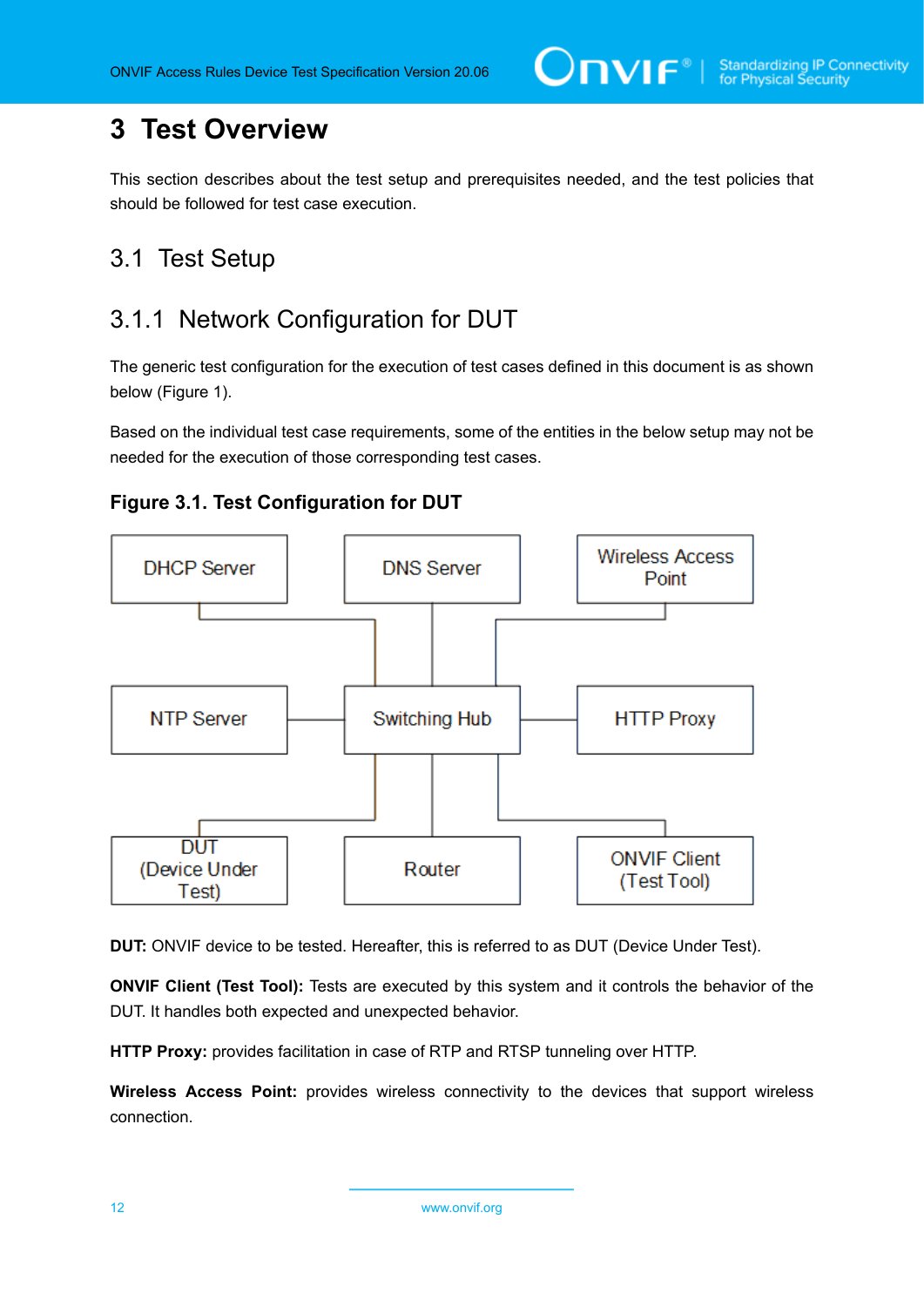# 3 Test Overview

This section describes about the test setup and prerequisites needed, and the test policies that should be followed for test case execution.

## 3.1 Test Setup

### 3.1.1 Network Configuration for DUT

The generic test configuration for the execution of test cases defined in this document is as shown below (Figure 1).

Based on the individual test case requirements, some of the entities in the below setup may not be needed for the execution of those corresponding test cases.

**Figure 3.1. Test Configuration for DUT**

**DUT:** ONVIF device to be tested. Hereafter, this is referred to as DUT (Device Under Test).

**ONVIF Client (Test Tool):** Tests are executed by this system and it controls the behavior of the DUT. It handles both expected and unexpected behavior.

**HTTP Proxy:** provides facilitation in case of RTP and RTSP tunneling over HTTP.

**Wireless Access Point:** provides wireless connectivity to the devices that support wireless connection.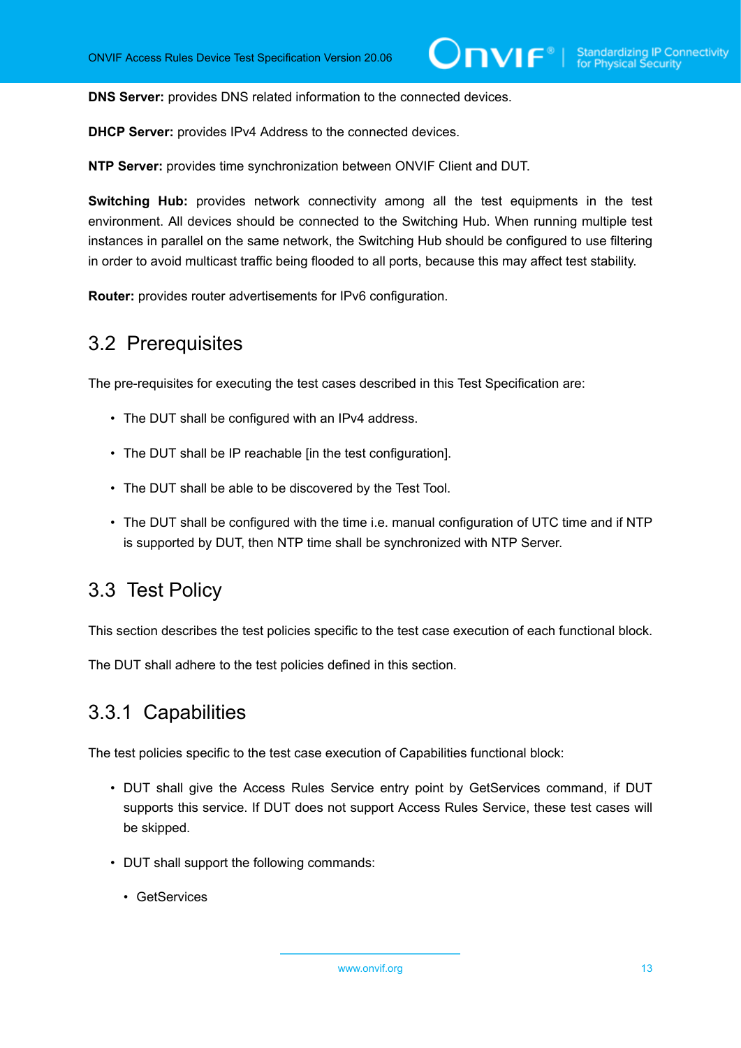**DNS Server:** provides DNS related information to the connected devices.

**DHCP Server:** provides IPv4 Address to the connected devices.

**NTP Server:** provides time synchronization between ONVIF Client and DUT.

**Switching Hub:** provides network connectivity among all the test equipments in the test environment. All devices should be connected to the Switching Hub. When running multiple test instances in parallel on the same network, the Switching Hub should be configured to use filtering in order to avoid multicast traffic being flooded to all ports, because this may affect test stability.

**Router:** provides router advertisements for IPv6 configuration.

## 3.2 Prerequisites

The pre-requisites for executing the test cases described in this Test Specification are:

- The DUT shall be configured with an IPv4 address.
- The DUT shall be IP reachable [in the test configuration].
- The DUT shall be able to be discovered by the Test Tool.
- The DUT shall be configured with the time i.e. manual configuration of UTC time and if NTP is supported by DUT, then NTP time shall be synchronized with NTP Server.

## 3.3 Test Policy

This section describes the test policies specific to the test case execution of each functional block.

The DUT shall adhere to the test policies defined in this section.

### 3.3.1 Capabilities

The test policies specific to the test case execution of Capabilities functional block:

- DUT shall give the Access Rules Service entry point by GetServices command, if DUT supports this service. If DUT does not support Access Rules Service, these test cases will be skipped.
- DUT shall support the following commands:
  - GetServices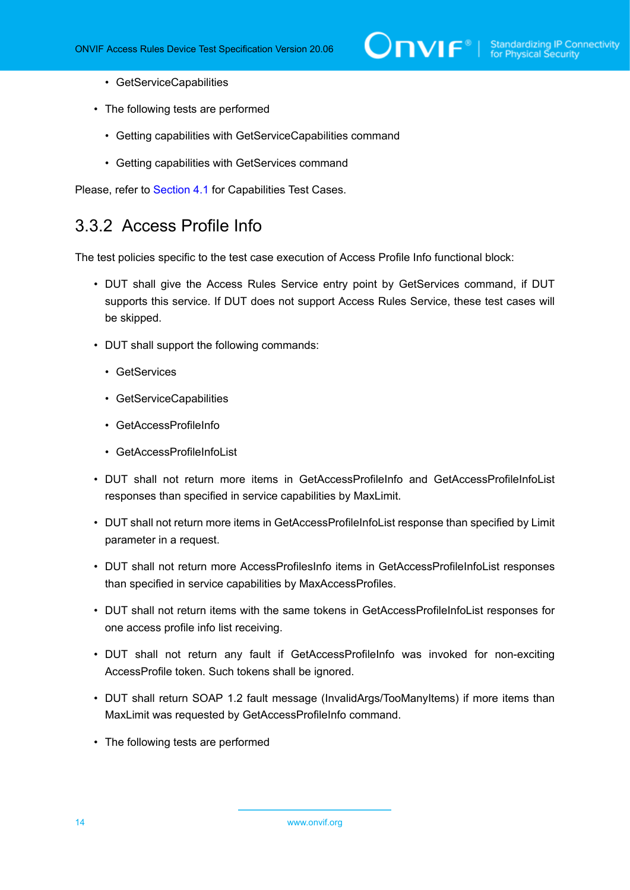- GetServiceCapabilities
- The following tests are performed
  - Getting capabilities with GetServiceCapabilities command
  - Getting capabilities with GetServices command

Please, refer to Section 4.1 for Capabilities Test Cases.

### 3.3.2 Access Profile Info

The test policies specific to the test case execution of Access Profile Info functional block:

- DUT shall give the Access Rules Service entry point by GetServices command, if DUT supports this service. If DUT does not support Access Rules Service, these test cases will be skipped.
- DUT shall support the following commands:
  - GetServices
  - GetServiceCapabilities
  - GetAccessProfileInfo
  - GetAccessProfileInfoList
- DUT shall not return more items in GetAccessProfileInfo and GetAccessProfileInfoList responses than specified in service capabilities by MaxLimit.
- DUT shall not return more items in GetAccessProfileInfoList response than specified by Limit parameter in a request.
- DUT shall not return more AccessProfilesInfo items in GetAccessProfileInfoList responses than specified in service capabilities by MaxAccessProfiles.
- DUT shall not return items with the same tokens in GetAccessProfileInfoList responses for one access profile info list receiving.
- DUT shall not return any fault if GetAccessProfileInfo was invoked for non-exciting AccessProfile token. Such tokens shall be ignored.
- DUT shall return SOAP 1.2 fault message (InvalidArgs/TooManyItems) if more items than MaxLimit was requested by GetAccessProfileInfo command.
- The following tests are performed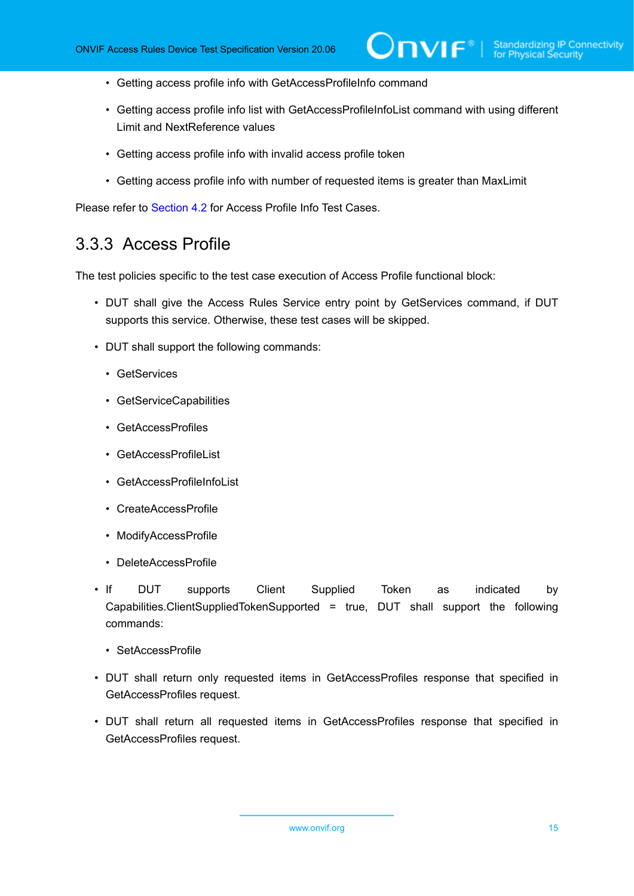- Getting access profile info with GetAccessProfileInfo command
- Getting access profile info list with GetAccessProfileInfoList command with using different Limit and NextReference values
- Getting access profile info with invalid access profile token
- Getting access profile info with number of requested items is greater than MaxLimit

Please refer to Section 4.2 for Access Profile Info Test Cases.

### 3.3.3 Access Profile

The test policies specific to the test case execution of Access Profile functional block:

- DUT shall give the Access Rules Service entry point by GetServices command, if DUT supports this service. Otherwise, these test cases will be skipped.
- DUT shall support the following commands:
  - GetServices
  - GetServiceCapabilities
  - GetAccessProfiles
  - GetAccessProfileList
  - GetAccessProfileInfoList
  - CreateAccessProfile
  - ModifyAccessProfile
  - DeleteAccessProfile
- If DUT supports Client Supplied Token as indicated by Capabilities.ClientSuppliedTokenSupported = true, DUT shall support the following commands:
  - SetAccessProfile
- DUT shall return only requested items in GetAccessProfiles response that specified in GetAccessProfiles request.
- DUT shall return all requested items in GetAccessProfiles response that specified in GetAccessProfiles request.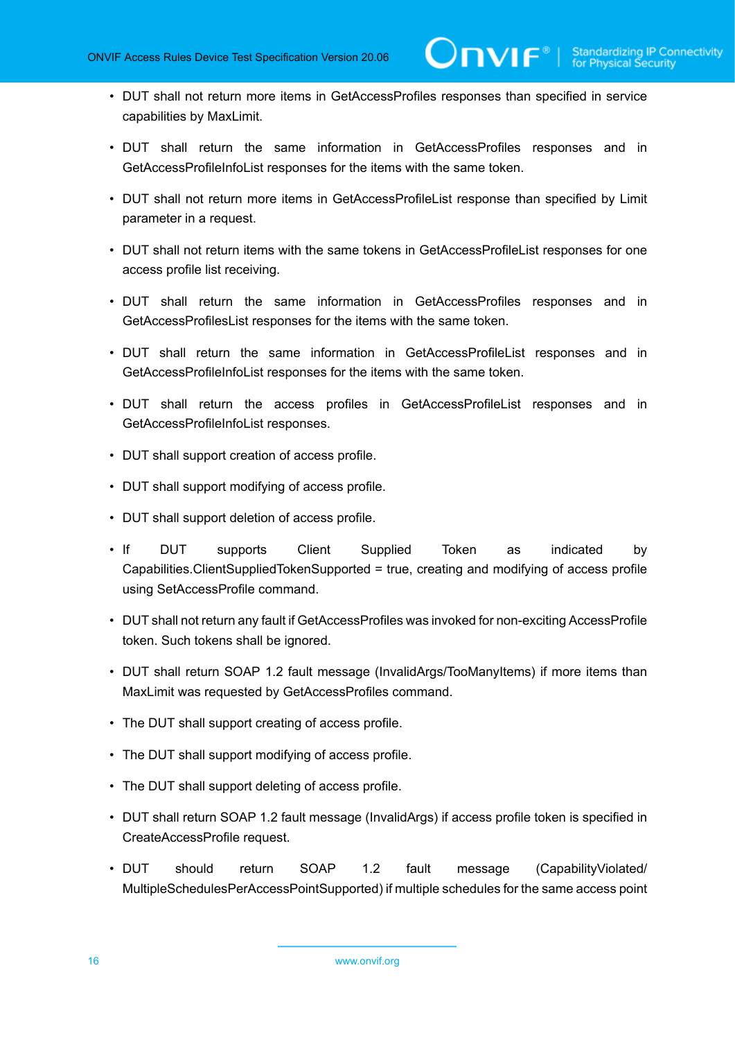- DUT shall not return more items in GetAccessProfiles responses than specified in service capabilities by MaxLimit.
- DUT shall return the same information in GetAccessProfiles responses and in GetAccessProfileInfoList responses for the items with the same token.
- DUT shall not return more items in GetAccessProfileList response than specified by Limit parameter in a request.
- DUT shall not return items with the same tokens in GetAccessProfileList responses for one access profile list receiving.
- DUT shall return the same information in GetAccessProfiles responses and in GetAccessProfilesList responses for the items with the same token.
- DUT shall return the same information in GetAccessProfileList responses and in GetAccessProfileInfoList responses for the items with the same token.
- DUT shall return the access profiles in GetAccessProfileList responses and in GetAccessProfileInfoList responses.
- DUT shall support creation of access profile.
- DUT shall support modifying of access profile.
- DUT shall support deletion of access profile.
- If DUT supports Client Supplied Token as indicated by Capabilities.ClientSuppliedTokenSupported = true, creating and modifying of access profile using SetAccessProfile command.
- DUT shall not return any fault if GetAccessProfiles was invoked for non-exciting AccessProfile token. Such tokens shall be ignored.
- DUT shall return SOAP 1.2 fault message (InvalidArgs/TooManyItems) if more items than MaxLimit was requested by GetAccessProfiles command.
- The DUT shall support creating of access profile.
- The DUT shall support modifying of access profile.
- The DUT shall support deleting of access profile.
- DUT shall return SOAP 1.2 fault message (InvalidArgs) if access profile token is specified in CreateAccessProfile request.
- DUT should return SOAP 1.2 fault message (CapabilityViolated/MultipleSchedulesPerAccessPointSupported) if multiple schedules for the same access point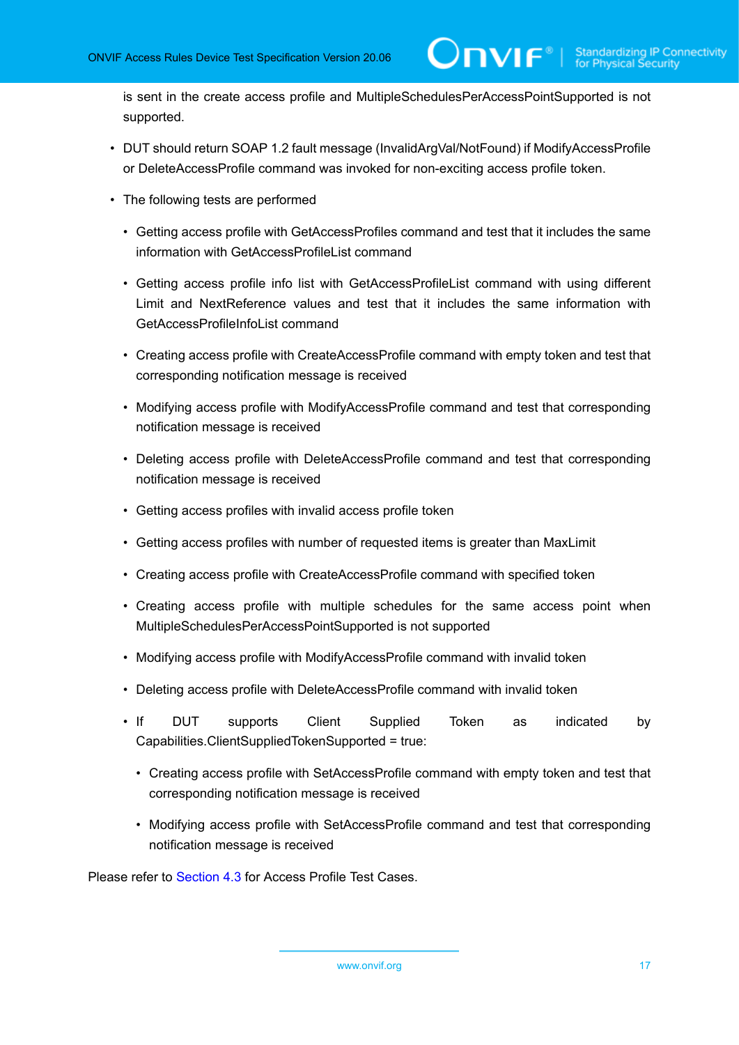is sent in the create access profile and MultipleSchedulesPerAccessPointSupported is not supported.

- DUT should return SOAP 1.2 fault message (InvalidArgVal/NotFound) if ModifyAccessProfile or DeleteAccessProfile command was invoked for non-exciting access profile token.
- The following tests are performed
  - Getting access profile with GetAccessProfiles command and test that it includes the same information with GetAccessProfileList command
  - Getting access profile info list with GetAccessProfileList command with using different Limit and NextReference values and test that it includes the same information with GetAccessProfileInfoList command
  - Creating access profile with CreateAccessProfile command with empty token and test that corresponding notification message is received
  - Modifying access profile with ModifyAccessProfile command and test that corresponding notification message is received
  - Deleting access profile with DeleteAccessProfile command and test that corresponding notification message is received
  - Getting access profiles with invalid access profile token
  - Getting access profiles with number of requested items is greater than MaxLimit
  - Creating access profile with CreateAccessProfile command with specified token
  - Creating access profile with multiple schedules for the same access point when MultipleSchedulesPerAccessPointSupported is not supported
  - Modifying access profile with ModifyAccessProfile command with invalid token
  - Deleting access profile with DeleteAccessProfile command with invalid token
  - If DUT supports Client Supplied Token as indicated by Capabilities.ClientSuppliedTokenSupported = true:
    - Creating access profile with SetAccessProfile command with empty token and test that corresponding notification message is received
    - Modifying access profile with SetAccessProfile command and test that corresponding notification message is received

Please refer to Section 4.3 for Access Profile Test Cases.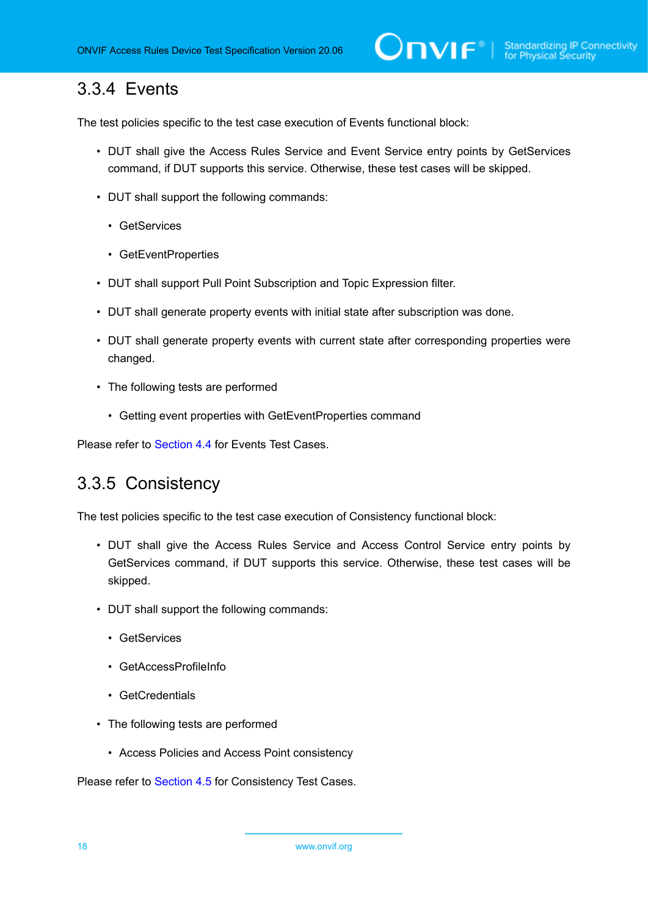### 3.3.4 Events

The test policies specific to the test case execution of Events functional block:

- DUT shall give the Access Rules Service and Event Service entry points by GetServices command, if DUT supports this service. Otherwise, these test cases will be skipped.
- DUT shall support the following commands:
  - GetServices
  - GetEventProperties
- DUT shall support Pull Point Subscription and Topic Expression filter.
- DUT shall generate property events with initial state after subscription was done.
- DUT shall generate property events with current state after corresponding properties were changed.
- The following tests are performed
  - Getting event properties with GetEventProperties command

Please refer to Section 4.4 for Events Test Cases.

### 3.3.5 Consistency

The test policies specific to the test case execution of Consistency functional block:

- DUT shall give the Access Rules Service and Access Control Service entry points by GetServices command, if DUT supports this service. Otherwise, these test cases will be skipped.
- DUT shall support the following commands:
  - GetServices
  - GetAccessProfileInfo
  - GetCredentials
- The following tests are performed
  - Access Policies and Access Point consistency

Please refer to Section 4.5 for Consistency Test Cases.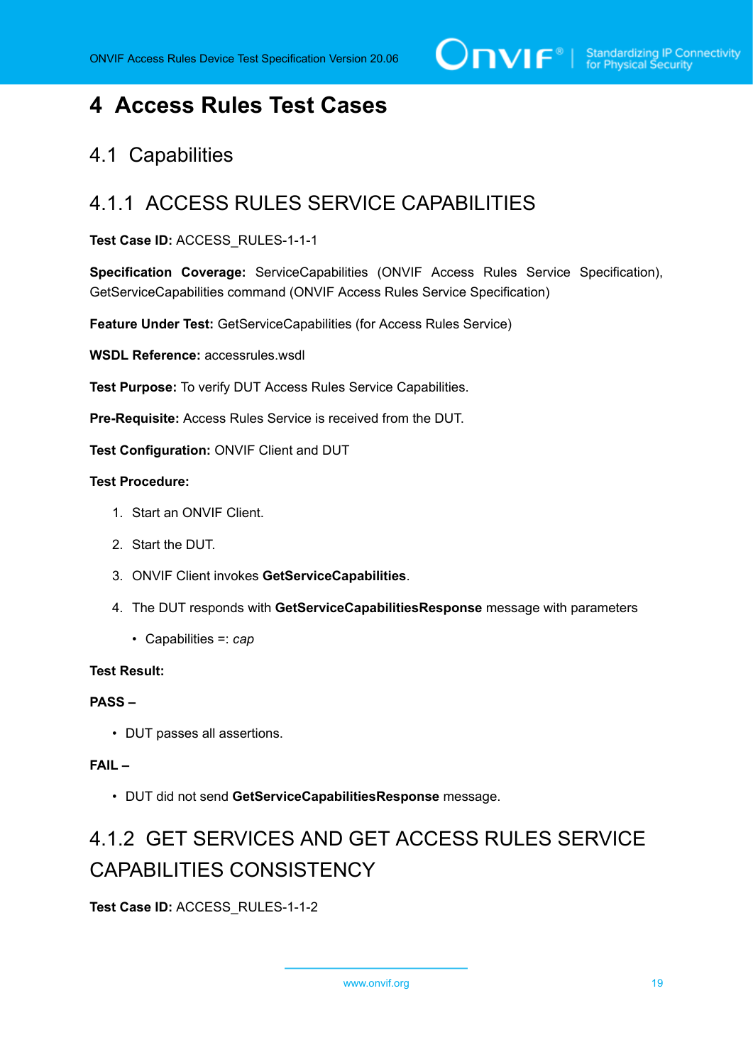# 4 Access Rules Test Cases

## 4.1 Capabilities

### 4.1.1 ACCESS RULES SERVICE CAPABILITIES

**Test Case ID:** ACCESS_RULES-1-1-1

**Specification Coverage:** ServiceCapabilities (ONVIF Access Rules Service Specification), GetServiceCapabilities command (ONVIF Access Rules Service Specification)

**Feature Under Test:** GetServiceCapabilities (for Access Rules Service)

**WSDL Reference:** accessrules.wsdl

**Test Purpose:** To verify DUT Access Rules Service Capabilities.

**Pre-Requisite:** Access Rules Service is received from the DUT.

**Test Configuration:** ONVIF Client and DUT

**Test Procedure:**

1. Start an ONVIF Client.
2. Start the DUT.
3. ONVIF Client invokes **GetServiceCapabilities**.
4. The DUT responds with **GetServiceCapabilitiesResponse** message with parameters
   - Capabilities =: *cap*

**Test Result:**

**PASS –**

- DUT passes all assertions.

**FAIL –**

- DUT did not send **GetServiceCapabilitiesResponse** message.

### 4.1.2 GET SERVICES AND GET ACCESS RULES SERVICE CAPABILITIES CONSISTENCY

**Test Case ID:** ACCESS_RULES-1-1-2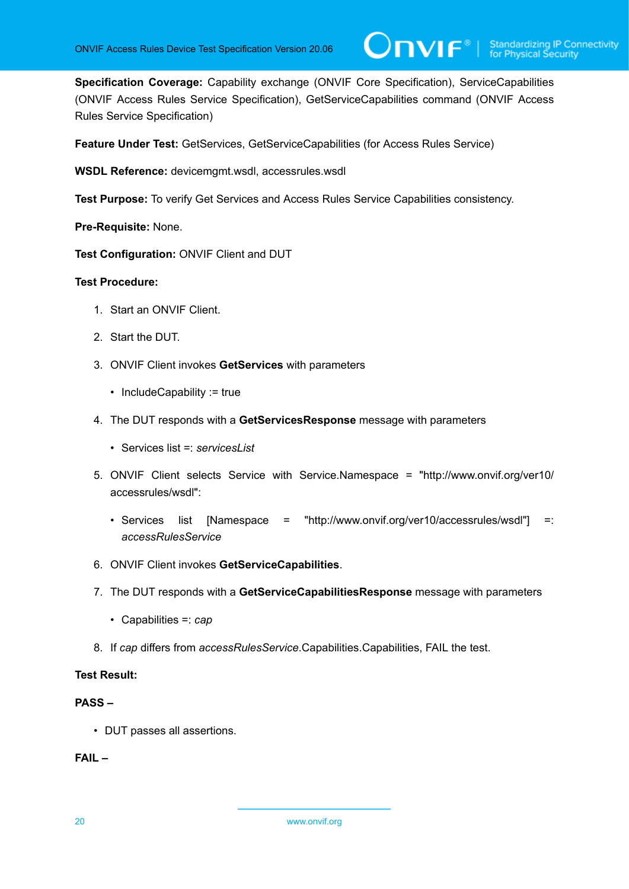**Specification Coverage:** Capability exchange (ONVIF Core Specification), ServiceCapabilities (ONVIF Access Rules Service Specification), GetServiceCapabilities command (ONVIF Access Rules Service Specification)

**Feature Under Test:** GetServices, GetServiceCapabilities (for Access Rules Service)

**WSDL Reference:** devicemgmt.wsdl, accessrules.wsdl

**Test Purpose:** To verify Get Services and Access Rules Service Capabilities consistency.

**Pre-Requisite:** None.

**Test Configuration:** ONVIF Client and DUT

**Test Procedure:**

1. Start an ONVIF Client.
2. Start the DUT.
3. ONVIF Client invokes **GetServices** with parameters
   - IncludeCapability := true
4. The DUT responds with a **GetServicesResponse** message with parameters
   - Services list =: *servicesList*
5. ONVIF Client selects Service with Service.Namespace = "http://www.onvif.org/ver10/accessrules/wsdl":
   - Services list [Namespace = "http://www.onvif.org/ver10/accessrules/wsdl"] =: *accessRulesService*
6. ONVIF Client invokes **GetServiceCapabilities**.
7. The DUT responds with a **GetServiceCapabilitiesResponse** message with parameters
   - Capabilities =: *cap*
8. If *cap* differs from *accessRulesService*.Capabilities.Capabilities, FAIL the test.

**Test Result:**

**PASS –**

- DUT passes all assertions.

**FAIL –**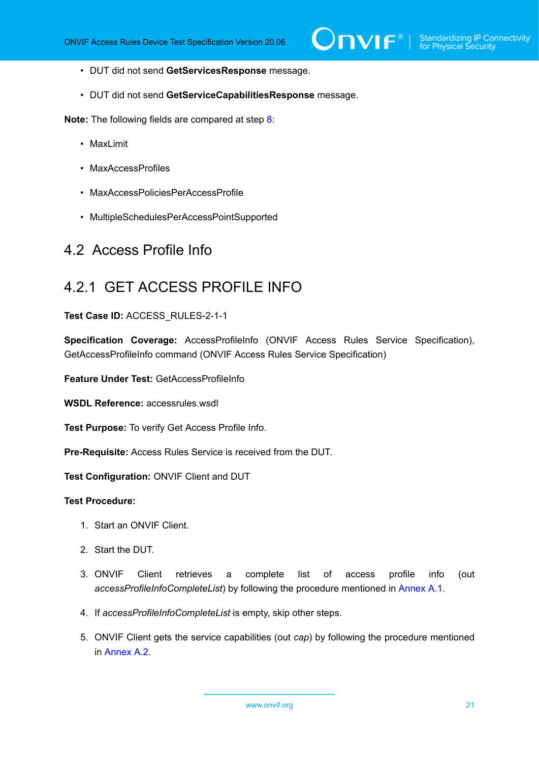- DUT did not send **GetServicesResponse** message.
- DUT did not send **GetServiceCapabilitiesResponse** message.

**Note:** The following fields are compared at step 8:

- MaxLimit
- MaxAccessProfiles
- MaxAccessPoliciesPerAccessProfile
- MultipleSchedulesPerAccessPointSupported

## 4.2 Access Profile Info

### 4.2.1 GET ACCESS PROFILE INFO

**Test Case ID:** ACCESS_RULES-2-1-1

**Specification Coverage:** AccessProfileInfo (ONVIF Access Rules Service Specification), GetAccessProfileInfo command (ONVIF Access Rules Service Specification)

**Feature Under Test:** GetAccessProfileInfo

**WSDL Reference:** accessrules.wsdl

**Test Purpose:** To verify Get Access Profile Info.

**Pre-Requisite:** Access Rules Service is received from the DUT.

**Test Configuration:** ONVIF Client and DUT

**Test Procedure:**

1. Start an ONVIF Client.
2. Start the DUT.
3. ONVIF Client retrieves a complete list of access profile info (out *accessProfileInfoCompleteList*) by following the procedure mentioned in Annex A.1.
4. If *accessProfileInfoCompleteList* is empty, skip other steps.
5. ONVIF Client gets the service capabilities (out *cap*) by following the procedure mentioned in Annex A.2.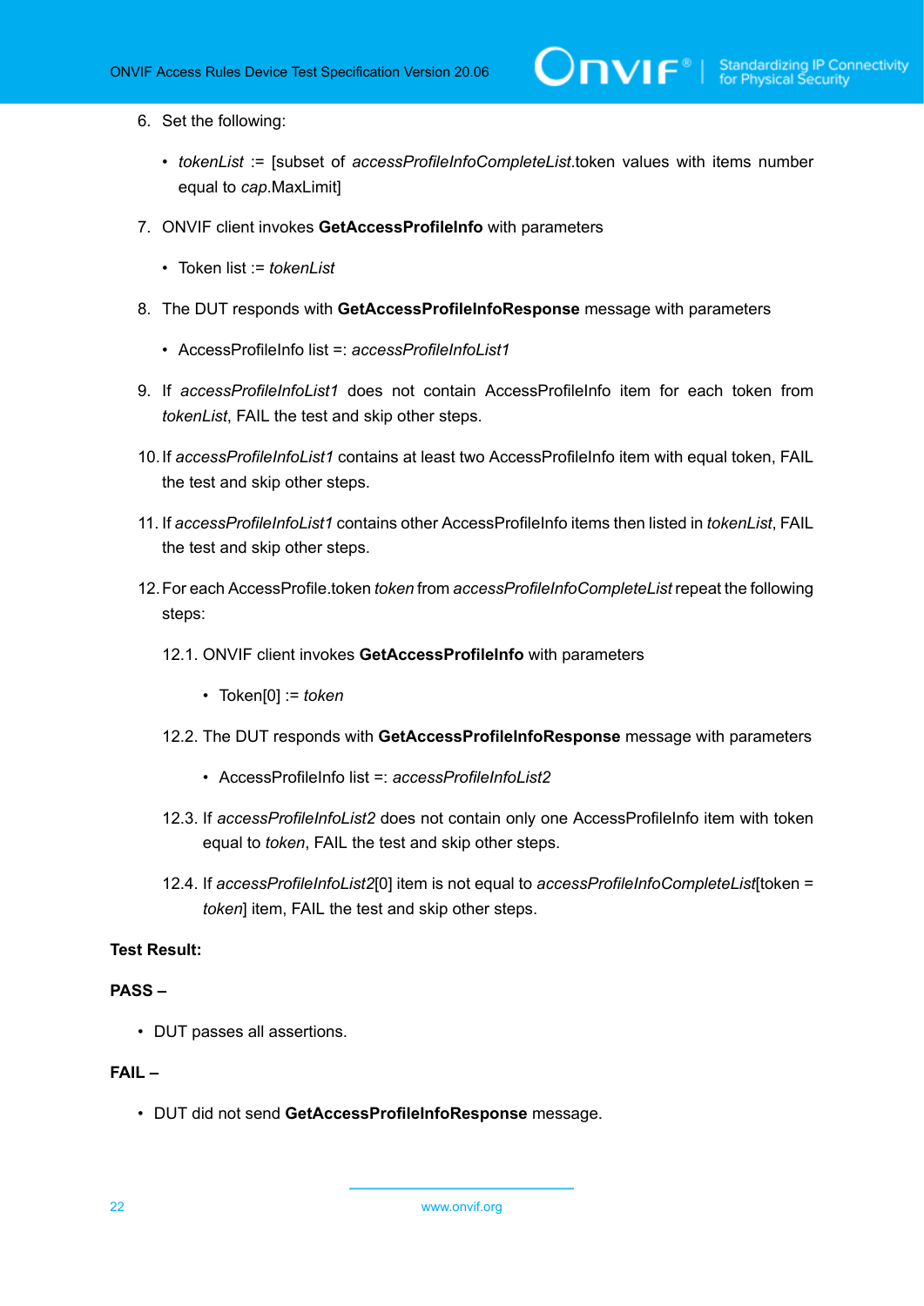6. Set the following:

   - *tokenList* := [subset of *accessProfileInfoCompleteList*.token values with items number equal to *cap*.MaxLimit]

7. ONVIF client invokes **GetAccessProfileInfo** with parameters

   - Token list := *tokenList*

8. The DUT responds with **GetAccessProfileInfoResponse** message with parameters

   - AccessProfileInfo list =: *accessProfileInfoList1*

9. If *accessProfileInfoList1* does not contain AccessProfileInfo item for each token from *tokenList*, FAIL the test and skip other steps.

10. If *accessProfileInfoList1* contains at least two AccessProfileInfo item with equal token, FAIL the test and skip other steps.

11. If *accessProfileInfoList1* contains other AccessProfileInfo items then listed in *tokenList*, FAIL the test and skip other steps.

12. For each AccessProfile.token *token* from *accessProfileInfoCompleteList* repeat the following steps:

    12.1. ONVIF client invokes **GetAccessProfileInfo** with parameters

    - Token[0] := *token*

    12.2. The DUT responds with **GetAccessProfileInfoResponse** message with parameters

    - AccessProfileInfo list =: *accessProfileInfoList2*

    12.3. If *accessProfileInfoList2* does not contain only one AccessProfileInfo item with token equal to *token*, FAIL the test and skip other steps.

    12.4. If *accessProfileInfoList2*[0] item is not equal to *accessProfileInfoCompleteList*[token = *token*] item, FAIL the test and skip other steps.

**Test Result:**

**PASS –**

- DUT passes all assertions.

**FAIL –**

- DUT did not send **GetAccessProfileInfoResponse** message.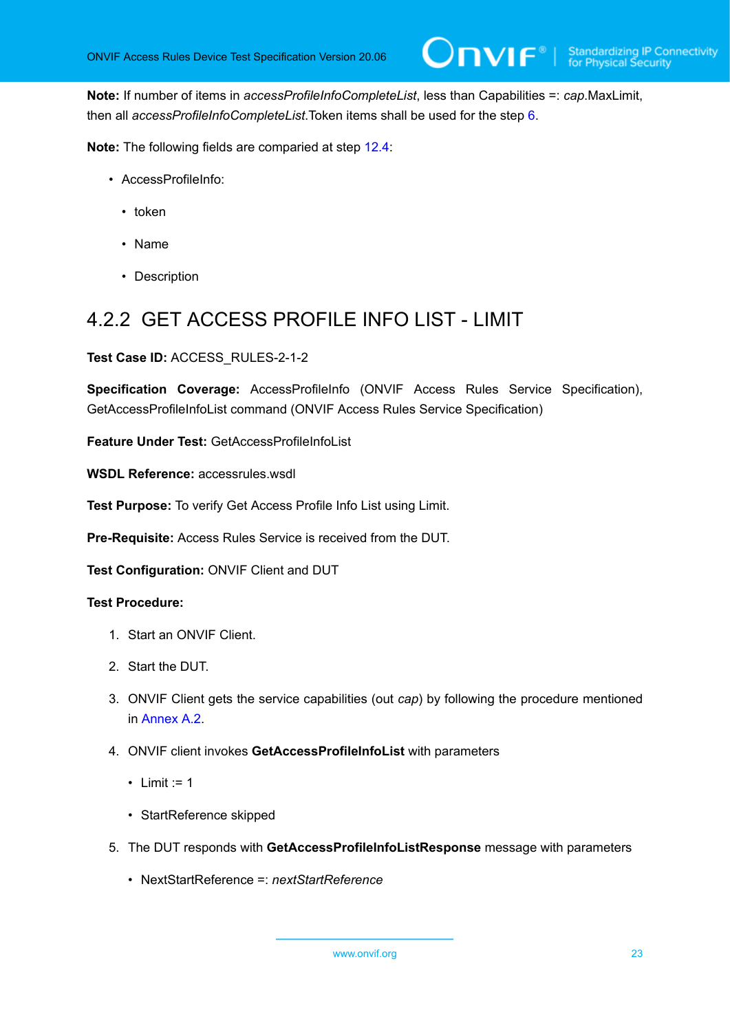**Note:** If number of items in *accessProfileInfoCompleteList*, less than Capabilities =: *cap*.MaxLimit, then all *accessProfileInfoCompleteList*.Token items shall be used for the step 6.

**Note:** The following fields are comparied at step 12.4:

- AccessProfileInfo:
  - token
  - Name
  - Description

### 4.2.2 GET ACCESS PROFILE INFO LIST - LIMIT

**Test Case ID:** ACCESS_RULES-2-1-2

**Specification Coverage:** AccessProfileInfo (ONVIF Access Rules Service Specification), GetAccessProfileInfoList command (ONVIF Access Rules Service Specification)

**Feature Under Test:** GetAccessProfileInfoList

**WSDL Reference:** accessrules.wsdl

**Test Purpose:** To verify Get Access Profile Info List using Limit.

**Pre-Requisite:** Access Rules Service is received from the DUT.

**Test Configuration:** ONVIF Client and DUT

**Test Procedure:**

1. Start an ONVIF Client.
2. Start the DUT.
3. ONVIF Client gets the service capabilities (out *cap*) by following the procedure mentioned in Annex A.2.
4. ONVIF client invokes **GetAccessProfileInfoList** with parameters
   - Limit := 1
   - StartReference skipped
5. The DUT responds with **GetAccessProfileInfoListResponse** message with parameters
   - NextStartReference =: *nextStartReference*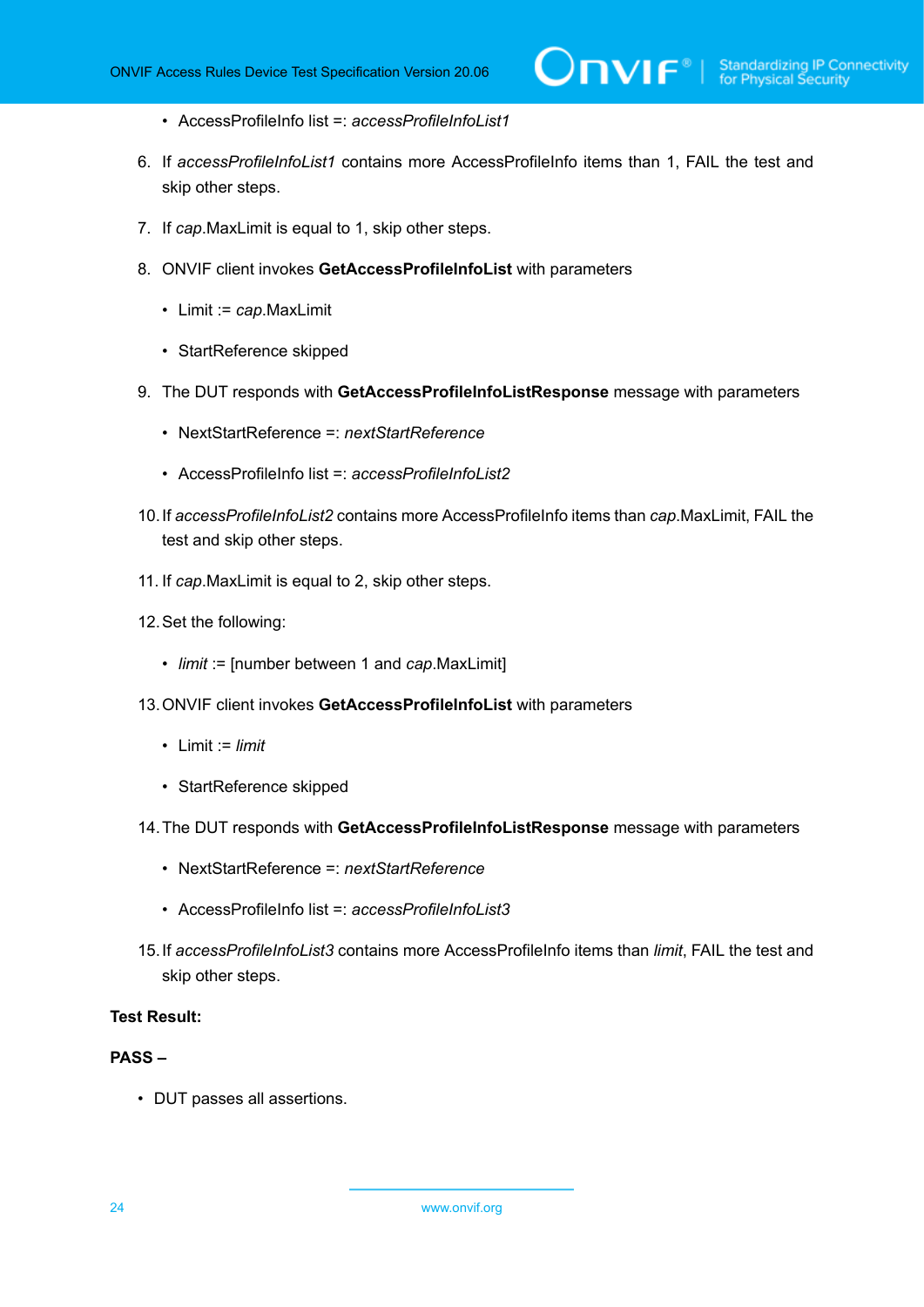- AccessProfileInfo list =: *accessProfileInfoList1*

6. If *accessProfileInfoList1* contains more AccessProfileInfo items than 1, FAIL the test and skip other steps.

7. If *cap*.MaxLimit is equal to 1, skip other steps.

8. ONVIF client invokes **GetAccessProfileInfoList** with parameters

    - Limit := *cap*.MaxLimit

    - StartReference skipped

9. The DUT responds with **GetAccessProfileInfoListResponse** message with parameters

    - NextStartReference =: *nextStartReference*

    - AccessProfileInfo list =: *accessProfileInfoList2*

10. If *accessProfileInfoList2* contains more AccessProfileInfo items than *cap*.MaxLimit, FAIL the test and skip other steps.

11. If *cap*.MaxLimit is equal to 2, skip other steps.

12. Set the following:

    - *limit* := [number between 1 and *cap*.MaxLimit]

13. ONVIF client invokes **GetAccessProfileInfoList** with parameters

    - Limit := *limit*

    - StartReference skipped

14. The DUT responds with **GetAccessProfileInfoListResponse** message with parameters

    - NextStartReference =: *nextStartReference*

    - AccessProfileInfo list =: *accessProfileInfoList3*

15. If *accessProfileInfoList3* contains more AccessProfileInfo items than *limit*, FAIL the test and skip other steps.

**Test Result:**

**PASS –**

- DUT passes all assertions.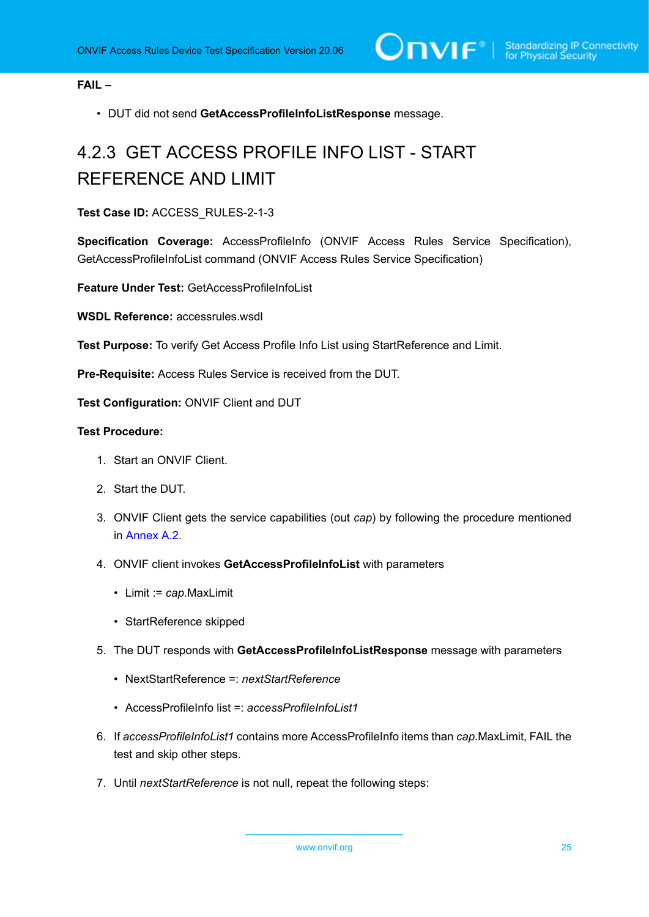**FAIL –**

- DUT did not send **GetAccessProfileInfoListResponse** message.

## 4.2.3 GET ACCESS PROFILE INFO LIST - START REFERENCE AND LIMIT

**Test Case ID:** ACCESS_RULES-2-1-3

**Specification Coverage:** AccessProfileInfo (ONVIF Access Rules Service Specification), GetAccessProfileInfoList command (ONVIF Access Rules Service Specification)

**Feature Under Test:** GetAccessProfileInfoList

**WSDL Reference:** accessrules.wsdl

**Test Purpose:** To verify Get Access Profile Info List using StartReference and Limit.

**Pre-Requisite:** Access Rules Service is received from the DUT.

**Test Configuration:** ONVIF Client and DUT

**Test Procedure:**

1. Start an ONVIF Client.
2. Start the DUT.
3. ONVIF Client gets the service capabilities (out *cap*) by following the procedure mentioned in Annex A.2.
4. ONVIF client invokes **GetAccessProfileInfoList** with parameters
   - Limit := *cap*.MaxLimit
   - StartReference skipped
5. The DUT responds with **GetAccessProfileInfoListResponse** message with parameters
   - NextStartReference =: *nextStartReference*
   - AccessProfileInfo list =: *accessProfileInfoList1*
6. If *accessProfileInfoList1* contains more AccessProfileInfo items than *cap*.MaxLimit, FAIL the test and skip other steps.
7. Until *nextStartReference* is not null, repeat the following steps: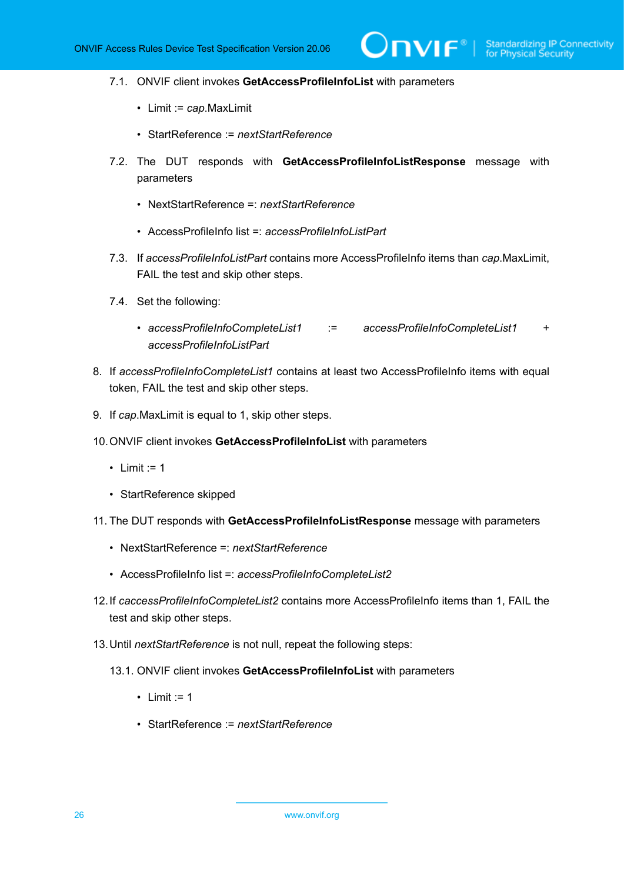7.1. ONVIF client invokes **GetAccessProfileInfoList** with parameters

- Limit := *cap*.MaxLimit
- StartReference := *nextStartReference*

7.2. The DUT responds with **GetAccessProfileInfoListResponse** message with parameters

- NextStartReference =: *nextStartReference*
- AccessProfileInfo list =: *accessProfileInfoListPart*

7.3. If *accessProfileInfoListPart* contains more AccessProfileInfo items than *cap*.MaxLimit, FAIL the test and skip other steps.

7.4. Set the following:

- *accessProfileInfoCompleteList1* := *accessProfileInfoCompleteList1* + *accessProfileInfoListPart*

8. If *accessProfileInfoCompleteList1* contains at least two AccessProfileInfo items with equal token, FAIL the test and skip other steps.

9. If *cap*.MaxLimit is equal to 1, skip other steps.

10. ONVIF client invokes **GetAccessProfileInfoList** with parameters

- Limit := 1
- StartReference skipped

11. The DUT responds with **GetAccessProfileInfoListResponse** message with parameters

- NextStartReference =: *nextStartReference*
- AccessProfileInfo list =: *accessProfileInfoCompleteList2*

12. If *caccessProfileInfoCompleteList2* contains more AccessProfileInfo items than 1, FAIL the test and skip other steps.

13. Until *nextStartReference* is not null, repeat the following steps:

13.1. ONVIF client invokes **GetAccessProfileInfoList** with parameters

- Limit := 1
- StartReference := *nextStartReference*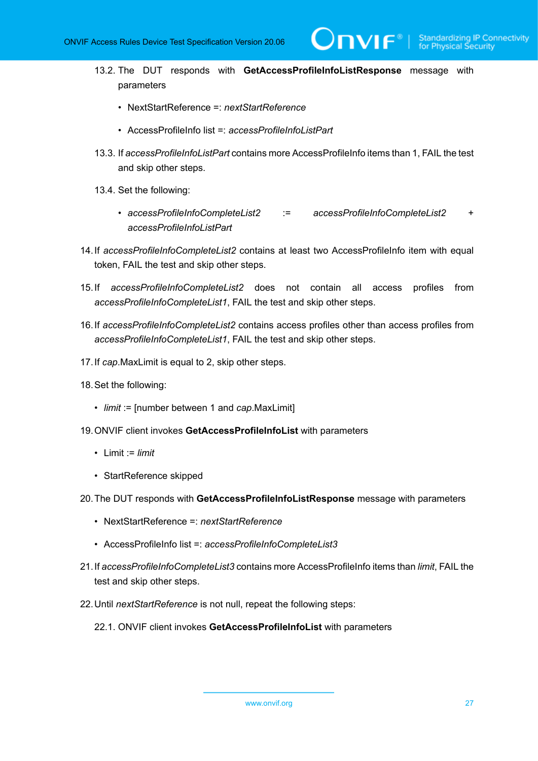13.2. The DUT responds with **GetAccessProfileInfoListResponse** message with parameters

- NextStartReference =: *nextStartReference*
- AccessProfileInfo list =: *accessProfileInfoListPart*

13.3. If *accessProfileInfoListPart* contains more AccessProfileInfo items than 1, FAIL the test and skip other steps.

13.4. Set the following:

- *accessProfileInfoCompleteList2* := *accessProfileInfoCompleteList2* + *accessProfileInfoListPart*

14. If *accessProfileInfoCompleteList2* contains at least two AccessProfileInfo item with equal token, FAIL the test and skip other steps.

15. If *accessProfileInfoCompleteList2* does not contain all access profiles from *accessProfileInfoCompleteList1*, FAIL the test and skip other steps.

16. If *accessProfileInfoCompleteList2* contains access profiles other than access profiles from *accessProfileInfoCompleteList1*, FAIL the test and skip other steps.

17. If *cap*.MaxLimit is equal to 2, skip other steps.

18. Set the following:

   - *limit* := [number between 1 and *cap*.MaxLimit]

19. ONVIF client invokes **GetAccessProfileInfoList** with parameters

   - Limit := *limit*
   - StartReference skipped

20. The DUT responds with **GetAccessProfileInfoListResponse** message with parameters

   - NextStartReference =: *nextStartReference*
   - AccessProfileInfo list =: *accessProfileInfoCompleteList3*

21. If *accessProfileInfoCompleteList3* contains more AccessProfileInfo items than *limit*, FAIL the test and skip other steps.

22. Until *nextStartReference* is not null, repeat the following steps:

22.1. ONVIF client invokes **GetAccessProfileInfoList** with parameters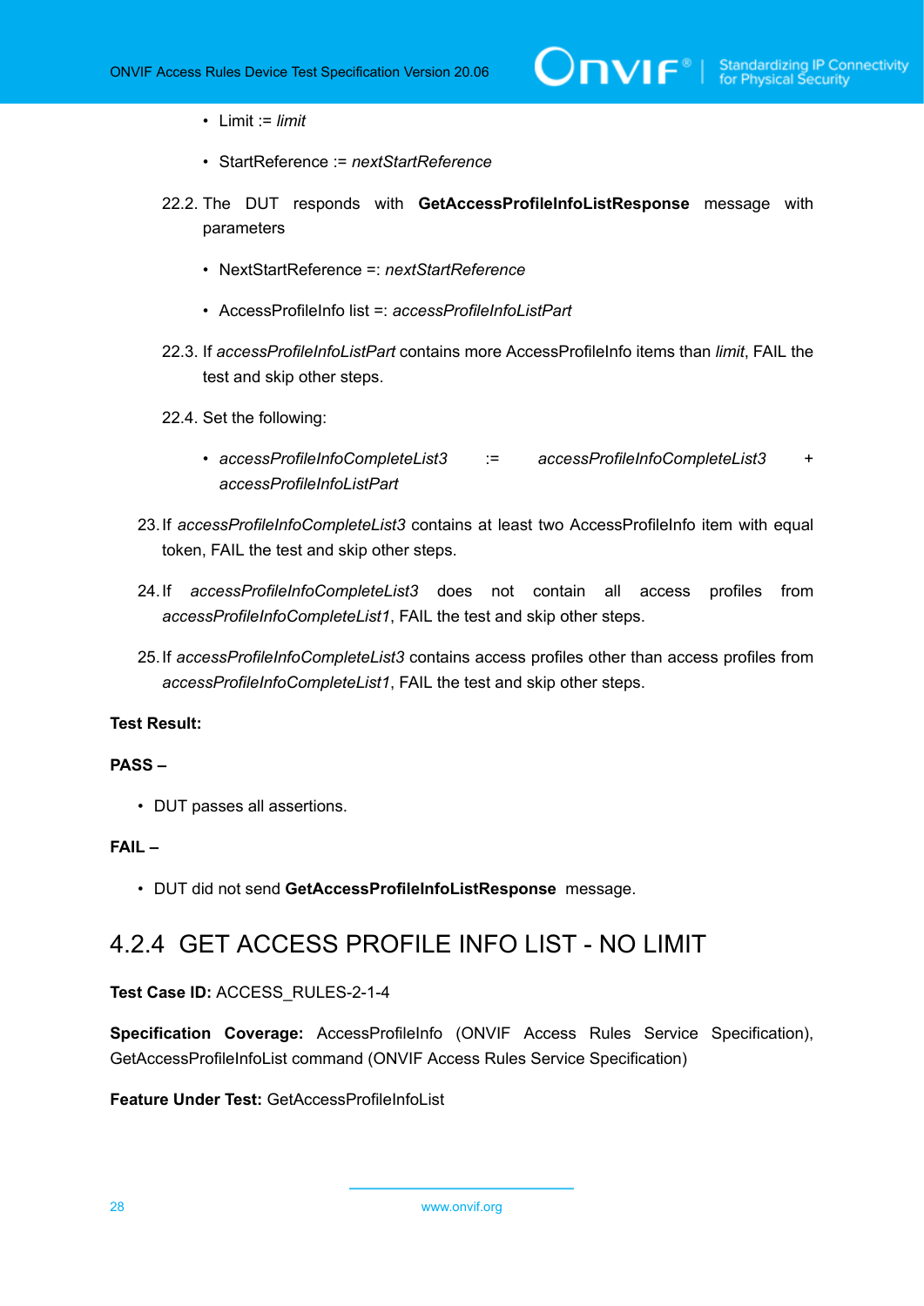- Limit := *limit*
- StartReference := *nextStartReference*

22.2. The DUT responds with **GetAccessProfileInfoListResponse** message with parameters

- NextStartReference =: *nextStartReference*
- AccessProfileInfo list =: *accessProfileInfoListPart*

22.3. If *accessProfileInfoListPart* contains more AccessProfileInfo items than *limit*, FAIL the test and skip other steps.

22.4. Set the following:

- *accessProfileInfoCompleteList3* := *accessProfileInfoCompleteList3* + *accessProfileInfoListPart*

23. If *accessProfileInfoCompleteList3* contains at least two AccessProfileInfo item with equal token, FAIL the test and skip other steps.

24. If *accessProfileInfoCompleteList3* does not contain all access profiles from *accessProfileInfoCompleteList1*, FAIL the test and skip other steps.

25. If *accessProfileInfoCompleteList3* contains access profiles other than access profiles from *accessProfileInfoCompleteList1*, FAIL the test and skip other steps.

**Test Result:**

**PASS –**

- DUT passes all assertions.

**FAIL –**

- DUT did not send **GetAccessProfileInfoListResponse** message.

## 4.2.4 GET ACCESS PROFILE INFO LIST - NO LIMIT

**Test Case ID:** ACCESS_RULES-2-1-4

**Specification Coverage:** AccessProfileInfo (ONVIF Access Rules Service Specification), GetAccessProfileInfoList command (ONVIF Access Rules Service Specification)

**Feature Under Test:** GetAccessProfileInfoList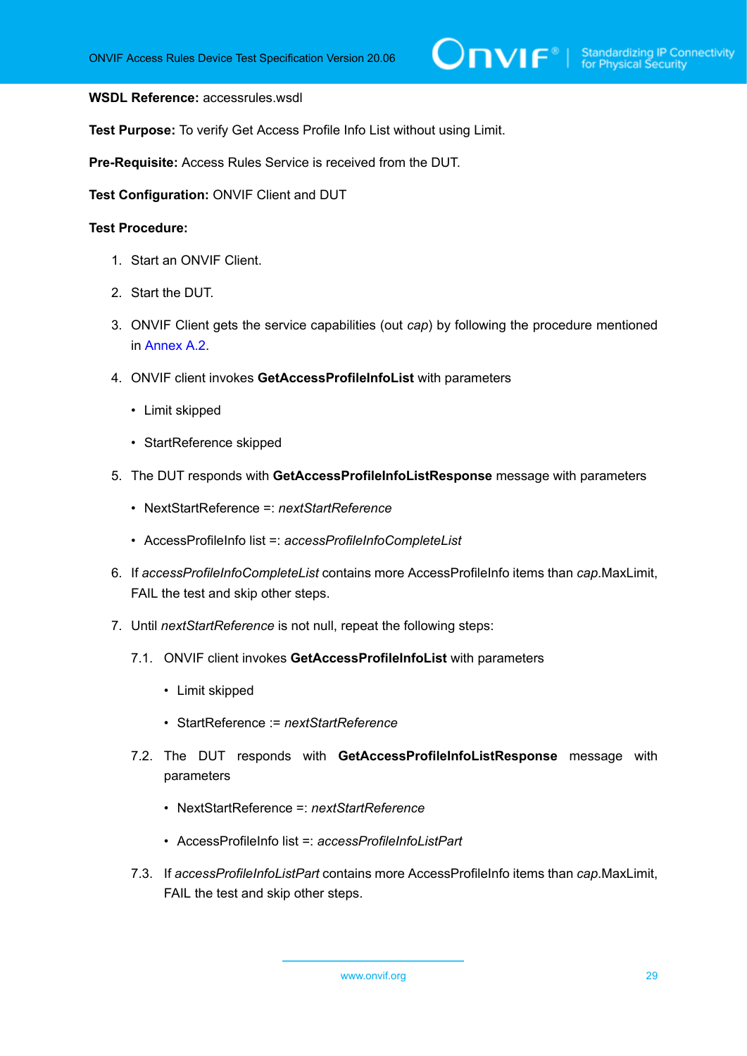**WSDL Reference:** accessrules.wsdl

**Test Purpose:** To verify Get Access Profile Info List without using Limit.

**Pre-Requisite:** Access Rules Service is received from the DUT.

**Test Configuration:** ONVIF Client and DUT

**Test Procedure:**

1. Start an ONVIF Client.
2. Start the DUT.
3. ONVIF Client gets the service capabilities (out *cap*) by following the procedure mentioned in Annex A.2.
4. ONVIF client invokes **GetAccessProfileInfoList** with parameters
   - Limit skipped
   - StartReference skipped
5. The DUT responds with **GetAccessProfileInfoListResponse** message with parameters
   - NextStartReference =: *nextStartReference*
   - AccessProfileInfo list =: *accessProfileInfoCompleteList*
6. If *accessProfileInfoCompleteList* contains more AccessProfileInfo items than *cap*.MaxLimit, FAIL the test and skip other steps.
7. Until *nextStartReference* is not null, repeat the following steps:

   7.1. ONVIF client invokes **GetAccessProfileInfoList** with parameters
   - Limit skipped
   - StartReference := *nextStartReference*

   7.2. The DUT responds with **GetAccessProfileInfoListResponse** message with parameters
   - NextStartReference =: *nextStartReference*
   - AccessProfileInfo list =: *accessProfileInfoListPart*

   7.3. If *accessProfileInfoListPart* contains more AccessProfileInfo items than *cap*.MaxLimit, FAIL the test and skip other steps.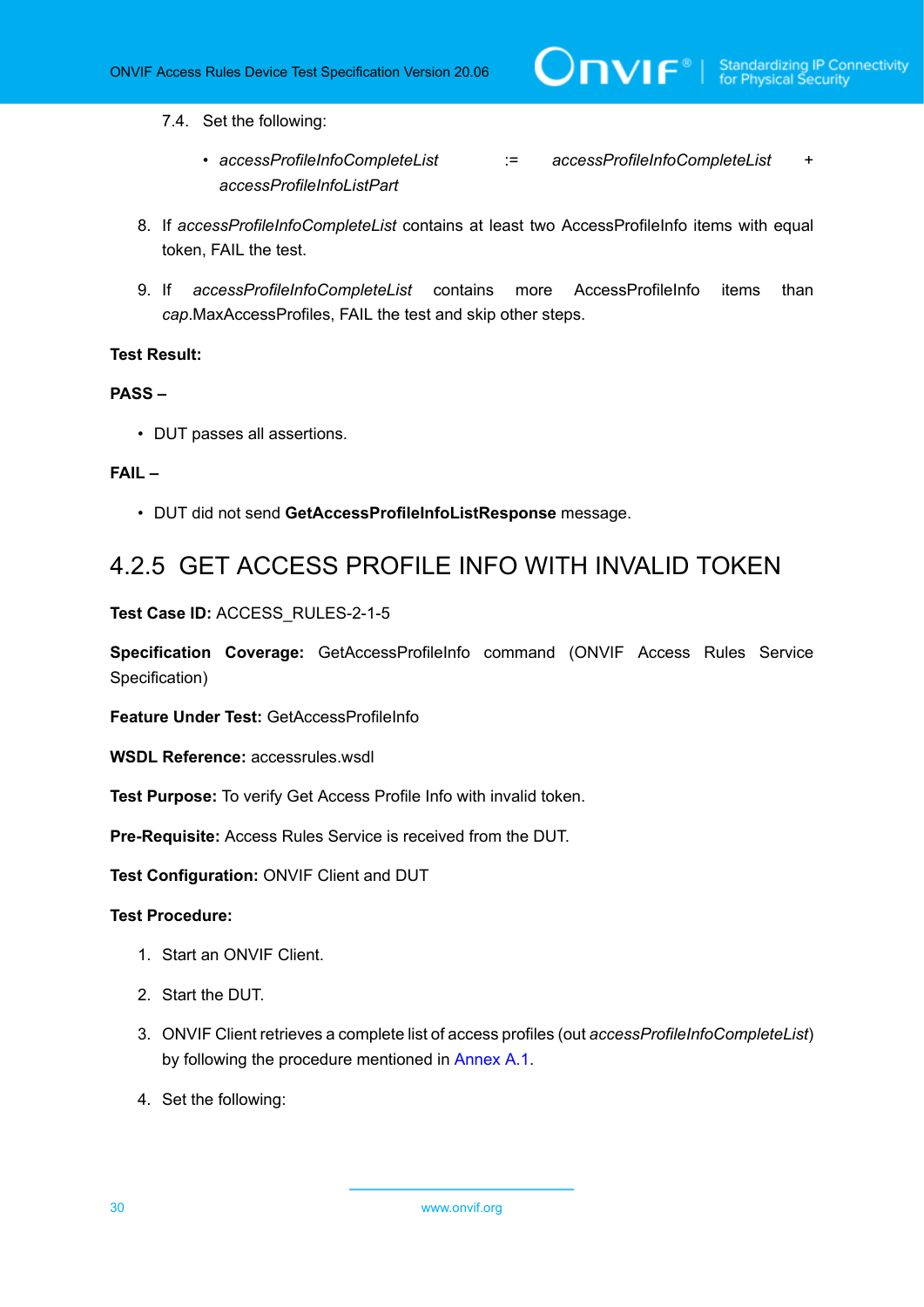7.4. Set the following:

- *accessProfileInfoCompleteList* := *accessProfileInfoCompleteList* + *accessProfileInfoListPart*

8. If *accessProfileInfoCompleteList* contains at least two AccessProfileInfo items with equal token, FAIL the test.

9. If *accessProfileInfoCompleteList* contains more AccessProfileInfo items than *cap*.MaxAccessProfiles, FAIL the test and skip other steps.

**Test Result:**

**PASS –**

- DUT passes all assertions.

**FAIL –**

- DUT did not send **GetAccessProfileInfoListResponse** message.

### 4.2.5 GET ACCESS PROFILE INFO WITH INVALID TOKEN

**Test Case ID:** ACCESS_RULES-2-1-5

**Specification Coverage:** GetAccessProfileInfo command (ONVIF Access Rules Service Specification)

**Feature Under Test:** GetAccessProfileInfo

**WSDL Reference:** accessrules.wsdl

**Test Purpose:** To verify Get Access Profile Info with invalid token.

**Pre-Requisite:** Access Rules Service is received from the DUT.

**Test Configuration:** ONVIF Client and DUT

**Test Procedure:**

1. Start an ONVIF Client.

2. Start the DUT.

3. ONVIF Client retrieves a complete list of access profiles (out *accessProfileInfoCompleteList*) by following the procedure mentioned in Annex A.1.

4. Set the following: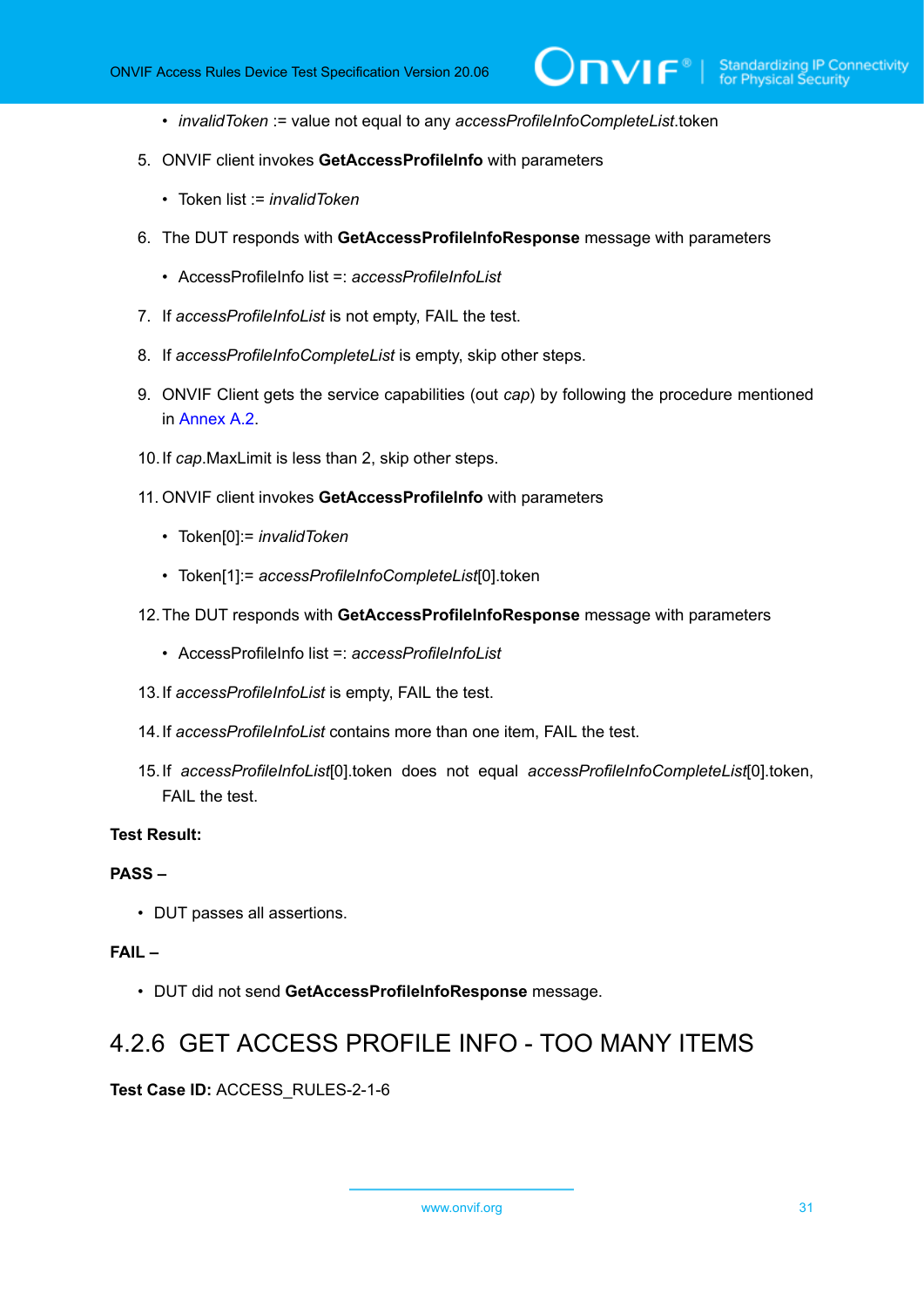- *invalidToken* := value not equal to any *accessProfileInfoCompleteList*.token

5. ONVIF client invokes **GetAccessProfileInfo** with parameters
   - Token list := *invalidToken*
6. The DUT responds with **GetAccessProfileInfoResponse** message with parameters
   - AccessProfileInfo list =: *accessProfileInfoList*
7. If *accessProfileInfoList* is not empty, FAIL the test.
8. If *accessProfileInfoCompleteList* is empty, skip other steps.
9. ONVIF Client gets the service capabilities (out *cap*) by following the procedure mentioned in Annex A.2.
10. If *cap*.MaxLimit is less than 2, skip other steps.
11. ONVIF client invokes **GetAccessProfileInfo** with parameters
    - Token[0]:= *invalidToken*
    - Token[1]:= *accessProfileInfoCompleteList*[0].token
12. The DUT responds with **GetAccessProfileInfoResponse** message with parameters
    - AccessProfileInfo list =: *accessProfileInfoList*
13. If *accessProfileInfoList* is empty, FAIL the test.
14. If *accessProfileInfoList* contains more than one item, FAIL the test.
15. If *accessProfileInfoList*[0].token does not equal *accessProfileInfoCompleteList*[0].token, FAIL the test.

**Test Result:**

**PASS –**

- DUT passes all assertions.

**FAIL –**

- DUT did not send **GetAccessProfileInfoResponse** message.

### 4.2.6 GET ACCESS PROFILE INFO - TOO MANY ITEMS

**Test Case ID:** ACCESS_RULES-2-1-6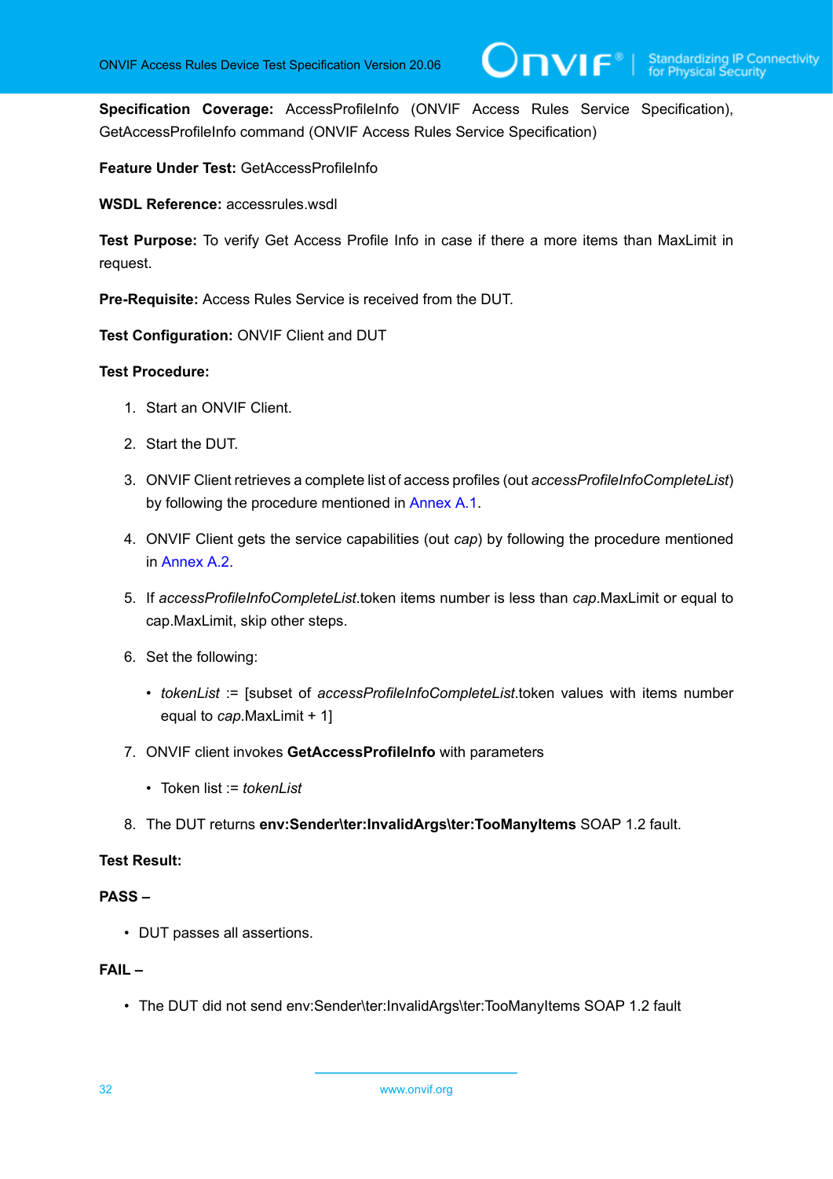**Specification Coverage:** AccessProfileInfo (ONVIF Access Rules Service Specification), GetAccessProfileInfo command (ONVIF Access Rules Service Specification)

**Feature Under Test:** GetAccessProfileInfo

**WSDL Reference:** accessrules.wsdl

**Test Purpose:** To verify Get Access Profile Info in case if there a more items than MaxLimit in request.

**Pre-Requisite:** Access Rules Service is received from the DUT.

**Test Configuration:** ONVIF Client and DUT

**Test Procedure:**

1. Start an ONVIF Client.
2. Start the DUT.
3. ONVIF Client retrieves a complete list of access profiles (out *accessProfileInfoCompleteList*) by following the procedure mentioned in Annex A.1.
4. ONVIF Client gets the service capabilities (out *cap*) by following the procedure mentioned in Annex A.2.
5. If *accessProfileInfoCompleteList*.token items number is less than *cap*.MaxLimit or equal to cap.MaxLimit, skip other steps.
6. Set the following:
   - *tokenList* := [subset of *accessProfileInfoCompleteList*.token values with items number equal to *cap*.MaxLimit + 1]
7. ONVIF client invokes **GetAccessProfileInfo** with parameters
   - Token list := *tokenList*
8. The DUT returns **env:Sender\ter:InvalidArgs\ter:TooManyItems** SOAP 1.2 fault.

**Test Result:**

**PASS –**

- DUT passes all assertions.

**FAIL –**

- The DUT did not send env:Sender\ter:InvalidArgs\ter:TooManyItems SOAP 1.2 fault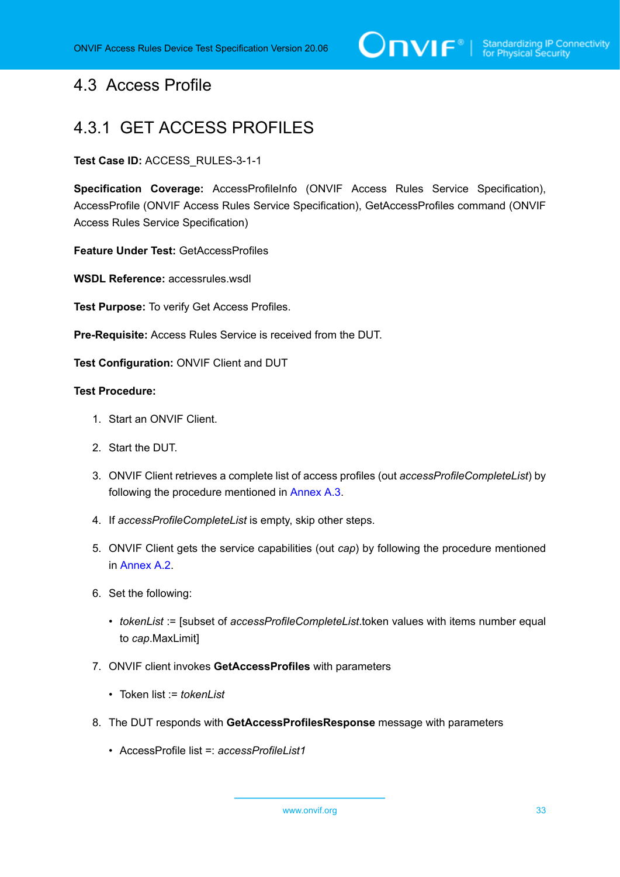## 4.3 Access Profile

### 4.3.1 GET ACCESS PROFILES

**Test Case ID:** ACCESS_RULES-3-1-1

**Specification Coverage:** AccessProfileInfo (ONVIF Access Rules Service Specification), AccessProfile (ONVIF Access Rules Service Specification), GetAccessProfiles command (ONVIF Access Rules Service Specification)

**Feature Under Test:** GetAccessProfiles

**WSDL Reference:** accessrules.wsdl

**Test Purpose:** To verify Get Access Profiles.

**Pre-Requisite:** Access Rules Service is received from the DUT.

**Test Configuration:** ONVIF Client and DUT

**Test Procedure:**

1. Start an ONVIF Client.
2. Start the DUT.
3. ONVIF Client retrieves a complete list of access profiles (out *accessProfileCompleteList*) by following the procedure mentioned in Annex A.3.
4. If *accessProfileCompleteList* is empty, skip other steps.
5. ONVIF Client gets the service capabilities (out *cap*) by following the procedure mentioned in Annex A.2.
6. Set the following:
   - *tokenList* := [subset of *accessProfileCompleteList*.token values with items number equal to *cap*.MaxLimit]
7. ONVIF client invokes **GetAccessProfiles** with parameters
   - Token list := *tokenList*
8. The DUT responds with **GetAccessProfilesResponse** message with parameters
   - AccessProfile list =: *accessProfileList1*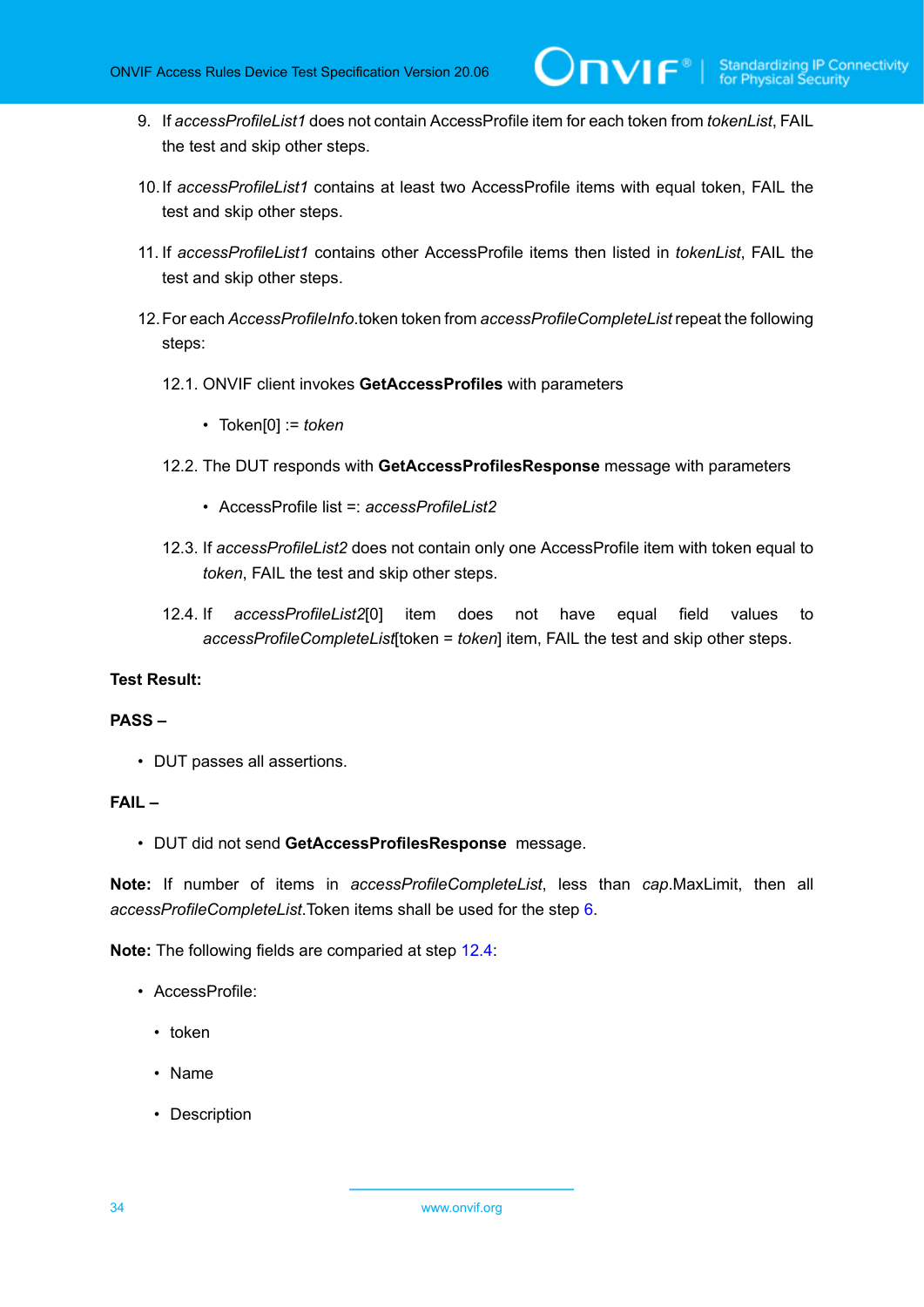9. If *accessProfileList1* does not contain AccessProfile item for each token from *tokenList*, FAIL the test and skip other steps.

10. If *accessProfileList1* contains at least two AccessProfile items with equal token, FAIL the test and skip other steps.

11. If *accessProfileList1* contains other AccessProfile items then listed in *tokenList*, FAIL the test and skip other steps.

12. For each *AccessProfileInfo*.token token from *accessProfileCompleteList* repeat the following steps:

    12.1. ONVIF client invokes **GetAccessProfiles** with parameters

    - Token[0] := *token*

    12.2. The DUT responds with **GetAccessProfilesResponse** message with parameters

    - AccessProfile list =: *accessProfileList2*

    12.3. If *accessProfileList2* does not contain only one AccessProfile item with token equal to *token*, FAIL the test and skip other steps.

    12.4. If *accessProfileList2*[0] item does not have equal field values to *accessProfileCompleteList*[token = *token*] item, FAIL the test and skip other steps.

**Test Result:**

**PASS –**

- DUT passes all assertions.

**FAIL –**

- DUT did not send **GetAccessProfilesResponse** message.

**Note:** If number of items in *accessProfileCompleteList*, less than *cap*.MaxLimit, then all *accessProfileCompleteList*.Token items shall be used for the step 6.

**Note:** The following fields are comparied at step 12.4:

- AccessProfile:
  - token
  - Name
  - Description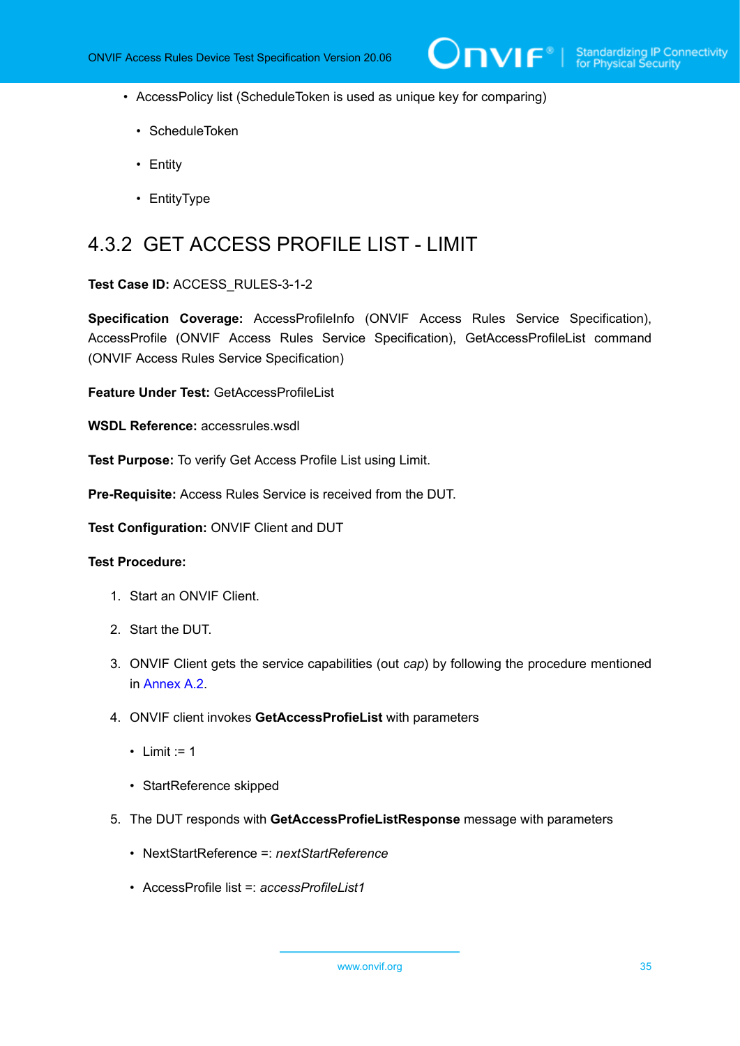- AccessPolicy list (ScheduleToken is used as unique key for comparing)
  - ScheduleToken
  - Entity
  - EntityType

### 4.3.2 GET ACCESS PROFILE LIST - LIMIT

**Test Case ID:** ACCESS_RULES-3-1-2

**Specification Coverage:** AccessProfileInfo (ONVIF Access Rules Service Specification), AccessProfile (ONVIF Access Rules Service Specification), GetAccessProfileList command (ONVIF Access Rules Service Specification)

**Feature Under Test:** GetAccessProfileList

**WSDL Reference:** accessrules.wsdl

**Test Purpose:** To verify Get Access Profile List using Limit.

**Pre-Requisite:** Access Rules Service is received from the DUT.

**Test Configuration:** ONVIF Client and DUT

**Test Procedure:**

1. Start an ONVIF Client.
2. Start the DUT.
3. ONVIF Client gets the service capabilities (out *cap*) by following the procedure mentioned in Annex A.2.
4. ONVIF client invokes **GetAccessProfieList** with parameters
   - Limit := 1
   - StartReference skipped
5. The DUT responds with **GetAccessProfieListResponse** message with parameters
   - NextStartReference =: *nextStartReference*
   - AccessProfile list =: *accessProfileList1*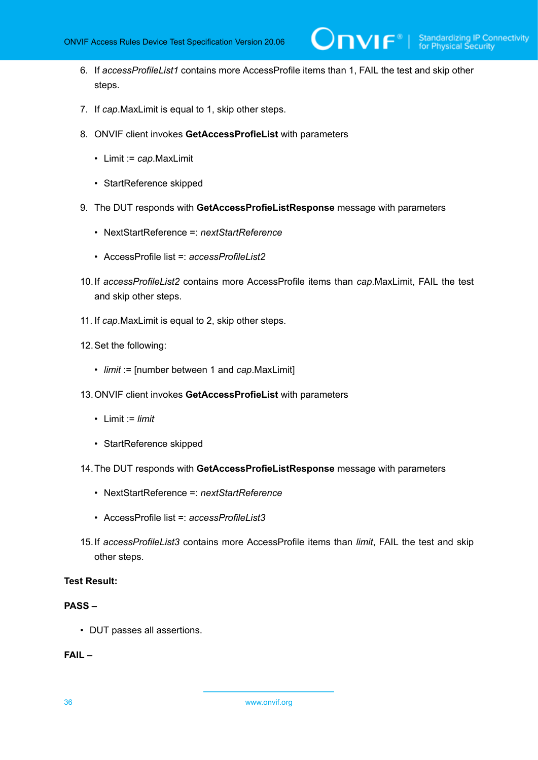6. If *accessProfileList1* contains more AccessProfile items than 1, FAIL the test and skip other steps.

7. If *cap*.MaxLimit is equal to 1, skip other steps.

8. ONVIF client invokes **GetAccessProfieList** with parameters

   - Limit := *cap*.MaxLimit
   - StartReference skipped

9. The DUT responds with **GetAccessProfieListResponse** message with parameters

   - NextStartReference =: *nextStartReference*
   - AccessProfile list =: *accessProfileList2*

10. If *accessProfileList2* contains more AccessProfile items than *cap*.MaxLimit, FAIL the test and skip other steps.

11. If *cap*.MaxLimit is equal to 2, skip other steps.

12. Set the following:

    - *limit* := [number between 1 and *cap*.MaxLimit]

13. ONVIF client invokes **GetAccessProfieList** with parameters

    - Limit := *limit*
    - StartReference skipped

14. The DUT responds with **GetAccessProfieListResponse** message with parameters

    - NextStartReference =: *nextStartReference*
    - AccessProfile list =: *accessProfileList3*

15. If *accessProfileList3* contains more AccessProfile items than *limit*, FAIL the test and skip other steps.

**Test Result:**

**PASS –**

- DUT passes all assertions.

**FAIL –**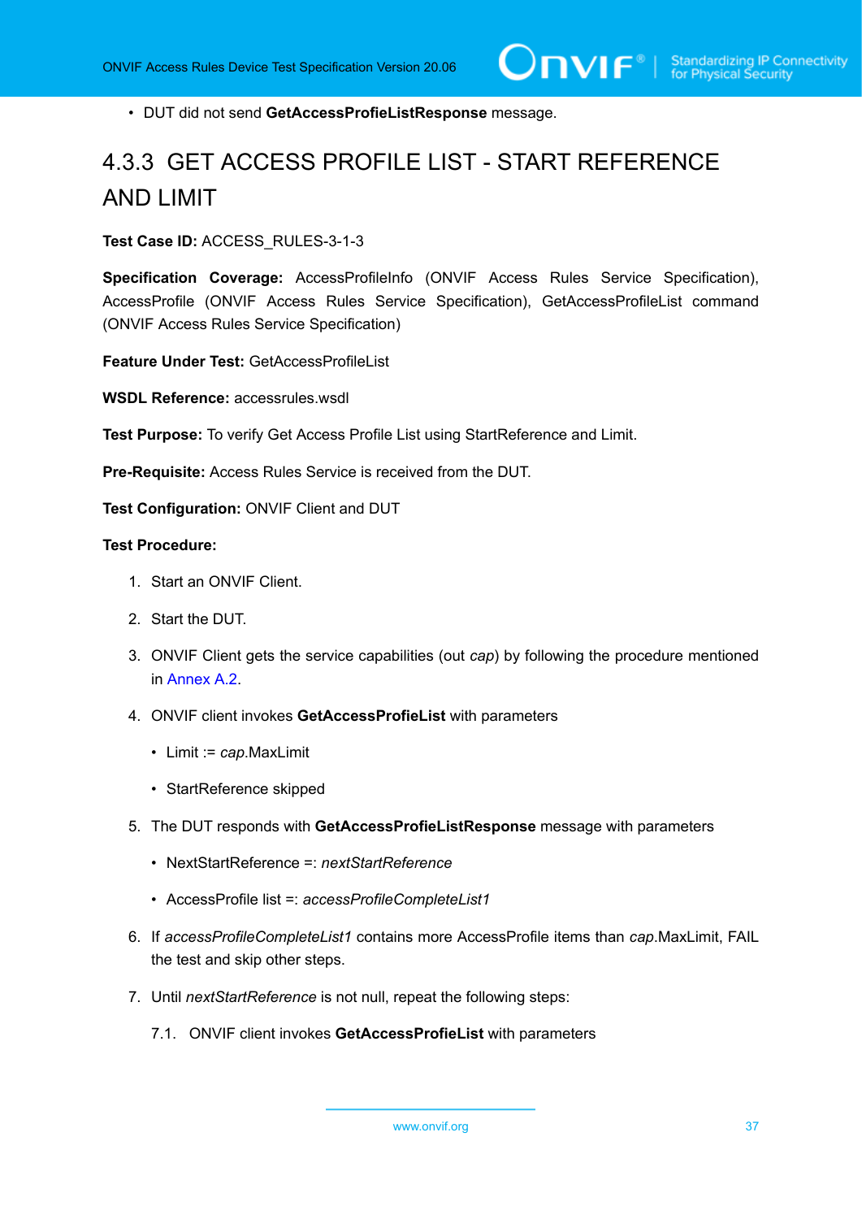- DUT did not send **GetAccessProfieListResponse** message.

### 4.3.3 GET ACCESS PROFILE LIST - START REFERENCE AND LIMIT

**Test Case ID:** ACCESS_RULES-3-1-3

**Specification Coverage:** AccessProfileInfo (ONVIF Access Rules Service Specification), AccessProfile (ONVIF Access Rules Service Specification), GetAccessProfileList command (ONVIF Access Rules Service Specification)

**Feature Under Test:** GetAccessProfileList

**WSDL Reference:** accessrules.wsdl

**Test Purpose:** To verify Get Access Profile List using StartReference and Limit.

**Pre-Requisite:** Access Rules Service is received from the DUT.

**Test Configuration:** ONVIF Client and DUT

**Test Procedure:**

1. Start an ONVIF Client.
2. Start the DUT.
3. ONVIF Client gets the service capabilities (out *cap*) by following the procedure mentioned in Annex A.2.
4. ONVIF client invokes **GetAccessProfieList** with parameters
   - Limit := *cap*.MaxLimit
   - StartReference skipped
5. The DUT responds with **GetAccessProfieListResponse** message with parameters
   - NextStartReference =: *nextStartReference*
   - AccessProfile list =: *accessProfileCompleteList1*
6. If *accessProfileCompleteList1* contains more AccessProfile items than *cap*.MaxLimit, FAIL the test and skip other steps.
7. Until *nextStartReference* is not null, repeat the following steps:

   7.1. ONVIF client invokes **GetAccessProfieList** with parameters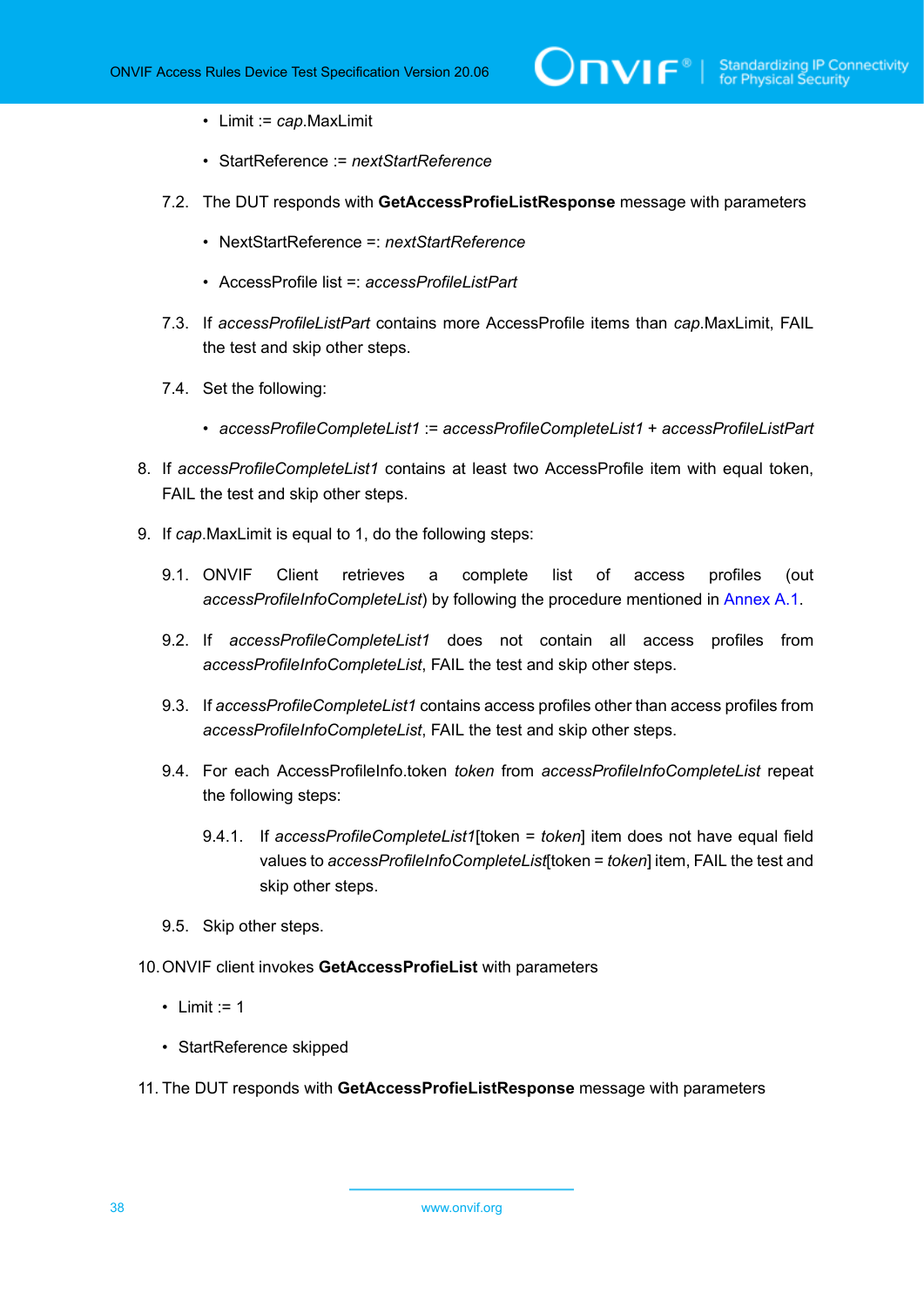- Limit := *cap*.MaxLimit
- StartReference := *nextStartReference*

7.2. The DUT responds with **GetAccessProfieListResponse** message with parameters

- NextStartReference =: *nextStartReference*
- AccessProfile list =: *accessProfileListPart*

7.3. If *accessProfileListPart* contains more AccessProfile items than *cap*.MaxLimit, FAIL the test and skip other steps.

7.4. Set the following:

- *accessProfileCompleteList1* := *accessProfileCompleteList1* + *accessProfileListPart*

8. If *accessProfileCompleteList1* contains at least two AccessProfile item with equal token, FAIL the test and skip other steps.

9. If *cap*.MaxLimit is equal to 1, do the following steps:

9.1. ONVIF Client retrieves a complete list of access profiles (out *accessProfileInfoCompleteList*) by following the procedure mentioned in Annex A.1.

9.2. If *accessProfileCompleteList1* does not contain all access profiles from *accessProfileInfoCompleteList*, FAIL the test and skip other steps.

9.3. If *accessProfileCompleteList1* contains access profiles other than access profiles from *accessProfileInfoCompleteList*, FAIL the test and skip other steps.

9.4. For each AccessProfileInfo.token *token* from *accessProfileInfoCompleteList* repeat the following steps:

9.4.1. If *accessProfileCompleteList1*[token = *token*] item does not have equal field values to *accessProfileInfoCompleteList*[token = *token*] item, FAIL the test and skip other steps.

9.5. Skip other steps.

10. ONVIF client invokes **GetAccessProfieList** with parameters

- Limit := 1
- StartReference skipped

11. The DUT responds with **GetAccessProfieListResponse** message with parameters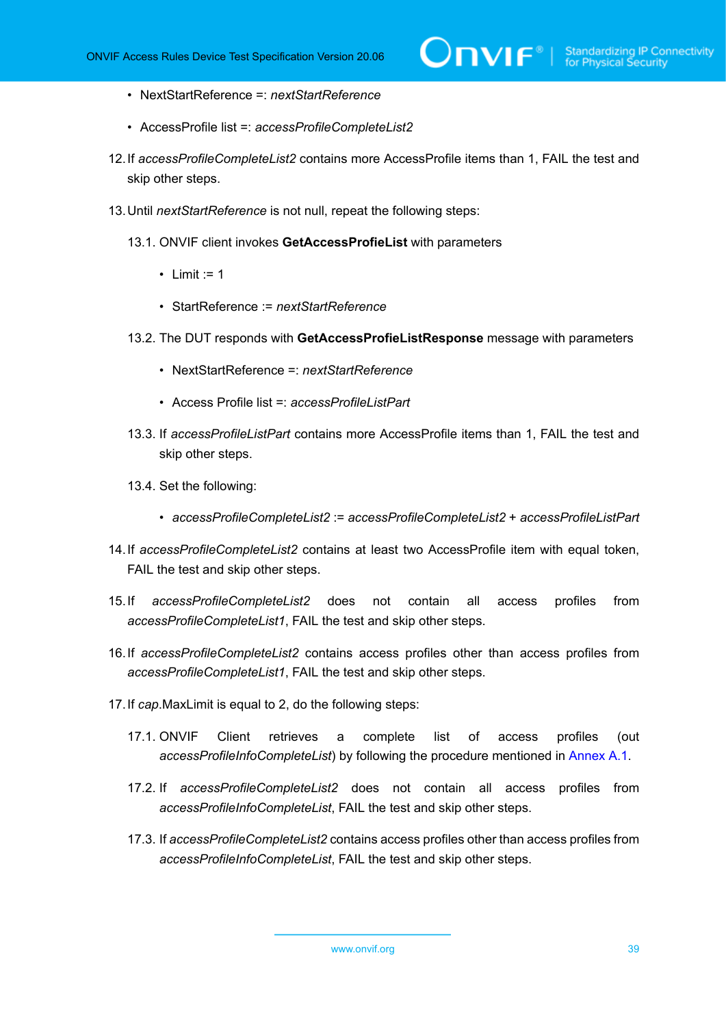- NextStartReference =: *nextStartReference*

- AccessProfile list =: *accessProfileCompleteList2*

12. If *accessProfileCompleteList2* contains more AccessProfile items than 1, FAIL the test and skip other steps.

13. Until *nextStartReference* is not null, repeat the following steps:

    13.1. ONVIF client invokes **GetAccessProfieList** with parameters

    - Limit := 1

    - StartReference := *nextStartReference*

    13.2. The DUT responds with **GetAccessProfieListResponse** message with parameters

    - NextStartReference =: *nextStartReference*

    - Access Profile list =: *accessProfileListPart*

    13.3. If *accessProfileListPart* contains more AccessProfile items than 1, FAIL the test and skip other steps.

    13.4. Set the following:

    - *accessProfileCompleteList2* := *accessProfileCompleteList2* + *accessProfileListPart*

14. If *accessProfileCompleteList2* contains at least two AccessProfile item with equal token, FAIL the test and skip other steps.

15. If *accessProfileCompleteList2* does not contain all access profiles from *accessProfileCompleteList1*, FAIL the test and skip other steps.

16. If *accessProfileCompleteList2* contains access profiles other than access profiles from *accessProfileCompleteList1*, FAIL the test and skip other steps.

17. If *cap*.MaxLimit is equal to 2, do the following steps:

    17.1. ONVIF Client retrieves a complete list of access profiles (out *accessProfileInfoCompleteList*) by following the procedure mentioned in Annex A.1.

    17.2. If *accessProfileCompleteList2* does not contain all access profiles from *accessProfileInfoCompleteList*, FAIL the test and skip other steps.

    17.3. If *accessProfileCompleteList2* contains access profiles other than access profiles from *accessProfileInfoCompleteList*, FAIL the test and skip other steps.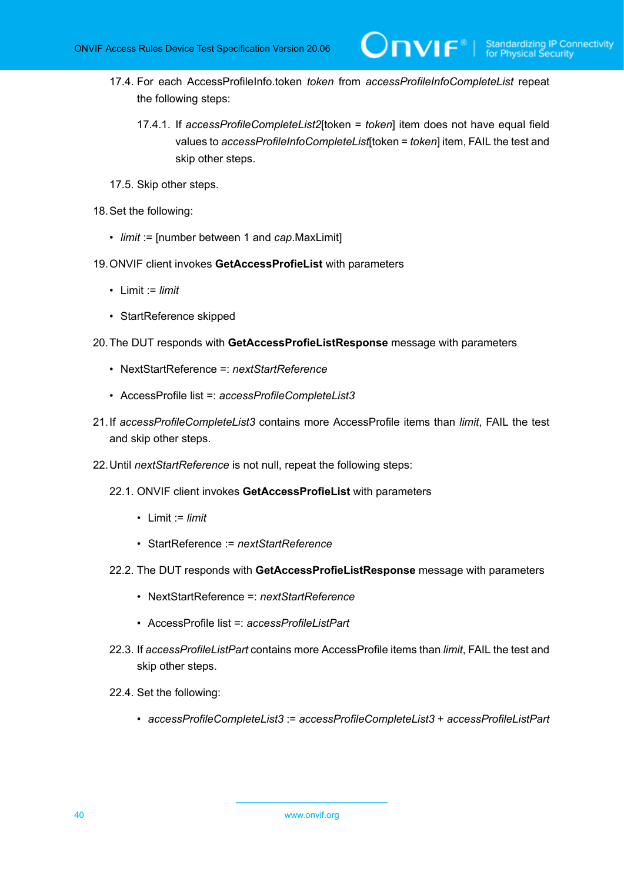17.4. For each AccessProfileInfo.token *token* from *accessProfileInfoCompleteList* repeat the following steps:

17.4.1. If *accessProfileCompleteList2*[token = *token*] item does not have equal field values to *accessProfileInfoCompleteList*[token = *token*] item, FAIL the test and skip other steps.

17.5. Skip other steps.

18. Set the following:

- *limit* := [number between 1 and *cap*.MaxLimit]

19. ONVIF client invokes **GetAccessProfieList** with parameters

- Limit := *limit*
- StartReference skipped

20. The DUT responds with **GetAccessProfieListResponse** message with parameters

- NextStartReference =: *nextStartReference*
- AccessProfile list =: *accessProfileCompleteList3*

21. If *accessProfileCompleteList3* contains more AccessProfile items than *limit*, FAIL the test and skip other steps.

22. Until *nextStartReference* is not null, repeat the following steps:

22.1. ONVIF client invokes **GetAccessProfieList** with parameters

- Limit := *limit*
- StartReference := *nextStartReference*

22.2. The DUT responds with **GetAccessProfieListResponse** message with parameters

- NextStartReference =: *nextStartReference*
- AccessProfile list =: *accessProfileListPart*

22.3. If *accessProfileListPart* contains more AccessProfile items than *limit*, FAIL the test and skip other steps.

22.4. Set the following:

- *accessProfileCompleteList3* := *accessProfileCompleteList3* + *accessProfileListPart*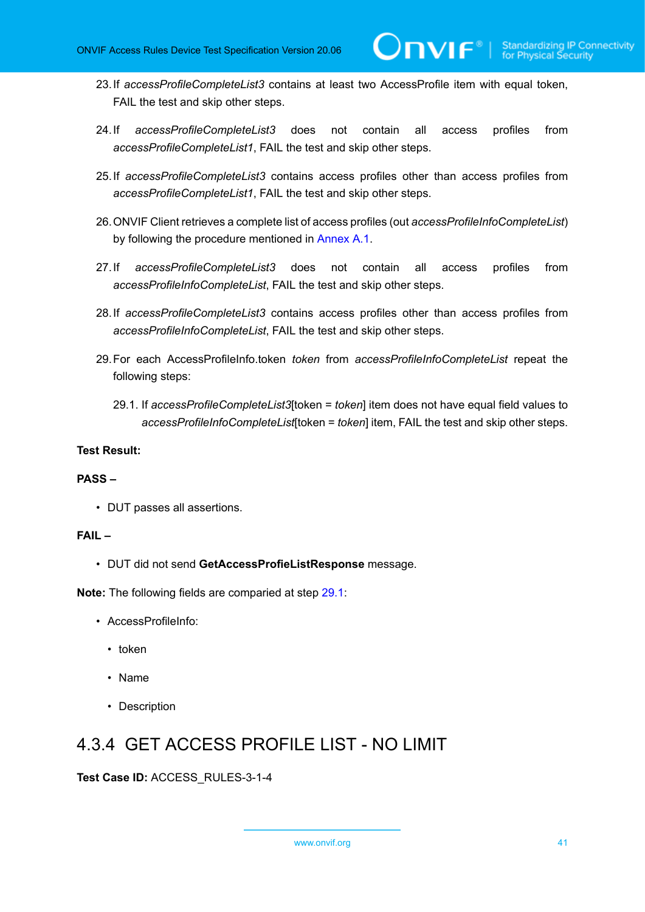23. If *accessProfileCompleteList3* contains at least two AccessProfile item with equal token, FAIL the test and skip other steps.

24. If *accessProfileCompleteList3* does not contain all access profiles from *accessProfileCompleteList1*, FAIL the test and skip other steps.

25. If *accessProfileCompleteList3* contains access profiles other than access profiles from *accessProfileCompleteList1*, FAIL the test and skip other steps.

26. ONVIF Client retrieves a complete list of access profiles (out *accessProfileInfoCompleteList*) by following the procedure mentioned in Annex A.1.

27. If *accessProfileCompleteList3* does not contain all access profiles from *accessProfileInfoCompleteList*, FAIL the test and skip other steps.

28. If *accessProfileCompleteList3* contains access profiles other than access profiles from *accessProfileInfoCompleteList*, FAIL the test and skip other steps.

29. For each AccessProfileInfo.token *token* from *accessProfileInfoCompleteList* repeat the following steps:

    29.1. If *accessProfileCompleteList3*[token = *token*] item does not have equal field values to *accessProfileInfoCompleteList*[token = *token*] item, FAIL the test and skip other steps.

**Test Result:**

**PASS –**

- DUT passes all assertions.

**FAIL –**

- DUT did not send **GetAccessProfieListResponse** message.

**Note:** The following fields are comparied at step 29.1:

- AccessProfileInfo:
  - token
  - Name
  - Description

## 4.3.4 GET ACCESS PROFILE LIST - NO LIMIT

**Test Case ID:** ACCESS_RULES-3-1-4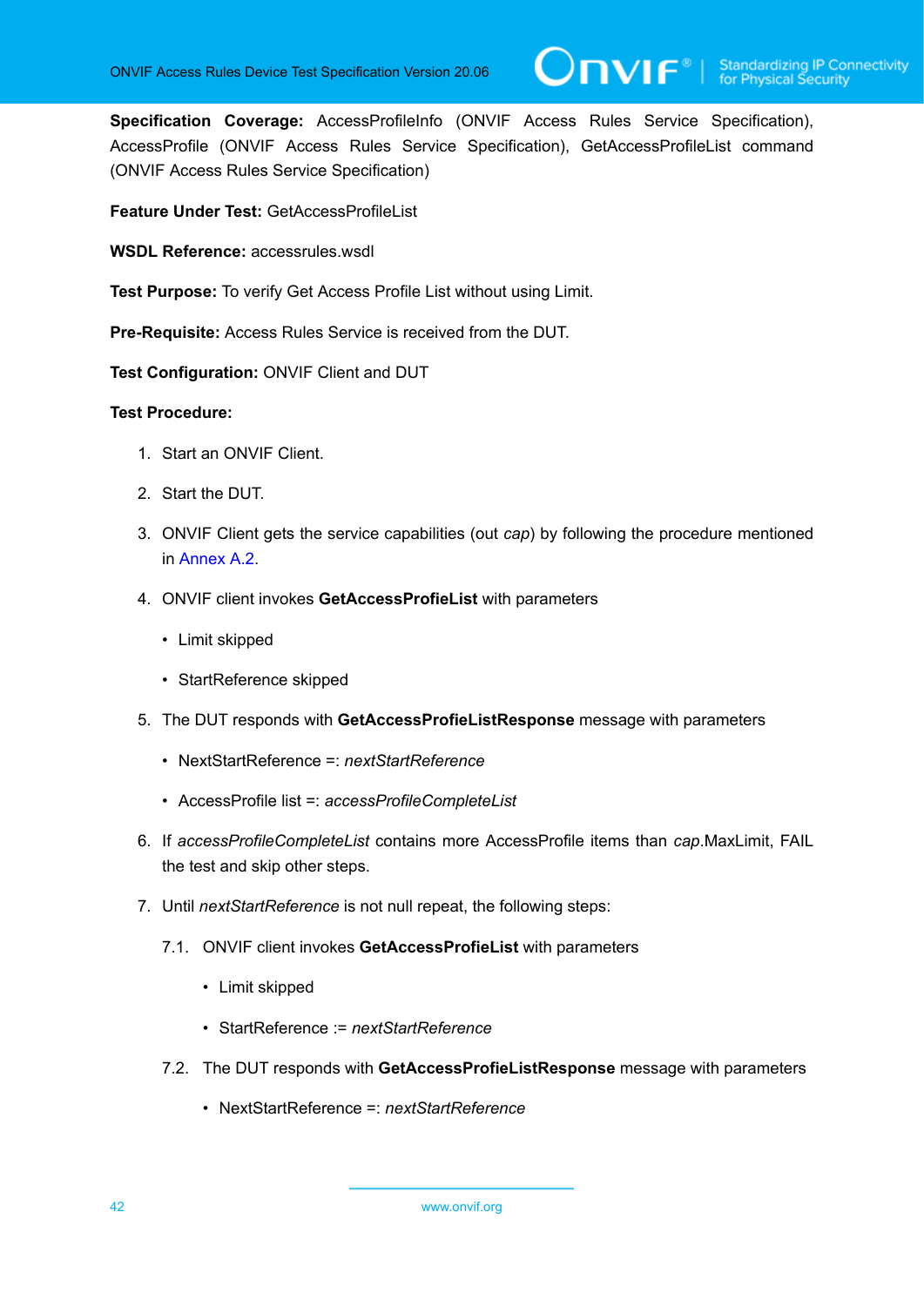**Specification Coverage:** AccessProfileInfo (ONVIF Access Rules Service Specification), AccessProfile (ONVIF Access Rules Service Specification), GetAccessProfileList command (ONVIF Access Rules Service Specification)

**Feature Under Test:** GetAccessProfileList

**WSDL Reference:** accessrules.wsdl

**Test Purpose:** To verify Get Access Profile List without using Limit.

**Pre-Requisite:** Access Rules Service is received from the DUT.

**Test Configuration:** ONVIF Client and DUT

**Test Procedure:**

1. Start an ONVIF Client.
2. Start the DUT.
3. ONVIF Client gets the service capabilities (out *cap*) by following the procedure mentioned in Annex A.2.
4. ONVIF client invokes **GetAccessProfieList** with parameters
   - Limit skipped
   - StartReference skipped
5. The DUT responds with **GetAccessProfieListResponse** message with parameters
   - NextStartReference =: *nextStartReference*
   - AccessProfile list =: *accessProfileCompleteList*
6. If *accessProfileCompleteList* contains more AccessProfile items than *cap*.MaxLimit, FAIL the test and skip other steps.
7. Until *nextStartReference* is not null repeat, the following steps:

   7.1. ONVIF client invokes **GetAccessProfieList** with parameters

   - Limit skipped
   - StartReference := *nextStartReference*

   7.2. The DUT responds with **GetAccessProfieListResponse** message with parameters

   - NextStartReference =: *nextStartReference*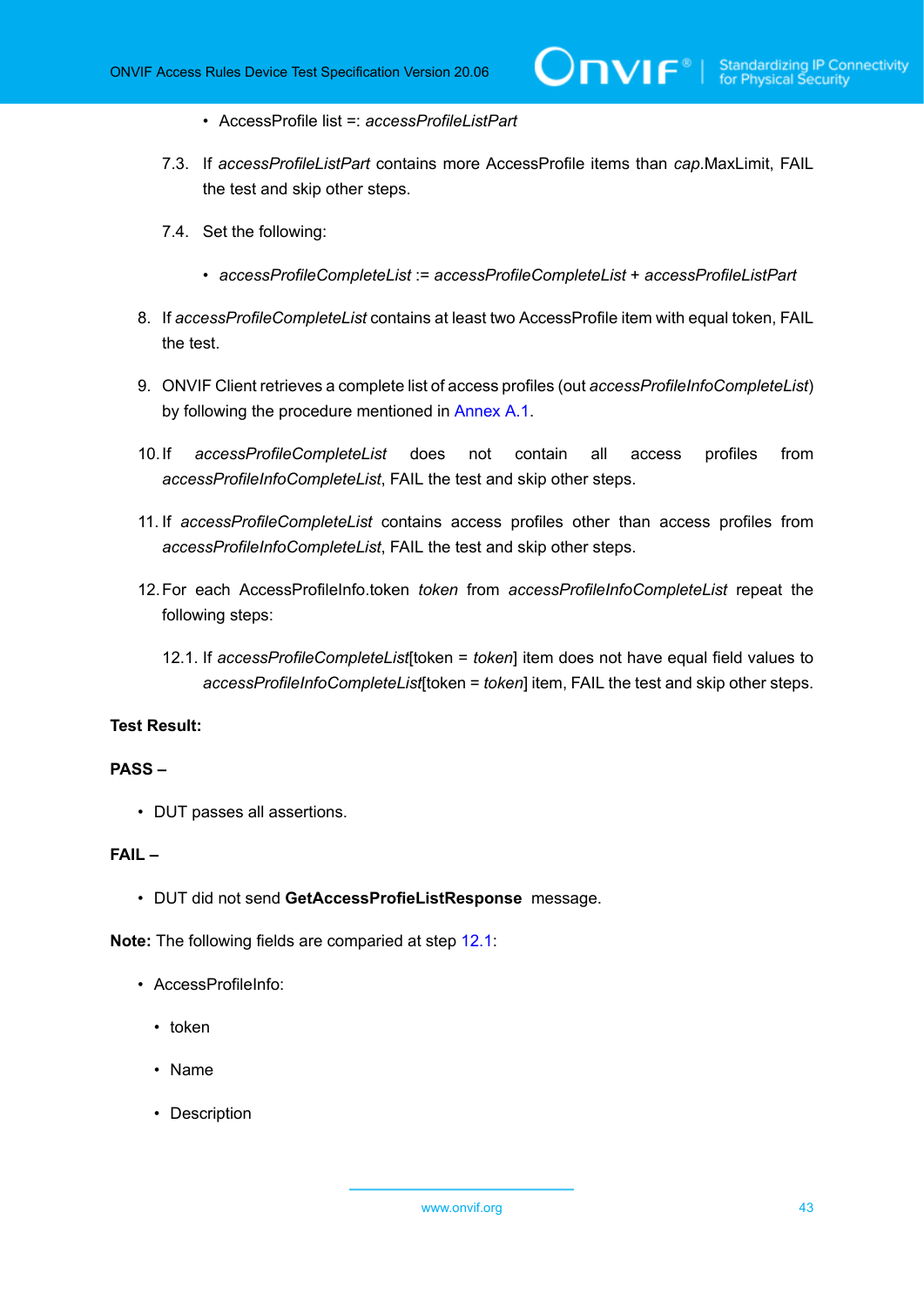- AccessProfile list =: *accessProfileListPart*

7.3. If *accessProfileListPart* contains more AccessProfile items than *cap*.MaxLimit, FAIL the test and skip other steps.

7.4. Set the following:

- *accessProfileCompleteList* := *accessProfileCompleteList* + *accessProfileListPart*

8. If *accessProfileCompleteList* contains at least two AccessProfile item with equal token, FAIL the test.

9. ONVIF Client retrieves a complete list of access profiles (out *accessProfileInfoCompleteList*) by following the procedure mentioned in Annex A.1.

10. If *accessProfileCompleteList* does not contain all access profiles from *accessProfileInfoCompleteList*, FAIL the test and skip other steps.

11. If *accessProfileCompleteList* contains access profiles other than access profiles from *accessProfileInfoCompleteList*, FAIL the test and skip other steps.

12. For each AccessProfileInfo.token *token* from *accessProfileInfoCompleteList* repeat the following steps:

12.1. If *accessProfileCompleteList*[token = *token*] item does not have equal field values to *accessProfileInfoCompleteList*[token = *token*] item, FAIL the test and skip other steps.

**Test Result:**

**PASS –**

- DUT passes all assertions.

**FAIL –**

- DUT did not send **GetAccessProfieListResponse** message.

**Note:** The following fields are comparied at step 12.1:

- AccessProfileInfo:
  - token
  - Name
  - Description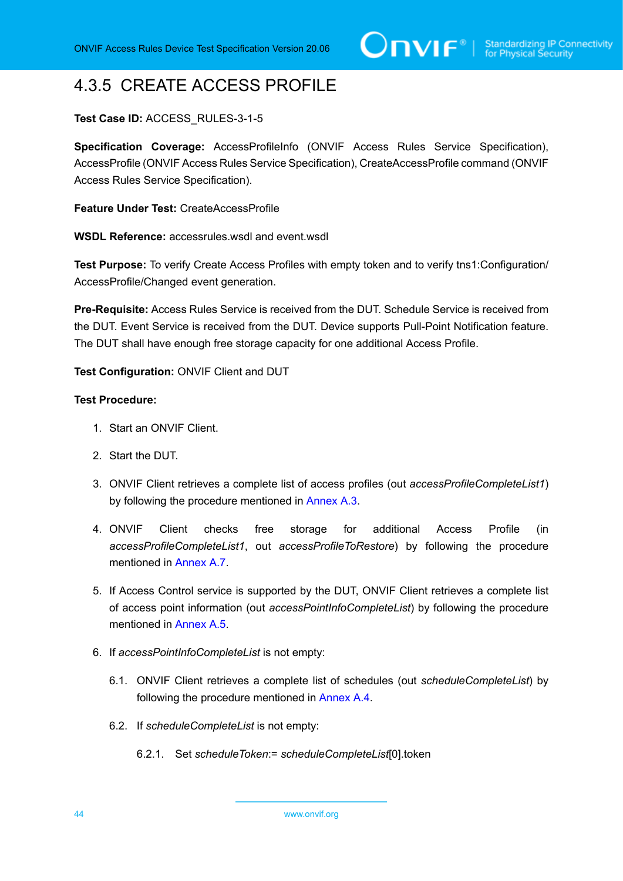### 4.3.5 CREATE ACCESS PROFILE

**Test Case ID:** ACCESS_RULES-3-1-5

**Specification Coverage:** AccessProfileInfo (ONVIF Access Rules Service Specification), AccessProfile (ONVIF Access Rules Service Specification), CreateAccessProfile command (ONVIF Access Rules Service Specification).

**Feature Under Test:** CreateAccessProfile

**WSDL Reference:** accessrules.wsdl and event.wsdl

**Test Purpose:** To verify Create Access Profiles with empty token and to verify tns1:Configuration/AccessProfile/Changed event generation.

**Pre-Requisite:** Access Rules Service is received from the DUT. Schedule Service is received from the DUT. Event Service is received from the DUT. Device supports Pull-Point Notification feature. The DUT shall have enough free storage capacity for one additional Access Profile.

**Test Configuration:** ONVIF Client and DUT

**Test Procedure:**

1. Start an ONVIF Client.

2. Start the DUT.

3. ONVIF Client retrieves a complete list of access profiles (out *accessProfileCompleteList1*) by following the procedure mentioned in Annex A.3.

4. ONVIF Client checks free storage for additional Access Profile (in *accessProfileCompleteList1*, out *accessProfileToRestore*) by following the procedure mentioned in Annex A.7.

5. If Access Control service is supported by the DUT, ONVIF Client retrieves a complete list of access point information (out *accessPointInfoCompleteList*) by following the procedure mentioned in Annex A.5.

6. If *accessPointInfoCompleteList* is not empty:

   6.1. ONVIF Client retrieves a complete list of schedules (out *scheduleCompleteList*) by following the procedure mentioned in Annex A.4.

   6.2. If *scheduleCompleteList* is not empty:

      6.2.1. Set *scheduleToken*:= *scheduleCompleteList*[0].token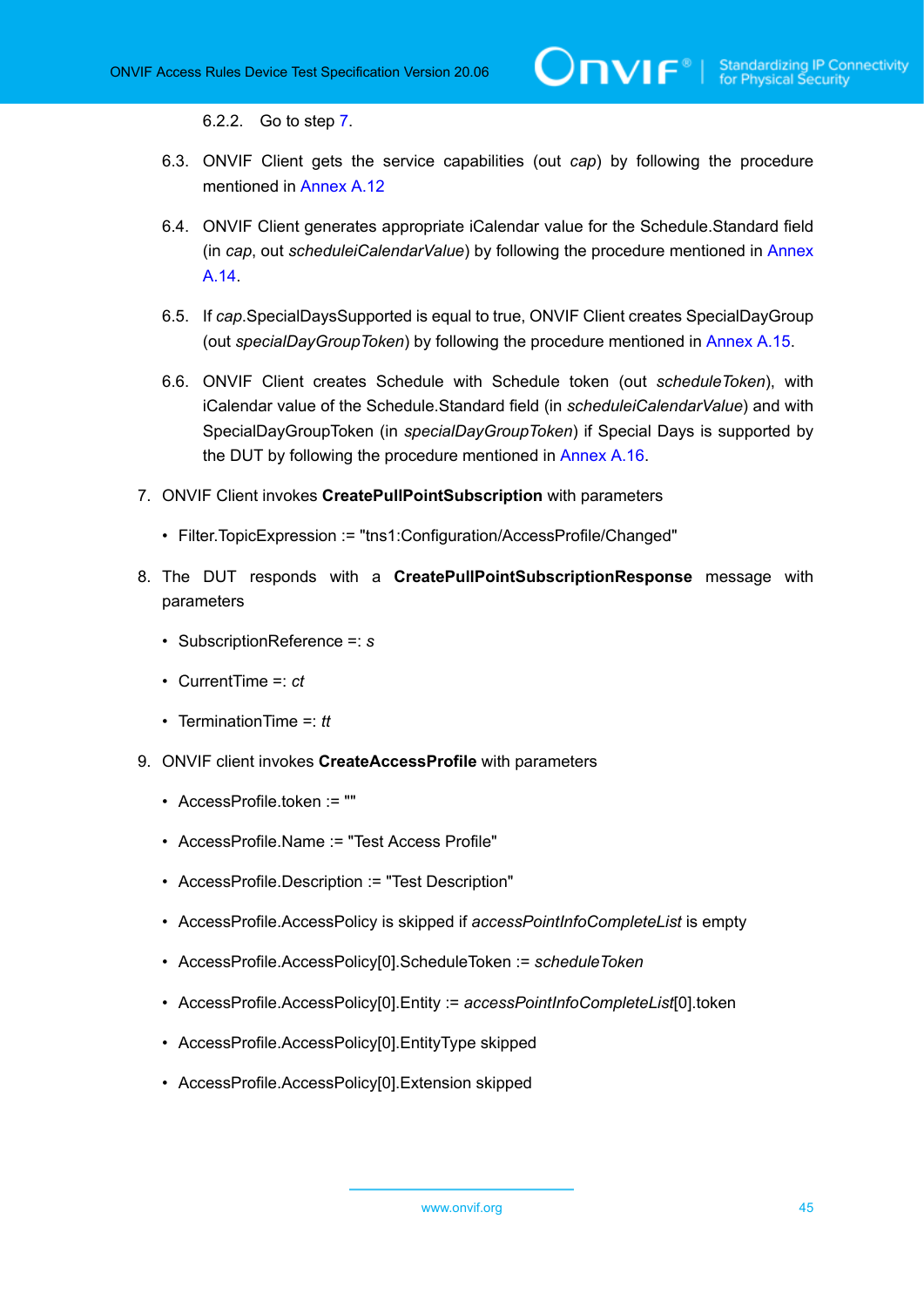6.2.2. Go to step 7.

6.3. ONVIF Client gets the service capabilities (out *cap*) by following the procedure mentioned in Annex A.12

6.4. ONVIF Client generates appropriate iCalendar value for the Schedule.Standard field (in *cap*, out *scheduleiCalendarValue*) by following the procedure mentioned in Annex A.14.

6.5. If *cap*.SpecialDaysSupported is equal to true, ONVIF Client creates SpecialDayGroup (out *specialDayGroupToken*) by following the procedure mentioned in Annex A.15.

6.6. ONVIF Client creates Schedule with Schedule token (out *scheduleToken*), with iCalendar value of the Schedule.Standard field (in *scheduleiCalendarValue*) and with SpecialDayGroupToken (in *specialDayGroupToken*) if Special Days is supported by the DUT by following the procedure mentioned in Annex A.16.

7. ONVIF Client invokes **CreatePullPointSubscription** with parameters

   - Filter.TopicExpression := "tns1:Configuration/AccessProfile/Changed"

8. The DUT responds with a **CreatePullPointSubscriptionResponse** message with parameters

   - SubscriptionReference =: *s*
   - CurrentTime =: *ct*
   - TerminationTime =: *tt*

9. ONVIF client invokes **CreateAccessProfile** with parameters

   - AccessProfile.token := ""
   - AccessProfile.Name := "Test Access Profile"
   - AccessProfile.Description := "Test Description"
   - AccessProfile.AccessPolicy is skipped if *accessPointInfoCompleteList* is empty
   - AccessProfile.AccessPolicy[0].ScheduleToken := *scheduleToken*
   - AccessProfile.AccessPolicy[0].Entity := *accessPointInfoCompleteList*[0].token
   - AccessProfile.AccessPolicy[0].EntityType skipped
   - AccessProfile.AccessPolicy[0].Extension skipped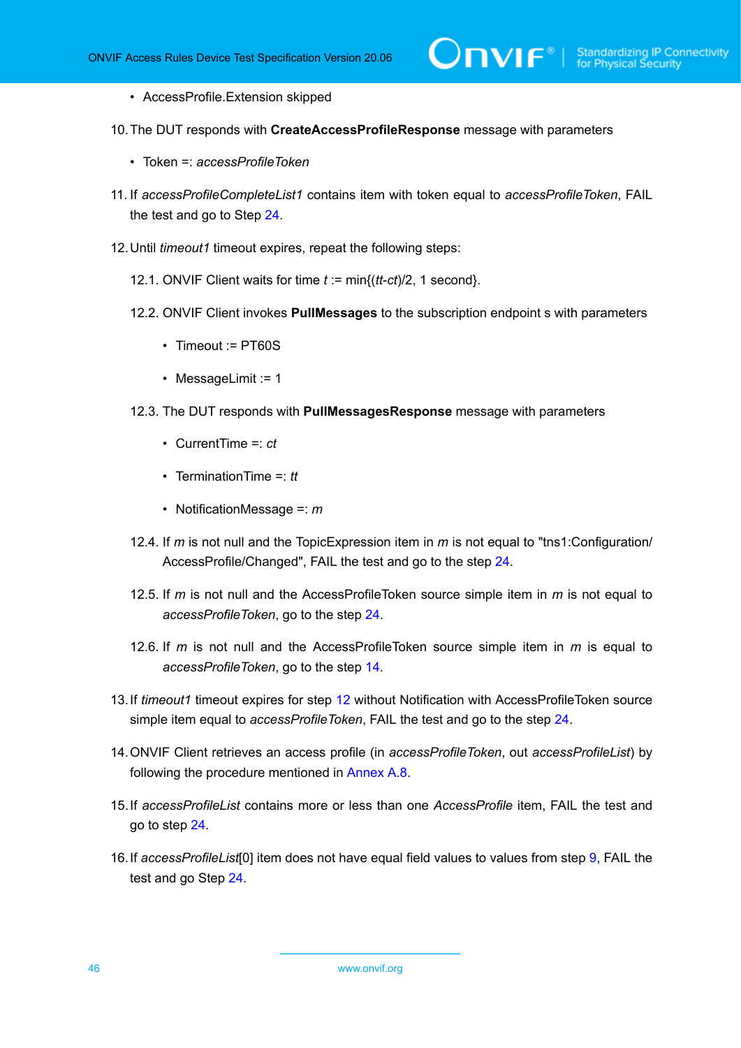- AccessProfile.Extension skipped

10. The DUT responds with **CreateAccessProfileResponse** message with parameters

    - Token =: *accessProfileToken*

11. If *accessProfileCompleteList1* contains item with token equal to *accessProfileToken*, FAIL the test and go to Step 24.

12. Until *timeout1* timeout expires, repeat the following steps:

    12.1. ONVIF Client waits for time *t* := min{(*tt*-*ct*)/2, 1 second}.

    12.2. ONVIF Client invokes **PullMessages** to the subscription endpoint s with parameters

    - Timeout := PT60S
    - MessageLimit := 1

    12.3. The DUT responds with **PullMessagesResponse** message with parameters

    - CurrentTime =: *ct*
    - TerminationTime =: *tt*
    - NotificationMessage =: *m*

    12.4. If *m* is not null and the TopicExpression item in *m* is not equal to "tns1:Configuration/AccessProfile/Changed", FAIL the test and go to the step 24.

    12.5. If *m* is not null and the AccessProfileToken source simple item in *m* is not equal to *accessProfileToken*, go to the step 24.

    12.6. If *m* is not null and the AccessProfileToken source simple item in *m* is equal to *accessProfileToken*, go to the step 14.

13. If *timeout1* timeout expires for step 12 without Notification with AccessProfileToken source simple item equal to *accessProfileToken*, FAIL the test and go to the step 24.

14. ONVIF Client retrieves an access profile (in *accessProfileToken*, out *accessProfileList*) by following the procedure mentioned in Annex A.8.

15. If *accessProfileList* contains more or less than one *AccessProfile* item, FAIL the test and go to step 24.

16. If *accessProfileList*[0] item does not have equal field values to values from step 9, FAIL the test and go Step 24.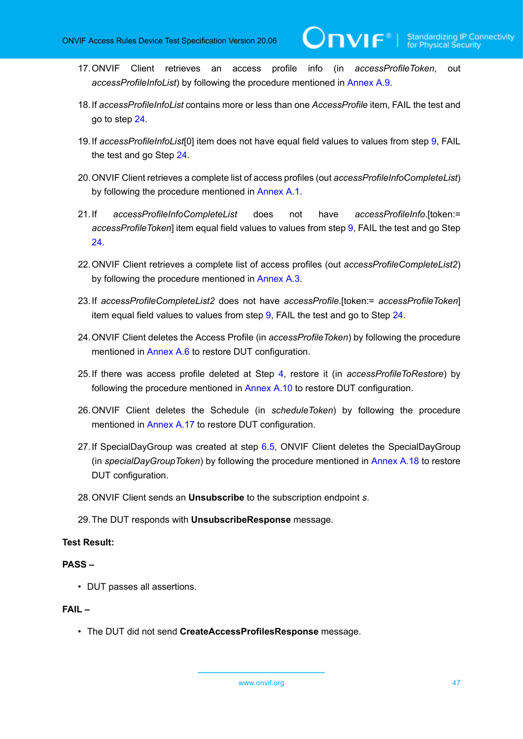17. ONVIF Client retrieves an access profile info (in *accessProfileToken*, out *accessProfileInfoList*) by following the procedure mentioned in Annex A.9.

18. If *accessProfileInfoList* contains more or less than one *AccessProfile* item, FAIL the test and go to step 24.

19. If *accessProfileInfoList*[0] item does not have equal field values to values from step 9, FAIL the test and go Step 24.

20. ONVIF Client retrieves a complete list of access profiles (out *accessProfileInfoCompleteList*) by following the procedure mentioned in Annex A.1.

21. If *accessProfileInfoCompleteList* does not have *accessProfileInfo*.[token:= *accessProfileToken*] item equal field values to values from step 9, FAIL the test and go Step 24.

22. ONVIF Client retrieves a complete list of access profiles (out *accessProfileCompleteList2*) by following the procedure mentioned in Annex A.3.

23. If *accessProfileCompleteList2* does not have *accessProfile*.[token:= *accessProfileToken*] item equal field values to values from step 9, FAIL the test and go to Step 24.

24. ONVIF Client deletes the Access Profile (in *accessProfileToken*) by following the procedure mentioned in Annex A.6 to restore DUT configuration.

25. If there was access profile deleted at Step 4, restore it (in *accessProfileToRestore*) by following the procedure mentioned in Annex A.10 to restore DUT configuration.

26. ONVIF Client deletes the Schedule (in *scheduleToken*) by following the procedure mentioned in Annex A.17 to restore DUT configuration.

27. If SpecialDayGroup was created at step 6.5, ONVIF Client deletes the SpecialDayGroup (in *specialDayGroupToken*) by following the procedure mentioned in Annex A.18 to restore DUT configuration.

28. ONVIF Client sends an **Unsubscribe** to the subscription endpoint *s*.

29. The DUT responds with **UnsubscribeResponse** message.

**Test Result:**

**PASS –**

- DUT passes all assertions.

**FAIL –**

- The DUT did not send **CreateAccessProfilesResponse** message.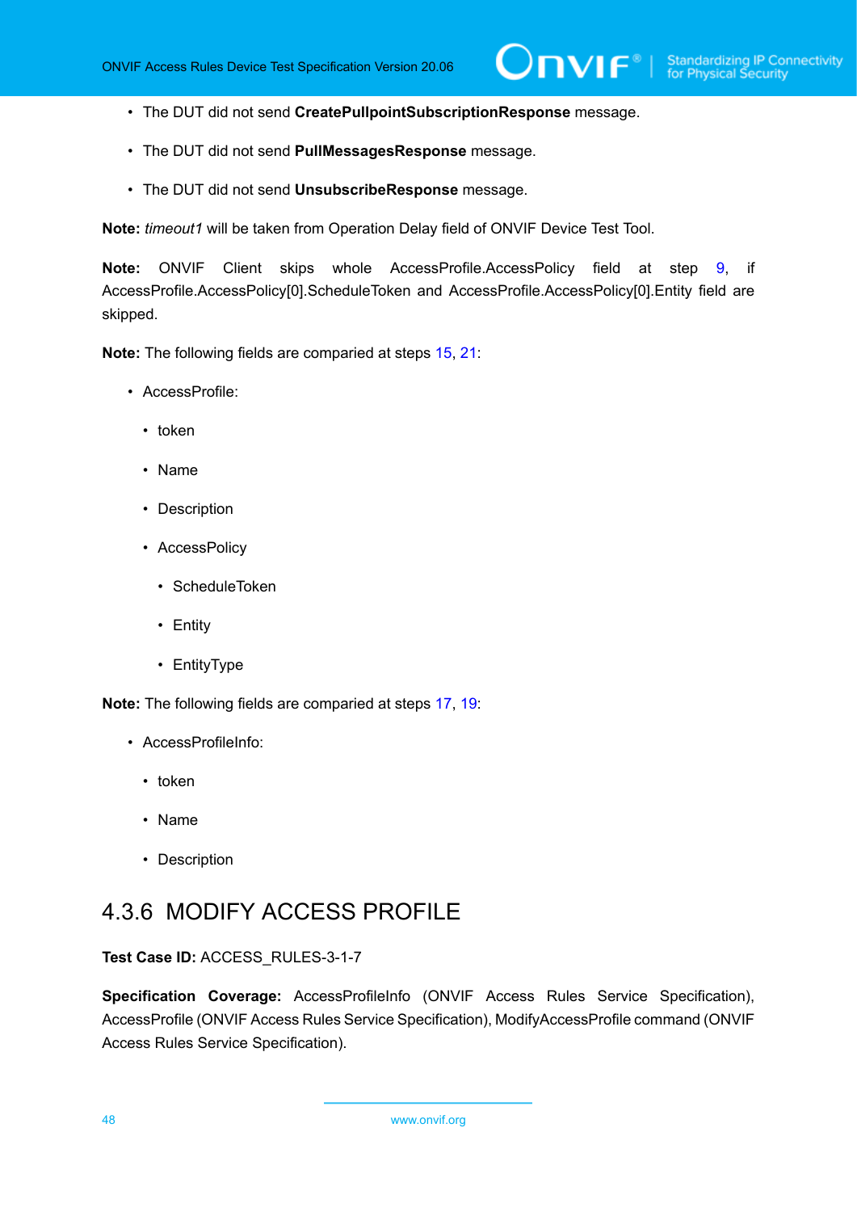- The DUT did not send **CreatePullpointSubscriptionResponse** message.
- The DUT did not send **PullMessagesResponse** message.
- The DUT did not send **UnsubscribeResponse** message.

**Note:** *timeout1* will be taken from Operation Delay field of ONVIF Device Test Tool.

**Note:** ONVIF Client skips whole AccessProfile.AccessPolicy field at step 9, if AccessProfile.AccessPolicy[0].ScheduleToken and AccessProfile.AccessPolicy[0].Entity field are skipped.

**Note:** The following fields are comparied at steps 15, 21:

- AccessProfile:
  - token
  - Name
  - Description
  - AccessPolicy
    - ScheduleToken
    - Entity
    - EntityType

**Note:** The following fields are comparied at steps 17, 19:

- AccessProfileInfo:
  - token
  - Name
  - Description

### 4.3.6 MODIFY ACCESS PROFILE

**Test Case ID:** ACCESS_RULES-3-1-7

**Specification Coverage:** AccessProfileInfo (ONVIF Access Rules Service Specification), AccessProfile (ONVIF Access Rules Service Specification), ModifyAccessProfile command (ONVIF Access Rules Service Specification).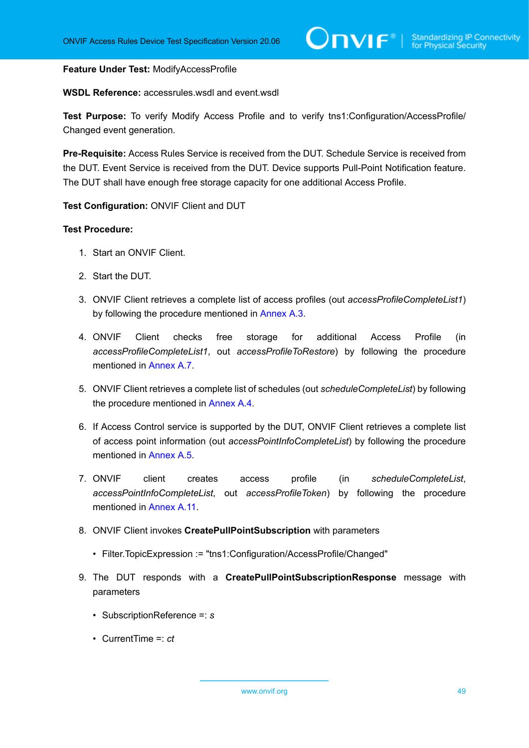**Feature Under Test:** ModifyAccessProfile

**WSDL Reference:** accessrules.wsdl and event.wsdl

**Test Purpose:** To verify Modify Access Profile and to verify tns1:Configuration/AccessProfile/Changed event generation.

**Pre-Requisite:** Access Rules Service is received from the DUT. Schedule Service is received from the DUT. Event Service is received from the DUT. Device supports Pull-Point Notification feature. The DUT shall have enough free storage capacity for one additional Access Profile.

**Test Configuration:** ONVIF Client and DUT

**Test Procedure:**

1. Start an ONVIF Client.
2. Start the DUT.
3. ONVIF Client retrieves a complete list of access profiles (out *accessProfileCompleteList1*) by following the procedure mentioned in Annex A.3.
4. ONVIF Client checks free storage for additional Access Profile (in *accessProfileCompleteList1*, out *accessProfileToRestore*) by following the procedure mentioned in Annex A.7.
5. ONVIF Client retrieves a complete list of schedules (out *scheduleCompleteList*) by following the procedure mentioned in Annex A.4.
6. If Access Control service is supported by the DUT, ONVIF Client retrieves a complete list of access point information (out *accessPointInfoCompleteList*) by following the procedure mentioned in Annex A.5.
7. ONVIF client creates access profile (in *scheduleCompleteList*, *accessPointInfoCompleteList*, out *accessProfileToken*) by following the procedure mentioned in Annex A.11.
8. ONVIF Client invokes **CreatePullPointSubscription** with parameters
   - Filter.TopicExpression := "tns1:Configuration/AccessProfile/Changed"
9. The DUT responds with a **CreatePullPointSubscriptionResponse** message with parameters
   - SubscriptionReference =: *s*
   - CurrentTime =: *ct*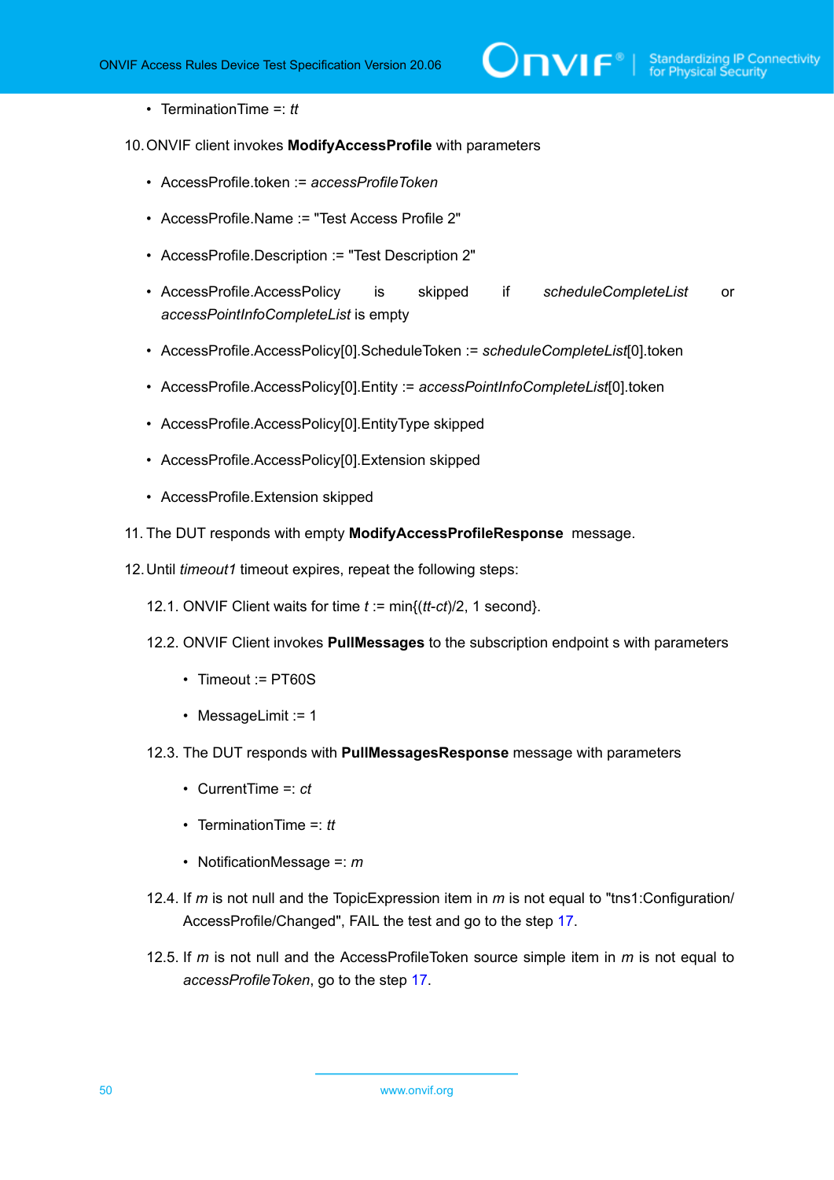- TerminationTime =: *tt*

10. ONVIF client invokes **ModifyAccessProfile** with parameters

    - AccessProfile.token := *accessProfileToken*
    - AccessProfile.Name := "Test Access Profile 2"
    - AccessProfile.Description := "Test Description 2"
    - AccessProfile.AccessPolicy is skipped if *scheduleCompleteList* or *accessPointInfoCompleteList* is empty
    - AccessProfile.AccessPolicy[0].ScheduleToken := *scheduleCompleteList*[0].token
    - AccessProfile.AccessPolicy[0].Entity := *accessPointInfoCompleteList*[0].token
    - AccessProfile.AccessPolicy[0].EntityType skipped
    - AccessProfile.AccessPolicy[0].Extension skipped
    - AccessProfile.Extension skipped

11. The DUT responds with empty **ModifyAccessProfileResponse** message.

12. Until *timeout1* timeout expires, repeat the following steps:

    12.1. ONVIF Client waits for time *t* := min{(*tt*-*ct*)/2, 1 second}.

    12.2. ONVIF Client invokes **PullMessages** to the subscription endpoint s with parameters

    - Timeout := PT60S
    - MessageLimit := 1

    12.3. The DUT responds with **PullMessagesResponse** message with parameters

    - CurrentTime =: *ct*
    - TerminationTime =: *tt*
    - NotificationMessage =: *m*

    12.4. If *m* is not null and the TopicExpression item in *m* is not equal to "tns1:Configuration/AccessProfile/Changed", FAIL the test and go to the step 17.

    12.5. If *m* is not null and the AccessProfileToken source simple item in *m* is not equal to *accessProfileToken*, go to the step 17.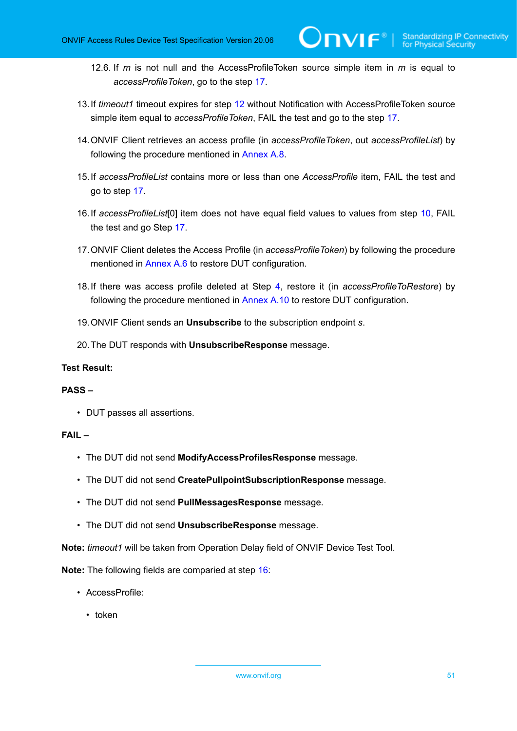12.6. If *m* is not null and the AccessProfileToken source simple item in *m* is equal to *accessProfileToken*, go to the step 17.

13. If *timeout1* timeout expires for step 12 without Notification with AccessProfileToken source simple item equal to *accessProfileToken*, FAIL the test and go to the step 17.

14. ONVIF Client retrieves an access profile (in *accessProfileToken*, out *accessProfileList*) by following the procedure mentioned in Annex A.8.

15. If *accessProfileList* contains more or less than one *AccessProfile* item, FAIL the test and go to step 17.

16. If *accessProfileList*[0] item does not have equal field values to values from step 10, FAIL the test and go Step 17.

17. ONVIF Client deletes the Access Profile (in *accessProfileToken*) by following the procedure mentioned in Annex A.6 to restore DUT configuration.

18. If there was access profile deleted at Step 4, restore it (in *accessProfileToRestore*) by following the procedure mentioned in Annex A.10 to restore DUT configuration.

19. ONVIF Client sends an **Unsubscribe** to the subscription endpoint *s*.

20. The DUT responds with **UnsubscribeResponse** message.

**Test Result:**

**PASS –**

- DUT passes all assertions.

**FAIL –**

- The DUT did not send **ModifyAccessProfilesResponse** message.
- The DUT did not send **CreatePullpointSubscriptionResponse** message.
- The DUT did not send **PullMessagesResponse** message.
- The DUT did not send **UnsubscribeResponse** message.

**Note:** *timeout1* will be taken from Operation Delay field of ONVIF Device Test Tool.

**Note:** The following fields are comparied at step 16:

- AccessProfile:
  - token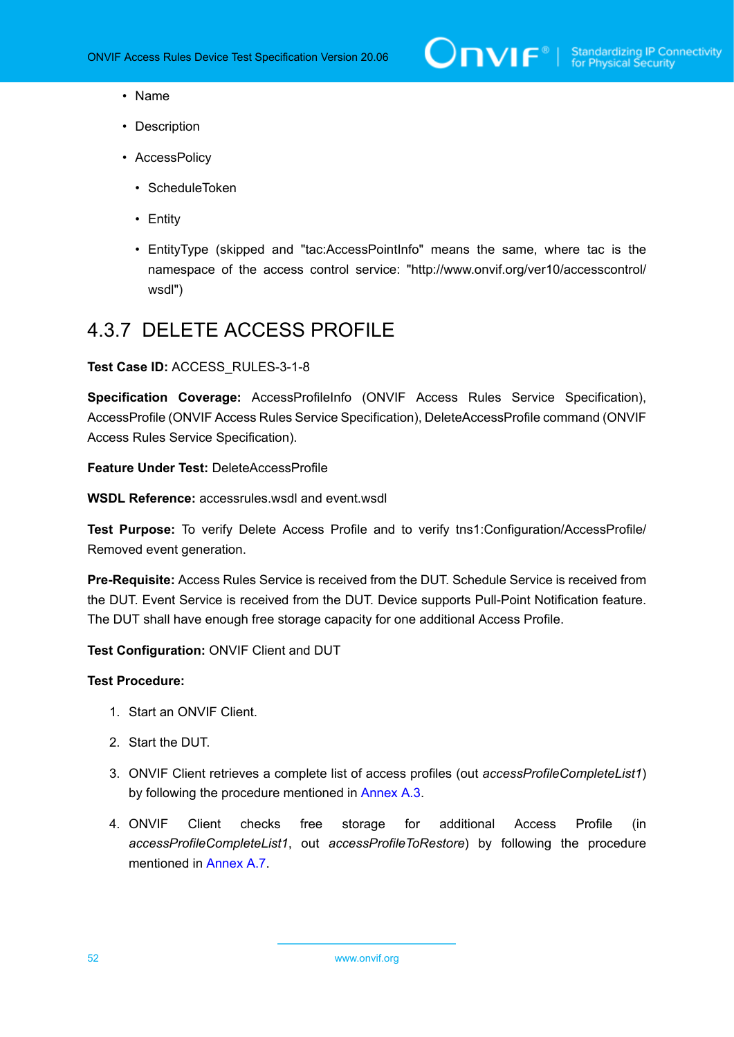- Name
- Description
- AccessPolicy
  - ScheduleToken
  - Entity
  - EntityType (skipped and "tac:AccessPointInfo" means the same, where tac is the namespace of the access control service: "http://www.onvif.org/ver10/accesscontrol/wsdl")

## 4.3.7 DELETE ACCESS PROFILE

**Test Case ID:** ACCESS_RULES-3-1-8

**Specification Coverage:** AccessProfileInfo (ONVIF Access Rules Service Specification), AccessProfile (ONVIF Access Rules Service Specification), DeleteAccessProfile command (ONVIF Access Rules Service Specification).

**Feature Under Test:** DeleteAccessProfile

**WSDL Reference:** accessrules.wsdl and event.wsdl

**Test Purpose:** To verify Delete Access Profile and to verify tns1:Configuration/AccessProfile/Removed event generation.

**Pre-Requisite:** Access Rules Service is received from the DUT. Schedule Service is received from the DUT. Event Service is received from the DUT. Device supports Pull-Point Notification feature. The DUT shall have enough free storage capacity for one additional Access Profile.

**Test Configuration:** ONVIF Client and DUT

**Test Procedure:**

1. Start an ONVIF Client.
2. Start the DUT.
3. ONVIF Client retrieves a complete list of access profiles (out *accessProfileCompleteList1*) by following the procedure mentioned in Annex A.3.
4. ONVIF Client checks free storage for additional Access Profile (in *accessProfileCompleteList1*, out *accessProfileToRestore*) by following the procedure mentioned in Annex A.7.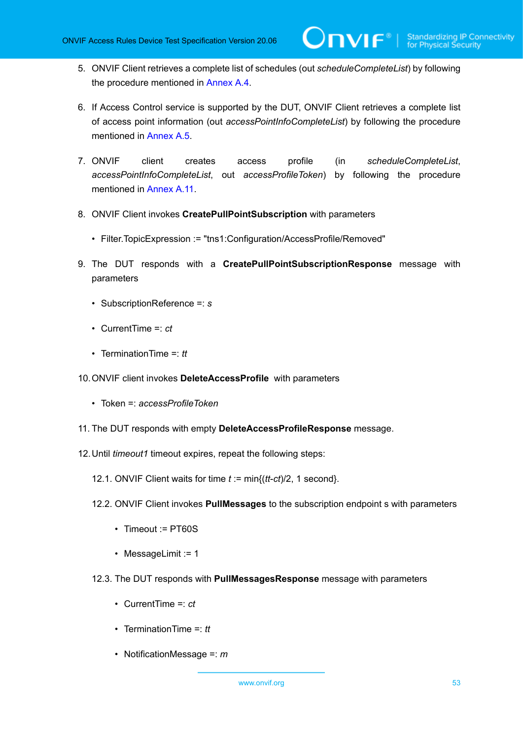5. ONVIF Client retrieves a complete list of schedules (out *scheduleCompleteList*) by following the procedure mentioned in Annex A.4.

6. If Access Control service is supported by the DUT, ONVIF Client retrieves a complete list of access point information (out *accessPointInfoCompleteList*) by following the procedure mentioned in Annex A.5.

7. ONVIF client creates access profile (in *scheduleCompleteList*, *accessPointInfoCompleteList*, out *accessProfileToken*) by following the procedure mentioned in Annex A.11.

8. ONVIF Client invokes **CreatePullPointSubscription** with parameters

   - Filter.TopicExpression := "tns1:Configuration/AccessProfile/Removed"

9. The DUT responds with a **CreatePullPointSubscriptionResponse** message with parameters

   - SubscriptionReference =: *s*
   - CurrentTime =: *ct*
   - TerminationTime =: *tt*

10. ONVIF client invokes **DeleteAccessProfile** with parameters

    - Token =: *accessProfileToken*

11. The DUT responds with empty **DeleteAccessProfileResponse** message.

12. Until *timeout1* timeout expires, repeat the following steps:

    12.1. ONVIF Client waits for time *t* := min{(*tt*-*ct*)/2, 1 second}.

    12.2. ONVIF Client invokes **PullMessages** to the subscription endpoint s with parameters

    - Timeout := PT60S
    - MessageLimit := 1

    12.3. The DUT responds with **PullMessagesResponse** message with parameters

    - CurrentTime =: *ct*
    - TerminationTime =: *tt*
    - NotificationMessage =: *m*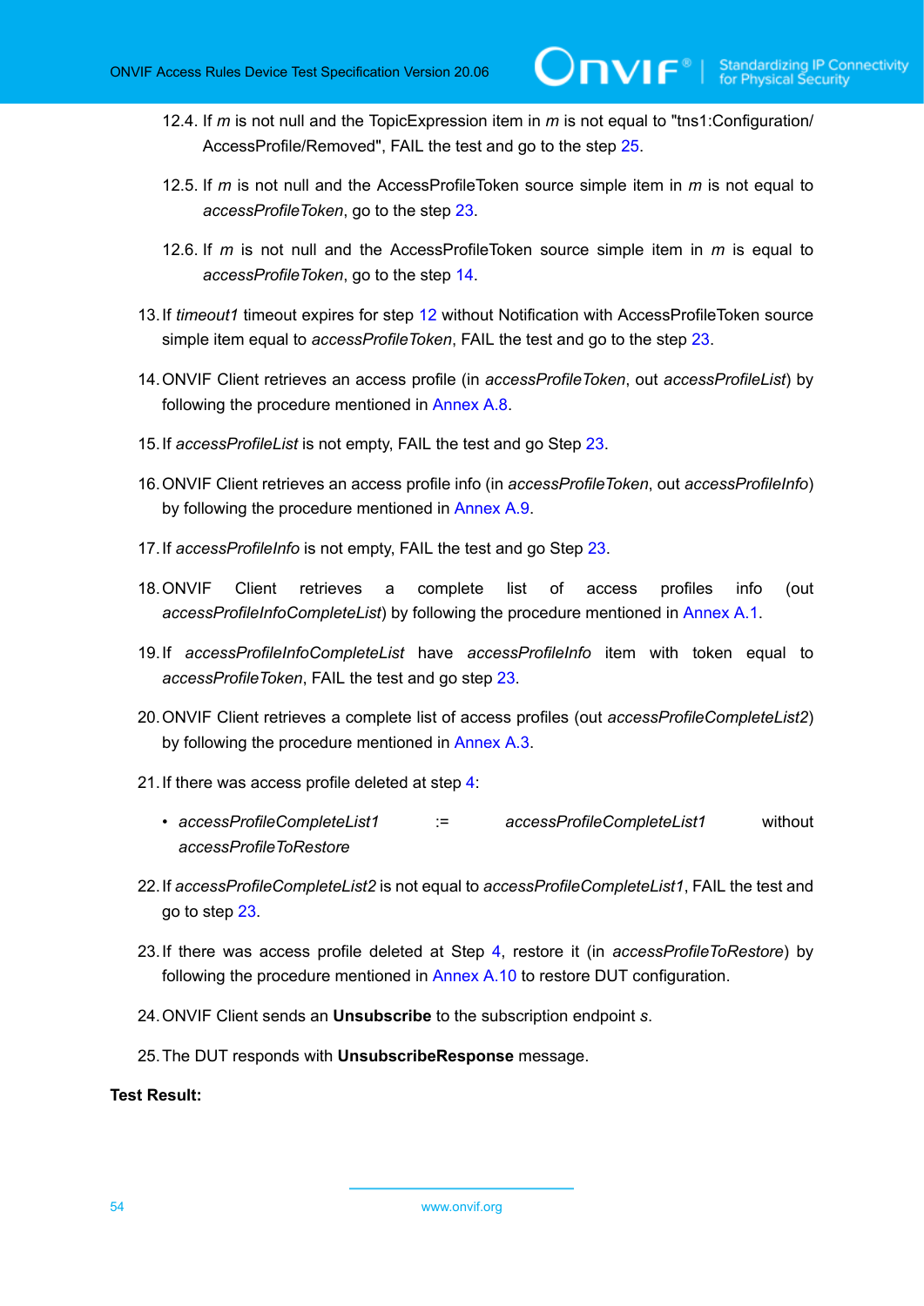12.4. If *m* is not null and the TopicExpression item in *m* is not equal to "tns1:Configuration/AccessProfile/Removed", FAIL the test and go to the step 25.

12.5. If *m* is not null and the AccessProfileToken source simple item in *m* is not equal to *accessProfileToken*, go to the step 23.

12.6. If *m* is not null and the AccessProfileToken source simple item in *m* is equal to *accessProfileToken*, go to the step 14.

13. If *timeout1* timeout expires for step 12 without Notification with AccessProfileToken source simple item equal to *accessProfileToken*, FAIL the test and go to the step 23.

14. ONVIF Client retrieves an access profile (in *accessProfileToken*, out *accessProfileList*) by following the procedure mentioned in Annex A.8.

15. If *accessProfileList* is not empty, FAIL the test and go Step 23.

16. ONVIF Client retrieves an access profile info (in *accessProfileToken*, out *accessProfileInfo*) by following the procedure mentioned in Annex A.9.

17. If *accessProfileInfo* is not empty, FAIL the test and go Step 23.

18. ONVIF Client retrieves a complete list of access profiles info (out *accessProfileInfoCompleteList*) by following the procedure mentioned in Annex A.1.

19. If *accessProfileInfoCompleteList* have *accessProfileInfo* item with token equal to *accessProfileToken*, FAIL the test and go step 23.

20. ONVIF Client retrieves a complete list of access profiles (out *accessProfileCompleteList2*) by following the procedure mentioned in Annex A.3.

21. If there was access profile deleted at step 4:
    - *accessProfileCompleteList1* := *accessProfileCompleteList1* without *accessProfileToRestore*

22. If *accessProfileCompleteList2* is not equal to *accessProfileCompleteList1*, FAIL the test and go to step 23.

23. If there was access profile deleted at Step 4, restore it (in *accessProfileToRestore*) by following the procedure mentioned in Annex A.10 to restore DUT configuration.

24. ONVIF Client sends an **Unsubscribe** to the subscription endpoint *s*.

25. The DUT responds with **UnsubscribeResponse** message.

**Test Result:**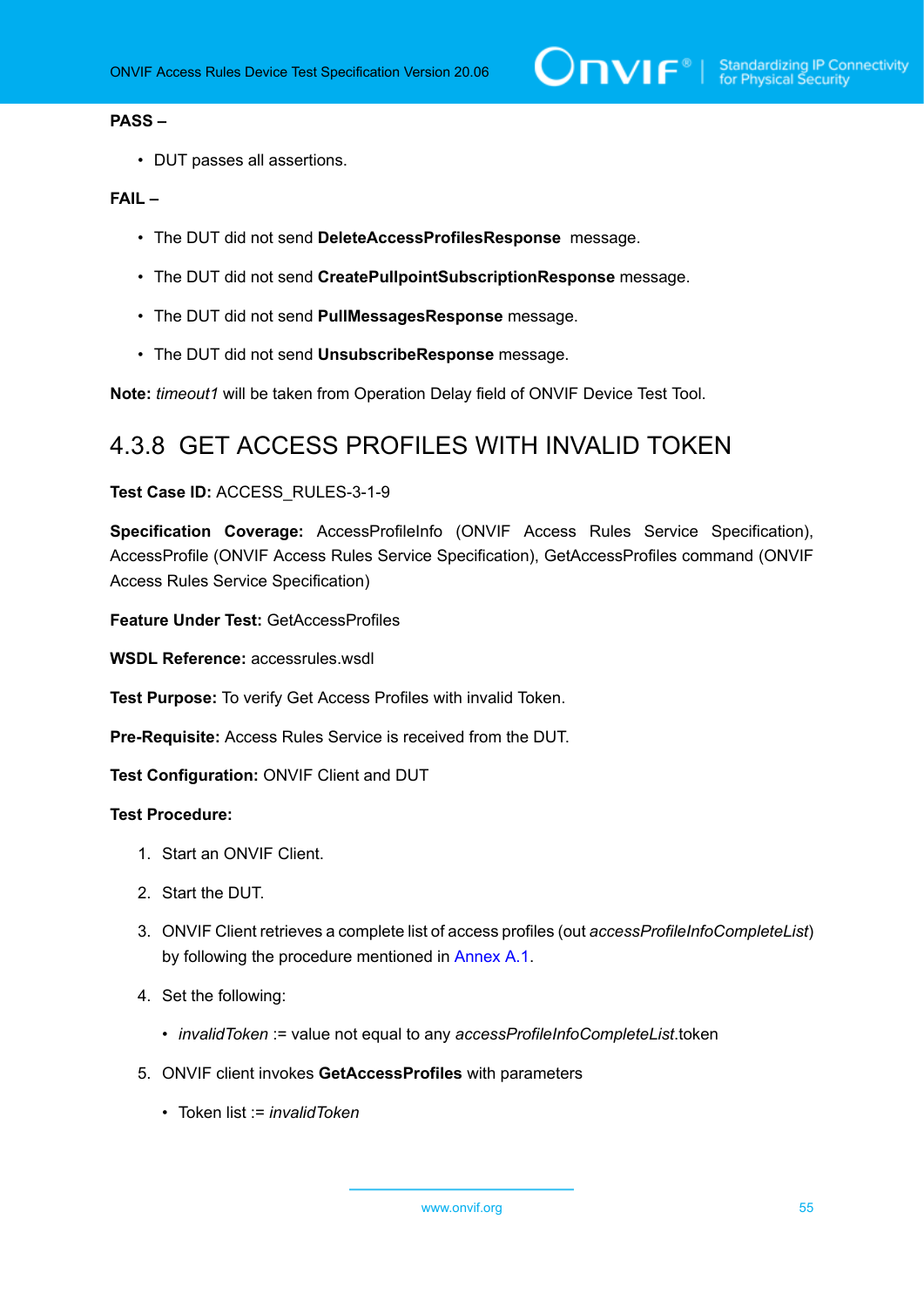**PASS –**

- DUT passes all assertions.

**FAIL –**

- The DUT did not send **DeleteAccessProfilesResponse** message.
- The DUT did not send **CreatePullpointSubscriptionResponse** message.
- The DUT did not send **PullMessagesResponse** message.
- The DUT did not send **UnsubscribeResponse** message.

**Note:** *timeout1* will be taken from Operation Delay field of ONVIF Device Test Tool.

## 4.3.8 GET ACCESS PROFILES WITH INVALID TOKEN

**Test Case ID:** ACCESS_RULES-3-1-9

**Specification Coverage:** AccessProfileInfo (ONVIF Access Rules Service Specification), AccessProfile (ONVIF Access Rules Service Specification), GetAccessProfiles command (ONVIF Access Rules Service Specification)

**Feature Under Test:** GetAccessProfiles

**WSDL Reference:** accessrules.wsdl

**Test Purpose:** To verify Get Access Profiles with invalid Token.

**Pre-Requisite:** Access Rules Service is received from the DUT.

**Test Configuration:** ONVIF Client and DUT

**Test Procedure:**

1. Start an ONVIF Client.
2. Start the DUT.
3. ONVIF Client retrieves a complete list of access profiles (out *accessProfileInfoCompleteList*) by following the procedure mentioned in Annex A.1.
4. Set the following:
   - *invalidToken* := value not equal to any *accessProfileInfoCompleteList*.token
5. ONVIF client invokes **GetAccessProfiles** with parameters
   - Token list := *invalidToken*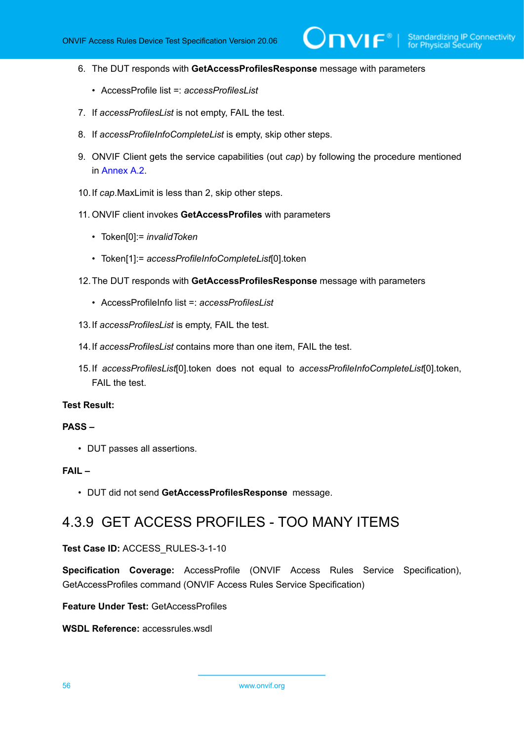6. The DUT responds with **GetAccessProfilesResponse** message with parameters

   - AccessProfile list =: *accessProfilesList*

7. If *accessProfilesList* is not empty, FAIL the test.

8. If *accessProfileInfoCompleteList* is empty, skip other steps.

9. ONVIF Client gets the service capabilities (out *cap*) by following the procedure mentioned in Annex A.2.

10. If *cap*.MaxLimit is less than 2, skip other steps.

11. ONVIF client invokes **GetAccessProfiles** with parameters

    - Token[0]:= *invalidToken*
    - Token[1]:= *accessProfileInfoCompleteList*[0].token

12. The DUT responds with **GetAccessProfilesResponse** message with parameters

    - AccessProfileInfo list =: *accessProfilesList*

13. If *accessProfilesList* is empty, FAIL the test.

14. If *accessProfilesList* contains more than one item, FAIL the test.

15. If *accessProfilesList*[0].token does not equal to *accessProfileInfoCompleteList*[0].token, FAIL the test.

**Test Result:**

**PASS –**

- DUT passes all assertions.

**FAIL –**

- DUT did not send **GetAccessProfilesResponse** message.

### 4.3.9 GET ACCESS PROFILES - TOO MANY ITEMS

**Test Case ID:** ACCESS_RULES-3-1-10

**Specification Coverage:** AccessProfile (ONVIF Access Rules Service Specification), GetAccessProfiles command (ONVIF Access Rules Service Specification)

**Feature Under Test:** GetAccessProfiles

**WSDL Reference:** accessrules.wsdl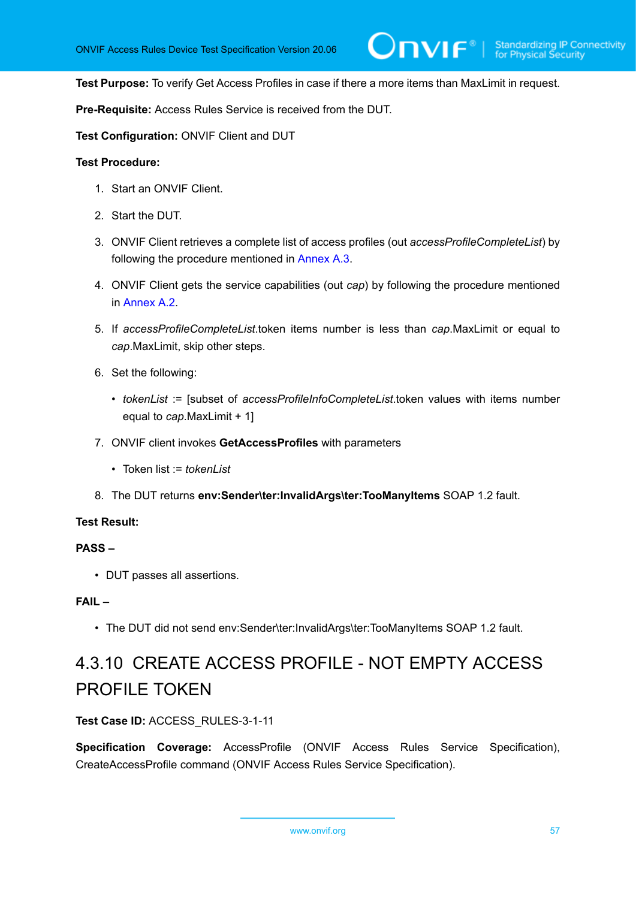**Test Purpose:** To verify Get Access Profiles in case if there a more items than MaxLimit in request.

**Pre-Requisite:** Access Rules Service is received from the DUT.

**Test Configuration:** ONVIF Client and DUT

**Test Procedure:**

1. Start an ONVIF Client.
2. Start the DUT.
3. ONVIF Client retrieves a complete list of access profiles (out *accessProfileCompleteList*) by following the procedure mentioned in Annex A.3.
4. ONVIF Client gets the service capabilities (out *cap*) by following the procedure mentioned in Annex A.2.
5. If *accessProfileCompleteList*.token items number is less than *cap*.MaxLimit or equal to *cap*.MaxLimit, skip other steps.
6. Set the following:
   - *tokenList* := [subset of *accessProfileInfoCompleteList*.token values with items number equal to *cap*.MaxLimit + 1]
7. ONVIF client invokes **GetAccessProfiles** with parameters
   - Token list := *tokenList*
8. The DUT returns **env:Sender\ter:InvalidArgs\ter:TooManyItems** SOAP 1.2 fault.

**Test Result:**

**PASS –**

- DUT passes all assertions.

**FAIL –**

- The DUT did not send env:Sender\ter:InvalidArgs\ter:TooManyItems SOAP 1.2 fault.

## 4.3.10 CREATE ACCESS PROFILE - NOT EMPTY ACCESS PROFILE TOKEN

**Test Case ID:** ACCESS_RULES-3-1-11

**Specification Coverage:** AccessProfile (ONVIF Access Rules Service Specification), CreateAccessProfile command (ONVIF Access Rules Service Specification).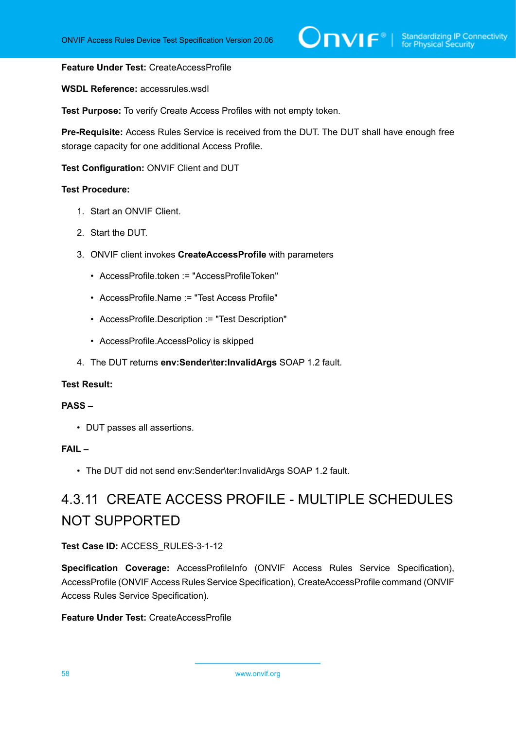**Feature Under Test:** CreateAccessProfile

**WSDL Reference:** accessrules.wsdl

**Test Purpose:** To verify Create Access Profiles with not empty token.

**Pre-Requisite:** Access Rules Service is received from the DUT. The DUT shall have enough free storage capacity for one additional Access Profile.

**Test Configuration:** ONVIF Client and DUT

**Test Procedure:**

1. Start an ONVIF Client.
2. Start the DUT.
3. ONVIF client invokes **CreateAccessProfile** with parameters
   - AccessProfile.token := "AccessProfileToken"
   - AccessProfile.Name := "Test Access Profile"
   - AccessProfile.Description := "Test Description"
   - AccessProfile.AccessPolicy is skipped
4. The DUT returns **env:Sender\ter:InvalidArgs** SOAP 1.2 fault.

**Test Result:**

**PASS –**

- DUT passes all assertions.

**FAIL –**

- The DUT did not send env:Sender\ter:InvalidArgs SOAP 1.2 fault.

## 4.3.11 CREATE ACCESS PROFILE - MULTIPLE SCHEDULES NOT SUPPORTED

**Test Case ID:** ACCESS_RULES-3-1-12

**Specification Coverage:** AccessProfileInfo (ONVIF Access Rules Service Specification), AccessProfile (ONVIF Access Rules Service Specification), CreateAccessProfile command (ONVIF Access Rules Service Specification).

**Feature Under Test:** CreateAccessProfile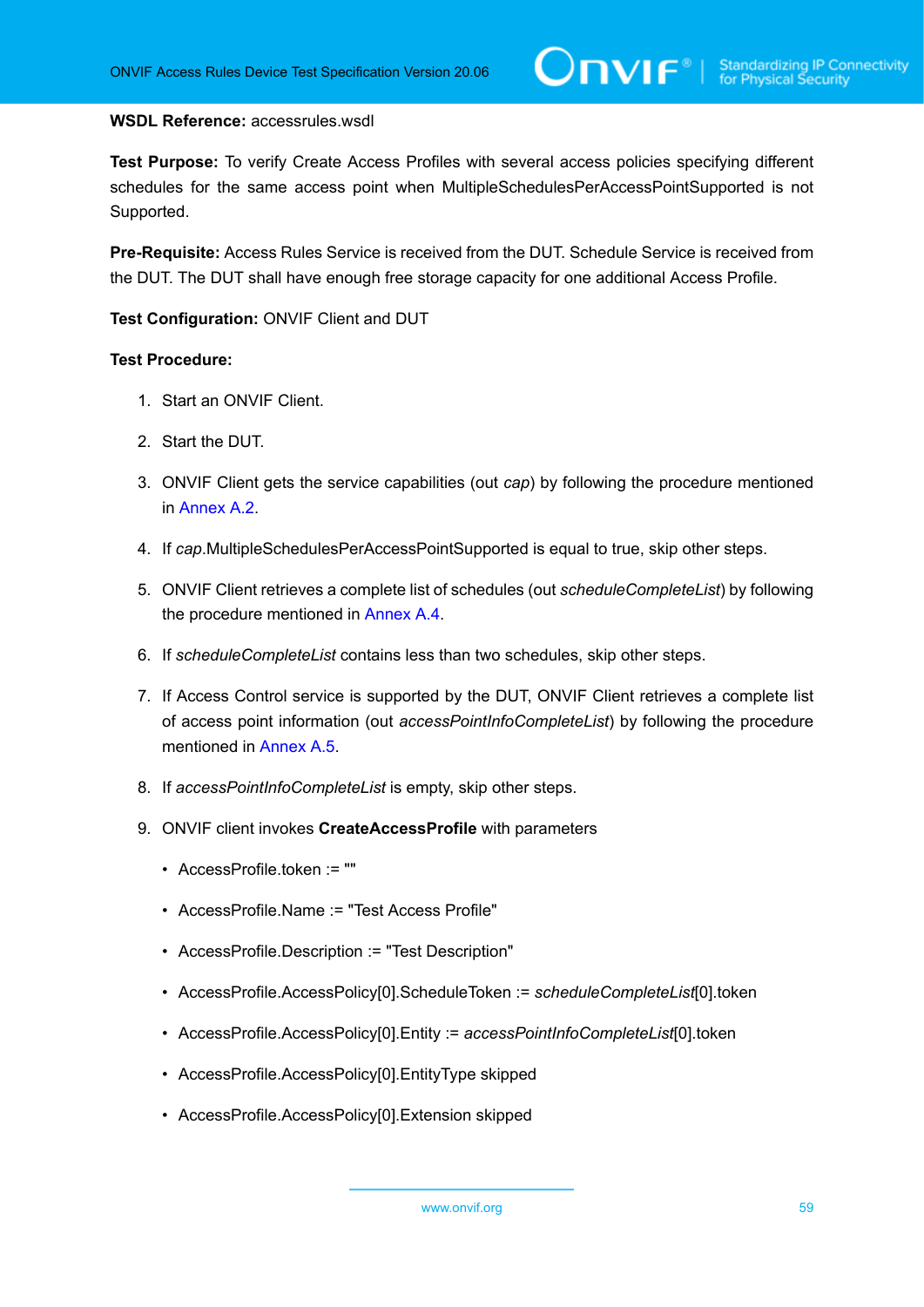**WSDL Reference:** accessrules.wsdl

**Test Purpose:** To verify Create Access Profiles with several access policies specifying different schedules for the same access point when MultipleSchedulesPerAccessPointSupported is not Supported.

**Pre-Requisite:** Access Rules Service is received from the DUT. Schedule Service is received from the DUT. The DUT shall have enough free storage capacity for one additional Access Profile.

**Test Configuration:** ONVIF Client and DUT

**Test Procedure:**

1. Start an ONVIF Client.
2. Start the DUT.
3. ONVIF Client gets the service capabilities (out *cap*) by following the procedure mentioned in Annex A.2.
4. If *cap*.MultipleSchedulesPerAccessPointSupported is equal to true, skip other steps.
5. ONVIF Client retrieves a complete list of schedules (out *scheduleCompleteList*) by following the procedure mentioned in Annex A.4.
6. If *scheduleCompleteList* contains less than two schedules, skip other steps.
7. If Access Control service is supported by the DUT, ONVIF Client retrieves a complete list of access point information (out *accessPointInfoCompleteList*) by following the procedure mentioned in Annex A.5.
8. If *accessPointInfoCompleteList* is empty, skip other steps.
9. ONVIF client invokes **CreateAccessProfile** with parameters
   - AccessProfile.token := ""
   - AccessProfile.Name := "Test Access Profile"
   - AccessProfile.Description := "Test Description"
   - AccessProfile.AccessPolicy[0].ScheduleToken := *scheduleCompleteList*[0].token
   - AccessProfile.AccessPolicy[0].Entity := *accessPointInfoCompleteList*[0].token
   - AccessProfile.AccessPolicy[0].EntityType skipped
   - AccessProfile.AccessPolicy[0].Extension skipped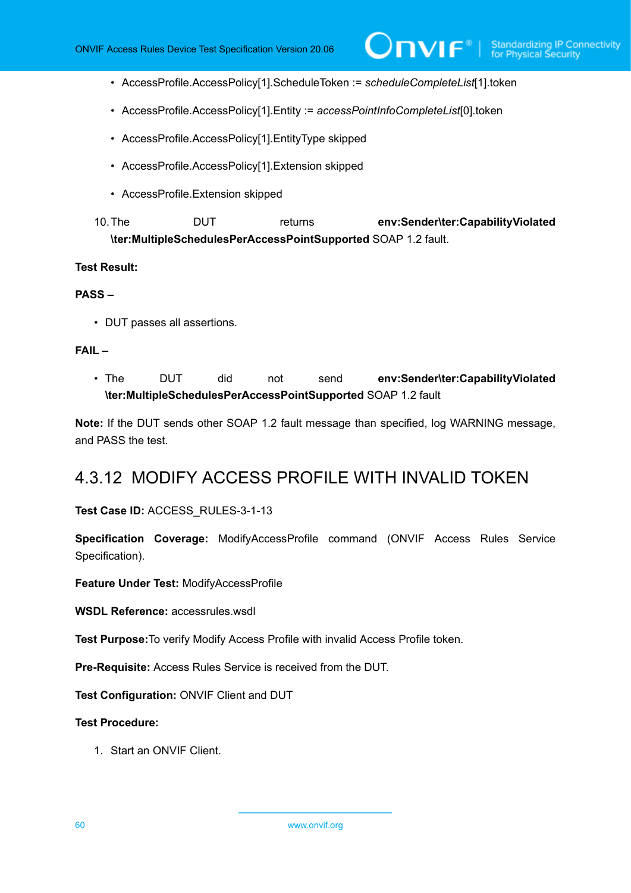- AccessProfile.AccessPolicy[1].ScheduleToken := *scheduleCompleteList*[1].token
- AccessProfile.AccessPolicy[1].Entity := *accessPointInfoCompleteList*[0].token
- AccessProfile.AccessPolicy[1].EntityType skipped
- AccessProfile.AccessPolicy[1].Extension skipped
- AccessProfile.Extension skipped

10. The DUT returns **env:Sender\ter:CapabilityViolated \ter:MultipleSchedulesPerAccessPointSupported** SOAP 1.2 fault.

**Test Result:**

**PASS –**

- DUT passes all assertions.

**FAIL –**

- The DUT did not send **env:Sender\ter:CapabilityViolated \ter:MultipleSchedulesPerAccessPointSupported** SOAP 1.2 fault

**Note:** If the DUT sends other SOAP 1.2 fault message than specified, log WARNING message, and PASS the test.

## 4.3.12 MODIFY ACCESS PROFILE WITH INVALID TOKEN

**Test Case ID:** ACCESS_RULES-3-1-13

**Specification Coverage:** ModifyAccessProfile command (ONVIF Access Rules Service Specification).

**Feature Under Test:** ModifyAccessProfile

**WSDL Reference:** accessrules.wsdl

**Test Purpose:**To verify Modify Access Profile with invalid Access Profile token.

**Pre-Requisite:** Access Rules Service is received from the DUT.

**Test Configuration:** ONVIF Client and DUT

**Test Procedure:**

1. Start an ONVIF Client.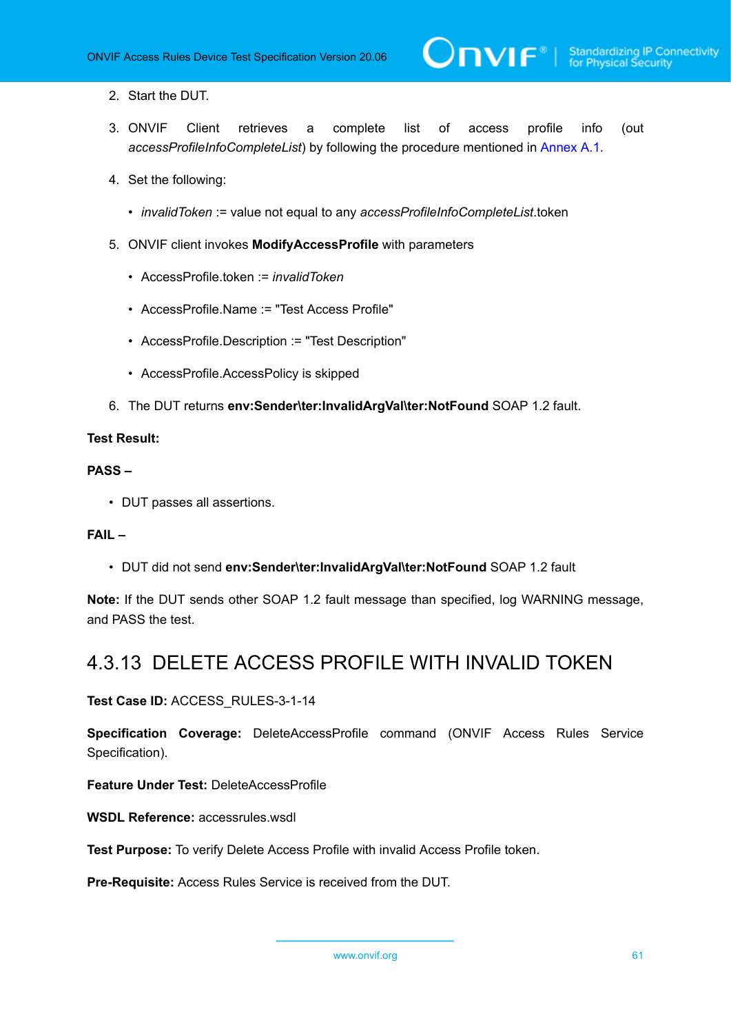2. Start the DUT.

3. ONVIF Client retrieves a complete list of access profile info (out *accessProfileInfoCompleteList*) by following the procedure mentioned in Annex A.1.

4. Set the following:

   - *invalidToken* := value not equal to any *accessProfileInfoCompleteList*.token

5. ONVIF client invokes **ModifyAccessProfile** with parameters

   - AccessProfile.token := *invalidToken*
   - AccessProfile.Name := "Test Access Profile"
   - AccessProfile.Description := "Test Description"
   - AccessProfile.AccessPolicy is skipped

6. The DUT returns **env:Sender\ter:InvalidArgVal\ter:NotFound** SOAP 1.2 fault.

**Test Result:**

**PASS –**

- DUT passes all assertions.

**FAIL –**

- DUT did not send **env:Sender\ter:InvalidArgVal\ter:NotFound** SOAP 1.2 fault

**Note:** If the DUT sends other SOAP 1.2 fault message than specified, log WARNING message, and PASS the test.

### 4.3.13 DELETE ACCESS PROFILE WITH INVALID TOKEN

**Test Case ID:** ACCESS_RULES-3-1-14

**Specification Coverage:** DeleteAccessProfile command (ONVIF Access Rules Service Specification).

**Feature Under Test:** DeleteAccessProfile

**WSDL Reference:** accessrules.wsdl

**Test Purpose:** To verify Delete Access Profile with invalid Access Profile token.

**Pre-Requisite:** Access Rules Service is received from the DUT.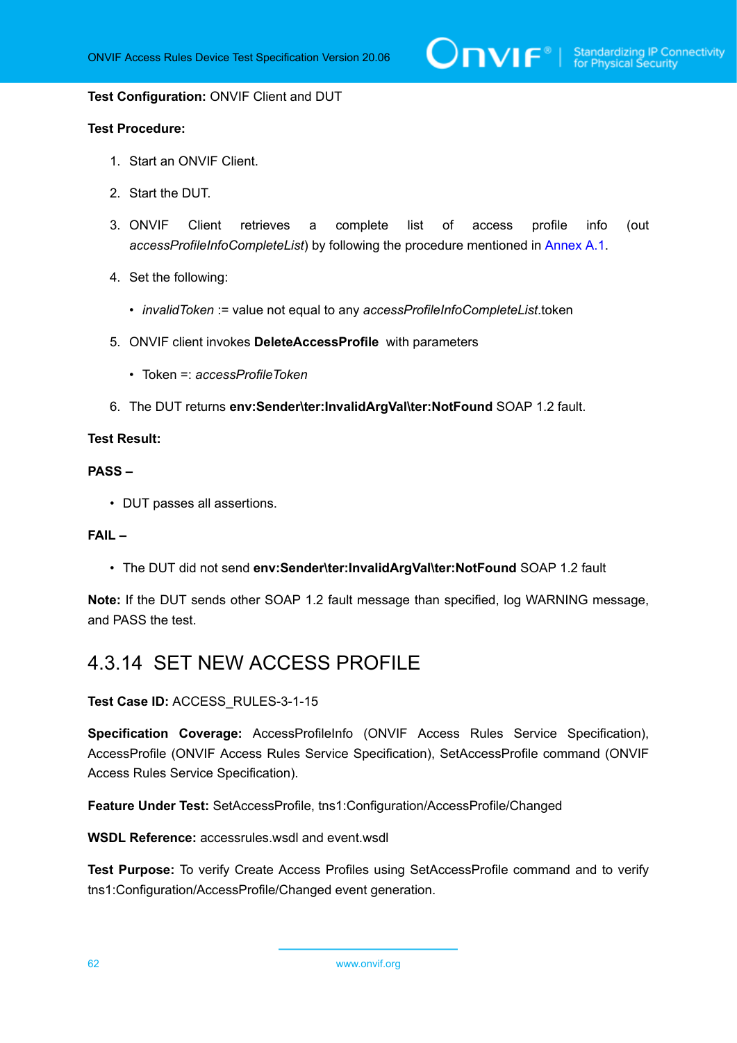**Test Configuration:** ONVIF Client and DUT

**Test Procedure:**

1. Start an ONVIF Client.
2. Start the DUT.
3. ONVIF Client retrieves a complete list of access profile info (out *accessProfileInfoCompleteList*) by following the procedure mentioned in Annex A.1.
4. Set the following:
   - *invalidToken* := value not equal to any *accessProfileInfoCompleteList*.token
5. ONVIF client invokes **DeleteAccessProfile** with parameters
   - Token =: *accessProfileToken*
6. The DUT returns **env:Sender\ter:InvalidArgVal\ter:NotFound** SOAP 1.2 fault.

**Test Result:**

**PASS –**

- DUT passes all assertions.

**FAIL –**

- The DUT did not send **env:Sender\ter:InvalidArgVal\ter:NotFound** SOAP 1.2 fault

**Note:** If the DUT sends other SOAP 1.2 fault message than specified, log WARNING message, and PASS the test.

## 4.3.14 SET NEW ACCESS PROFILE

**Test Case ID:** ACCESS_RULES-3-1-15

**Specification Coverage:** AccessProfileInfo (ONVIF Access Rules Service Specification), AccessProfile (ONVIF Access Rules Service Specification), SetAccessProfile command (ONVIF Access Rules Service Specification).

**Feature Under Test:** SetAccessProfile, tns1:Configuration/AccessProfile/Changed

**WSDL Reference:** accessrules.wsdl and event.wsdl

**Test Purpose:** To verify Create Access Profiles using SetAccessProfile command and to verify tns1:Configuration/AccessProfile/Changed event generation.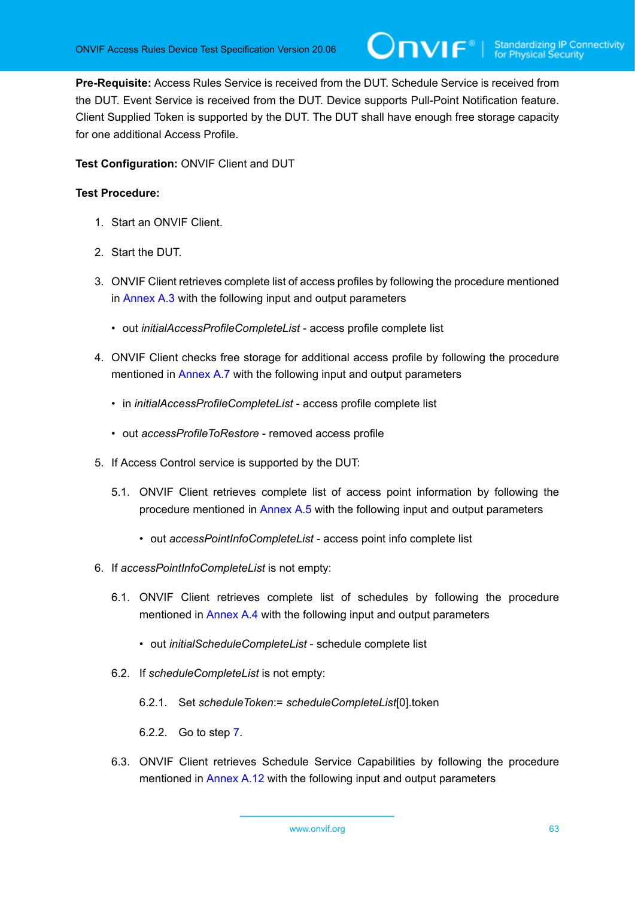**Pre-Requisite:** Access Rules Service is received from the DUT. Schedule Service is received from the DUT. Event Service is received from the DUT. Device supports Pull-Point Notification feature. Client Supplied Token is supported by the DUT. The DUT shall have enough free storage capacity for one additional Access Profile.

**Test Configuration:** ONVIF Client and DUT

**Test Procedure:**

1. Start an ONVIF Client.

2. Start the DUT.

3. ONVIF Client retrieves complete list of access profiles by following the procedure mentioned in Annex A.3 with the following input and output parameters

   - out *initialAccessProfileCompleteList* - access profile complete list

4. ONVIF Client checks free storage for additional access profile by following the procedure mentioned in Annex A.7 with the following input and output parameters

   - in *initialAccessProfileCompleteList* - access profile complete list

   - out *accessProfileToRestore* - removed access profile

5. If Access Control service is supported by the DUT:

   5.1. ONVIF Client retrieves complete list of access point information by following the procedure mentioned in Annex A.5 with the following input and output parameters

   - out *accessPointInfoCompleteList* - access point info complete list

6. If *accessPointInfoCompleteList* is not empty:

   6.1. ONVIF Client retrieves complete list of schedules by following the procedure mentioned in Annex A.4 with the following input and output parameters

   - out *initialScheduleCompleteList* - schedule complete list

   6.2. If *scheduleCompleteList* is not empty:

   6.2.1. Set *scheduleToken*:= *scheduleCompleteList*[0].token

   6.2.2. Go to step 7.

   6.3. ONVIF Client retrieves Schedule Service Capabilities by following the procedure mentioned in Annex A.12 with the following input and output parameters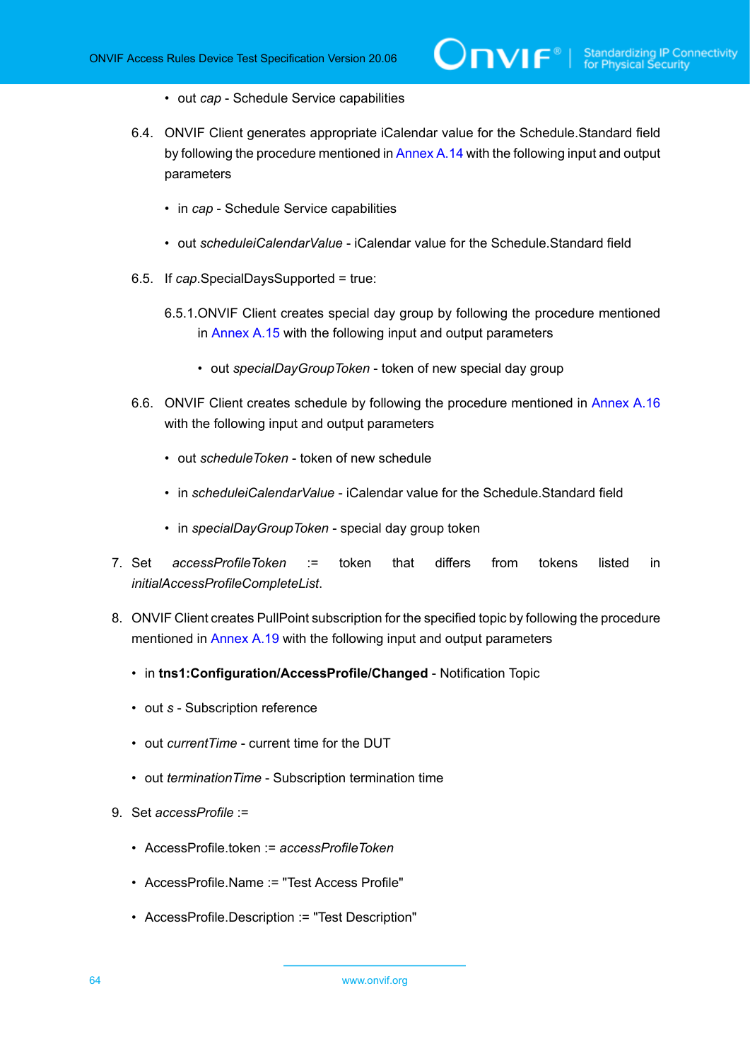- out *cap* - Schedule Service capabilities

6.4. ONVIF Client generates appropriate iCalendar value for the Schedule.Standard field by following the procedure mentioned in Annex A.14 with the following input and output parameters

- in *cap* - Schedule Service capabilities
- out *scheduleiCalendarValue* - iCalendar value for the Schedule.Standard field

6.5. If *cap*.SpecialDaysSupported = true:

6.5.1. ONVIF Client creates special day group by following the procedure mentioned in Annex A.15 with the following input and output parameters

- out *specialDayGroupToken* - token of new special day group

6.6. ONVIF Client creates schedule by following the procedure mentioned in Annex A.16 with the following input and output parameters

- out *scheduleToken* - token of new schedule
- in *scheduleiCalendarValue* - iCalendar value for the Schedule.Standard field
- in *specialDayGroupToken* - special day group token

7. Set *accessProfileToken* := token that differs from tokens listed in *initialAccessProfileCompleteList*.

8. ONVIF Client creates PullPoint subscription for the specified topic by following the procedure mentioned in Annex A.19 with the following input and output parameters

   - in **tns1:Configuration/AccessProfile/Changed** - Notification Topic
   - out *s* - Subscription reference
   - out *currentTime* - current time for the DUT
   - out *terminationTime* - Subscription termination time

9. Set *accessProfile* :=

   - AccessProfile.token := *accessProfileToken*
   - AccessProfile.Name := "Test Access Profile"
   - AccessProfile.Description := "Test Description"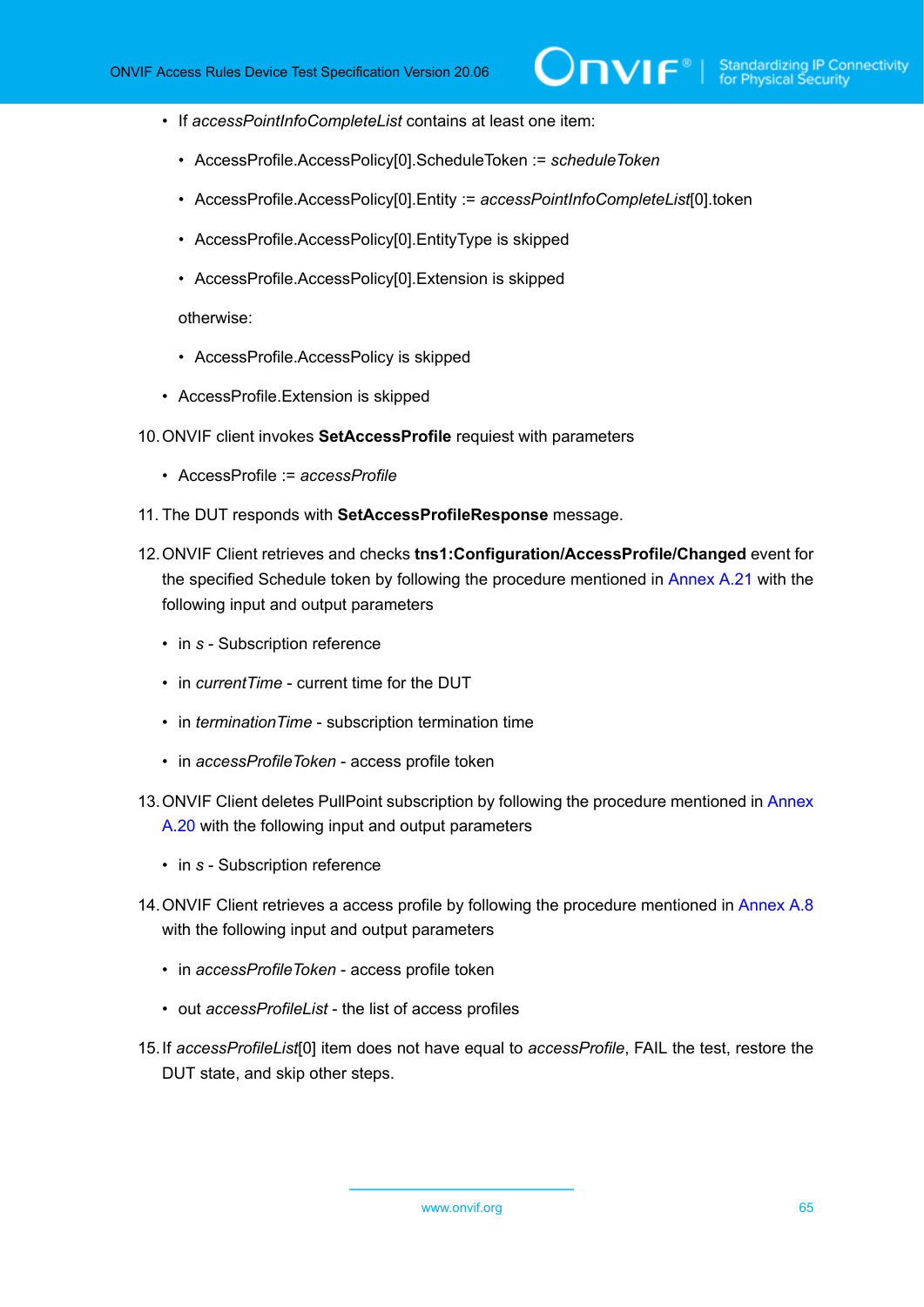- If *accessPointInfoCompleteList* contains at least one item:
  - AccessProfile.AccessPolicy[0].ScheduleToken := *scheduleToken*
  - AccessProfile.AccessPolicy[0].Entity := *accessPointInfoCompleteList*[0].token
  - AccessProfile.AccessPolicy[0].EntityType is skipped
  - AccessProfile.AccessPolicy[0].Extension is skipped

  otherwise:

  - AccessProfile.AccessPolicy is skipped
- AccessProfile.Extension is skipped

10. ONVIF client invokes **SetAccessProfile** requiest with parameters
    - AccessProfile := *accessProfile*
11. The DUT responds with **SetAccessProfileResponse** message.
12. ONVIF Client retrieves and checks **tns1:Configuration/AccessProfile/Changed** event for the specified Schedule token by following the procedure mentioned in Annex A.21 with the following input and output parameters
    - in *s* - Subscription reference
    - in *currentTime* - current time for the DUT
    - in *terminationTime* - subscription termination time
    - in *accessProfileToken* - access profile token
13. ONVIF Client deletes PullPoint subscription by following the procedure mentioned in Annex A.20 with the following input and output parameters
    - in *s* - Subscription reference
14. ONVIF Client retrieves a access profile by following the procedure mentioned in Annex A.8 with the following input and output parameters
    - in *accessProfileToken* - access profile token
    - out *accessProfileList* - the list of access profiles
15. If *accessProfileList*[0] item does not have equal to *accessProfile*, FAIL the test, restore the DUT state, and skip other steps.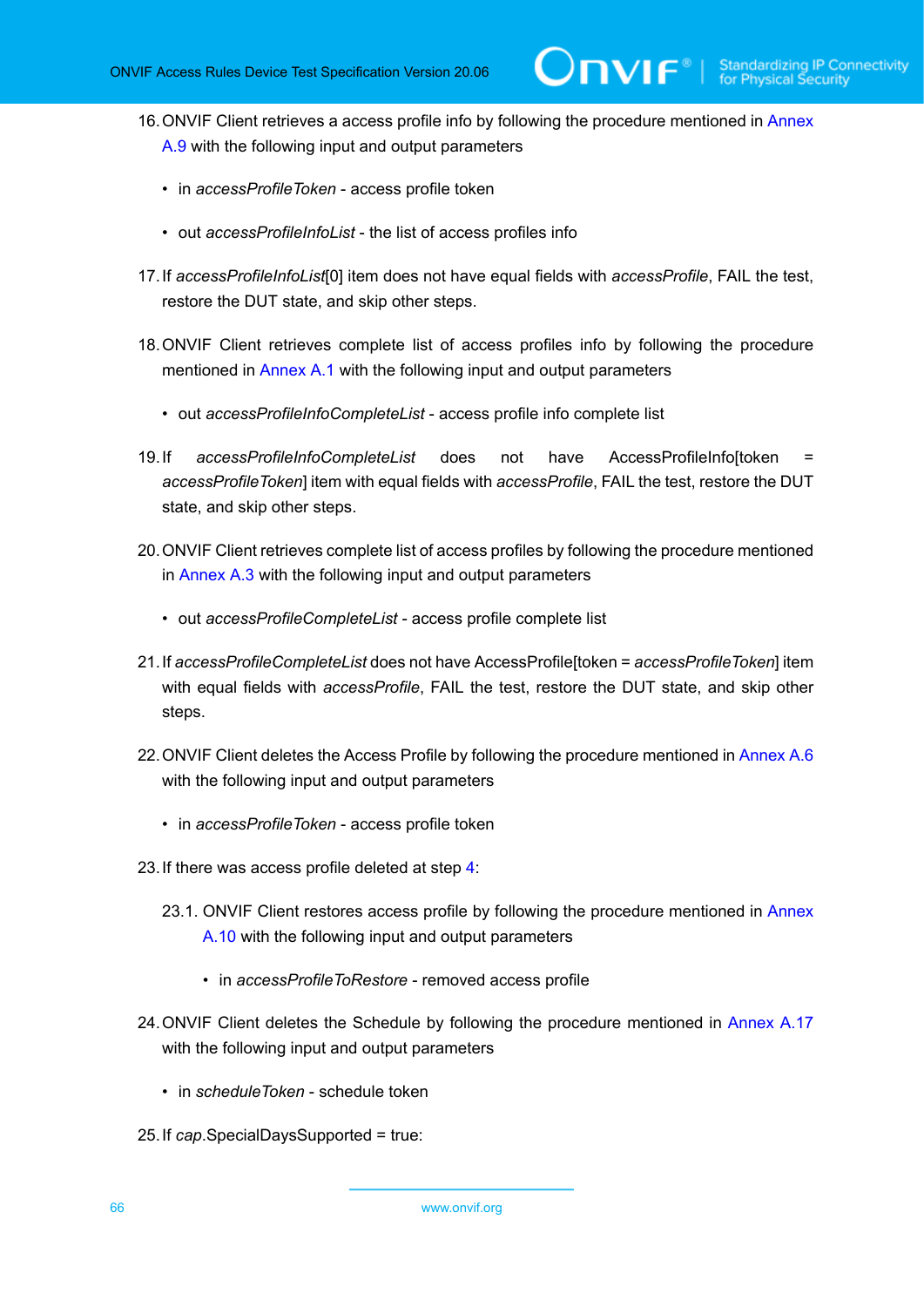16. ONVIF Client retrieves a access profile info by following the procedure mentioned in Annex A.9 with the following input and output parameters

    - in *accessProfileToken* - access profile token

    - out *accessProfileInfoList* - the list of access profiles info

17. If *accessProfileInfoList*[0] item does not have equal fields with *accessProfile*, FAIL the test, restore the DUT state, and skip other steps.

18. ONVIF Client retrieves complete list of access profiles info by following the procedure mentioned in Annex A.1 with the following input and output parameters

    - out *accessProfileInfoCompleteList* - access profile info complete list

19. If *accessProfileInfoCompleteList* does not have AccessProfileInfo[token = *accessProfileToken*] item with equal fields with *accessProfile*, FAIL the test, restore the DUT state, and skip other steps.

20. ONVIF Client retrieves complete list of access profiles by following the procedure mentioned in Annex A.3 with the following input and output parameters

    - out *accessProfileCompleteList* - access profile complete list

21. If *accessProfileCompleteList* does not have AccessProfile[token = *accessProfileToken*] item with equal fields with *accessProfile*, FAIL the test, restore the DUT state, and skip other steps.

22. ONVIF Client deletes the Access Profile by following the procedure mentioned in Annex A.6 with the following input and output parameters

    - in *accessProfileToken* - access profile token

23. If there was access profile deleted at step 4:

    23.1. ONVIF Client restores access profile by following the procedure mentioned in Annex A.10 with the following input and output parameters

    - in *accessProfileToRestore* - removed access profile

24. ONVIF Client deletes the Schedule by following the procedure mentioned in Annex A.17 with the following input and output parameters

    - in *scheduleToken* - schedule token

25. If *cap*.SpecialDaysSupported = true: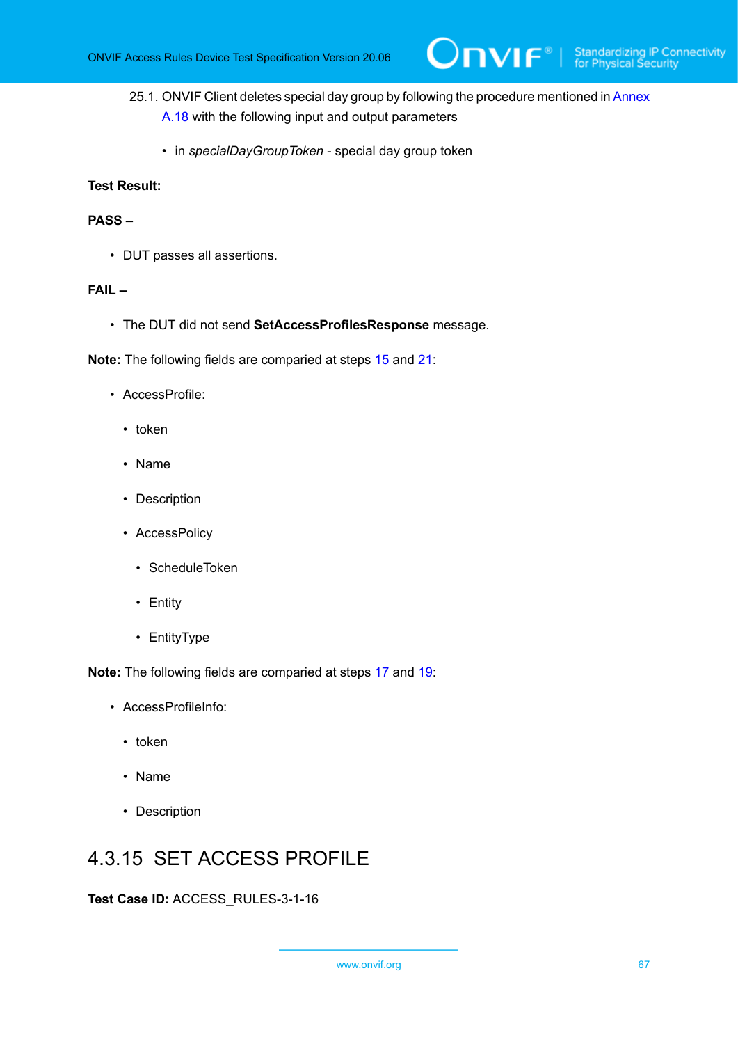25.1. ONVIF Client deletes special day group by following the procedure mentioned in Annex A.18 with the following input and output parameters

- in *specialDayGroupToken* - special day group token

**Test Result:**

**PASS –**

- DUT passes all assertions.

**FAIL –**

- The DUT did not send **SetAccessProfilesResponse** message.

**Note:** The following fields are comparied at steps 15 and 21:

- AccessProfile:
  - token
  - Name
  - Description
  - AccessPolicy
    - ScheduleToken
    - Entity
    - EntityType

**Note:** The following fields are comparied at steps 17 and 19:

- AccessProfileInfo:
  - token
  - Name
  - Description

## 4.3.15 SET ACCESS PROFILE

**Test Case ID:** ACCESS_RULES-3-1-16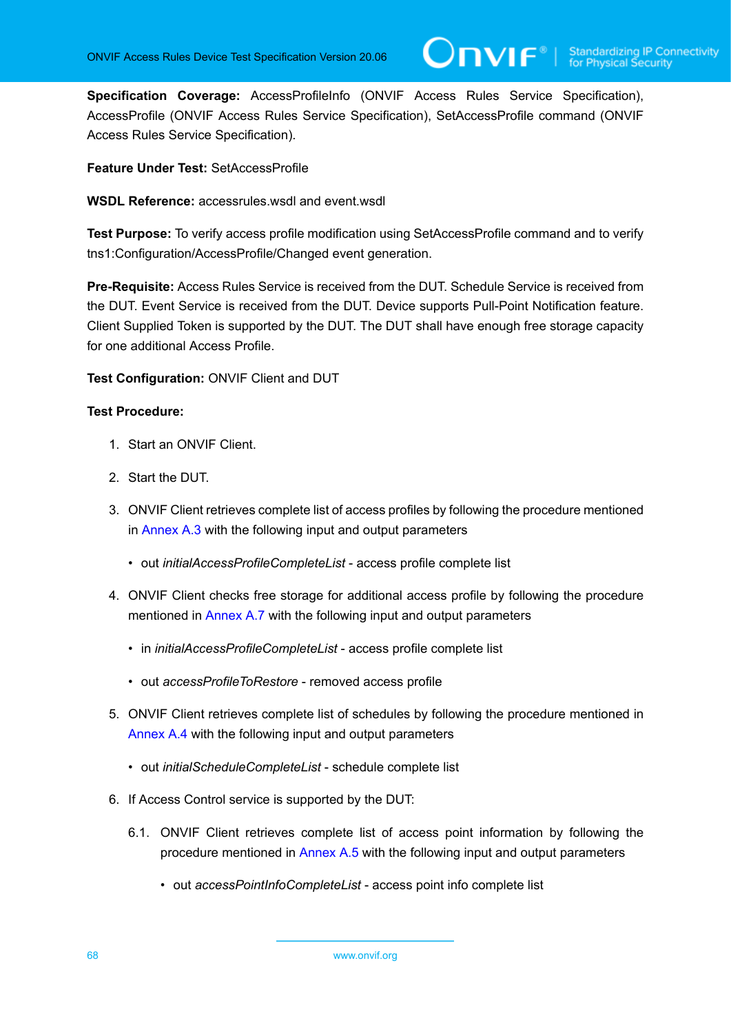**Specification Coverage:** AccessProfileInfo (ONVIF Access Rules Service Specification), AccessProfile (ONVIF Access Rules Service Specification), SetAccessProfile command (ONVIF Access Rules Service Specification).

**Feature Under Test:** SetAccessProfile

**WSDL Reference:** accessrules.wsdl and event.wsdl

**Test Purpose:** To verify access profile modification using SetAccessProfile command and to verify tns1:Configuration/AccessProfile/Changed event generation.

**Pre-Requisite:** Access Rules Service is received from the DUT. Schedule Service is received from the DUT. Event Service is received from the DUT. Device supports Pull-Point Notification feature. Client Supplied Token is supported by the DUT. The DUT shall have enough free storage capacity for one additional Access Profile.

**Test Configuration:** ONVIF Client and DUT

**Test Procedure:**

1. Start an ONVIF Client.
2. Start the DUT.
3. ONVIF Client retrieves complete list of access profiles by following the procedure mentioned in Annex A.3 with the following input and output parameters
   - out *initialAccessProfileCompleteList* - access profile complete list
4. ONVIF Client checks free storage for additional access profile by following the procedure mentioned in Annex A.7 with the following input and output parameters
   - in *initialAccessProfileCompleteList* - access profile complete list
   - out *accessProfileToRestore* - removed access profile
5. ONVIF Client retrieves complete list of schedules by following the procedure mentioned in Annex A.4 with the following input and output parameters
   - out *initialScheduleCompleteList* - schedule complete list
6. If Access Control service is supported by the DUT:

   6.1. ONVIF Client retrieves complete list of access point information by following the procedure mentioned in Annex A.5 with the following input and output parameters

   - out *accessPointInfoCompleteList* - access point info complete list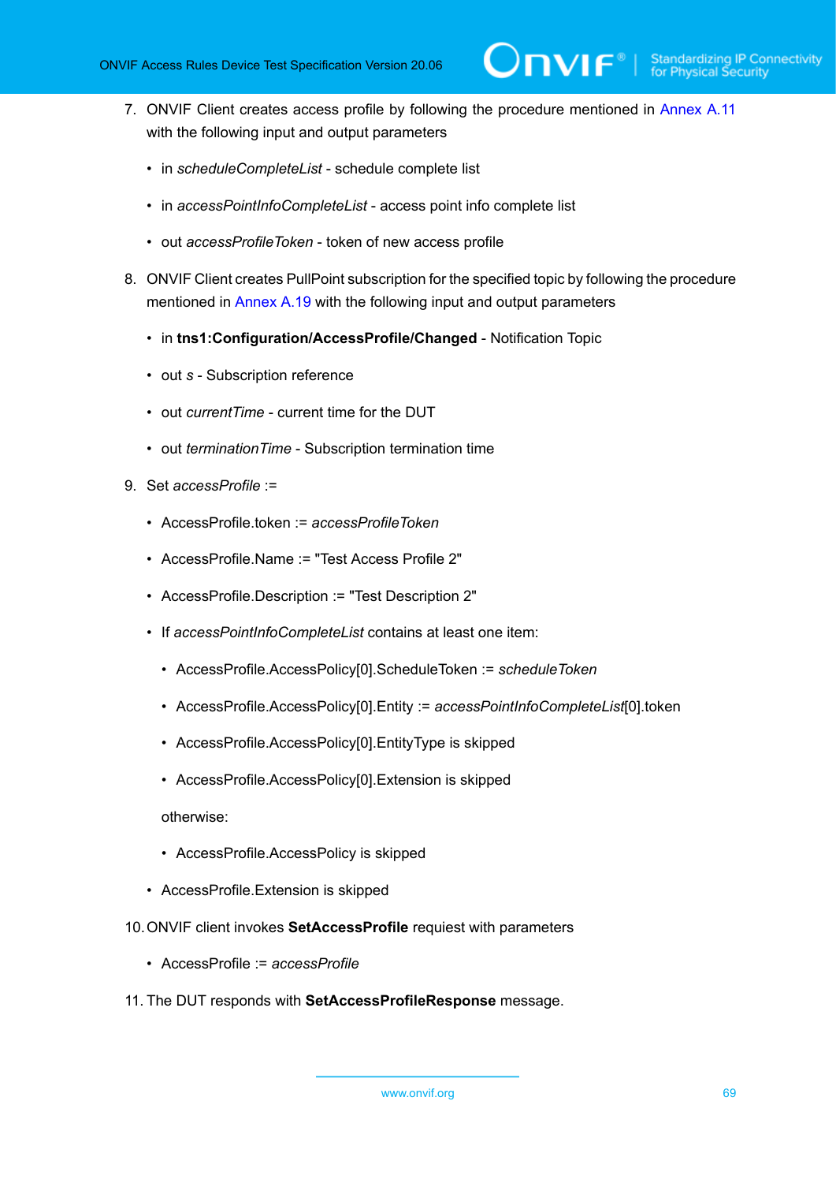7. ONVIF Client creates access profile by following the procedure mentioned in Annex A.11 with the following input and output parameters

   - in *scheduleCompleteList* - schedule complete list

   - in *accessPointInfoCompleteList* - access point info complete list

   - out *accessProfileToken* - token of new access profile

8. ONVIF Client creates PullPoint subscription for the specified topic by following the procedure mentioned in Annex A.19 with the following input and output parameters

   - in **tns1:Configuration/AccessProfile/Changed** - Notification Topic

   - out *s* - Subscription reference

   - out *currentTime* - current time for the DUT

   - out *terminationTime* - Subscription termination time

9. Set *accessProfile* :=

   - AccessProfile.token := *accessProfileToken*

   - AccessProfile.Name := "Test Access Profile 2"

   - AccessProfile.Description := "Test Description 2"

   - If *accessPointInfoCompleteList* contains at least one item:

     - AccessProfile.AccessPolicy[0].ScheduleToken := *scheduleToken*

     - AccessProfile.AccessPolicy[0].Entity := *accessPointInfoCompleteList*[0].token

     - AccessProfile.AccessPolicy[0].EntityType is skipped

     - AccessProfile.AccessPolicy[0].Extension is skipped

     otherwise:

     - AccessProfile.AccessPolicy is skipped

   - AccessProfile.Extension is skipped

10. ONVIF client invokes **SetAccessProfile** requiest with parameters

    - AccessProfile := *accessProfile*

11. The DUT responds with **SetAccessProfileResponse** message.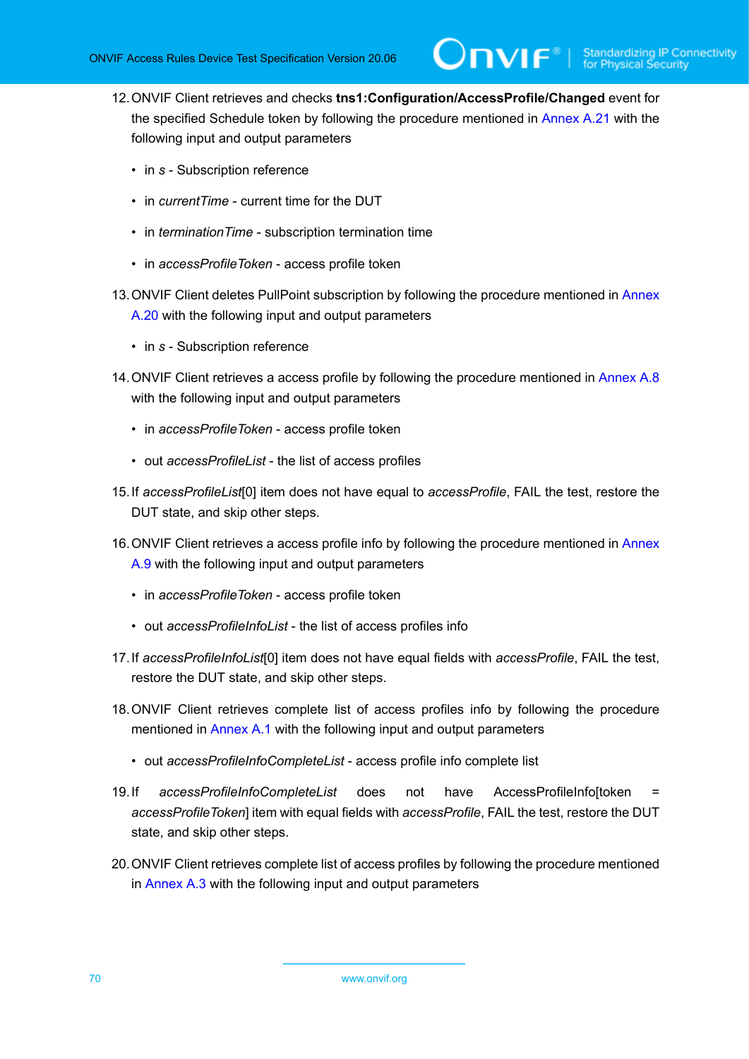12. ONVIF Client retrieves and checks **tns1:Configuration/AccessProfile/Changed** event for the specified Schedule token by following the procedure mentioned in Annex A.21 with the following input and output parameters

    - in *s* - Subscription reference
    - in *currentTime* - current time for the DUT
    - in *terminationTime* - subscription termination time
    - in *accessProfileToken* - access profile token

13. ONVIF Client deletes PullPoint subscription by following the procedure mentioned in Annex A.20 with the following input and output parameters

    - in *s* - Subscription reference

14. ONVIF Client retrieves a access profile by following the procedure mentioned in Annex A.8 with the following input and output parameters

    - in *accessProfileToken* - access profile token
    - out *accessProfileList* - the list of access profiles

15. If *accessProfileList*[0] item does not have equal to *accessProfile*, FAIL the test, restore the DUT state, and skip other steps.

16. ONVIF Client retrieves a access profile info by following the procedure mentioned in Annex A.9 with the following input and output parameters

    - in *accessProfileToken* - access profile token
    - out *accessProfileInfoList* - the list of access profiles info

17. If *accessProfileInfoList*[0] item does not have equal fields with *accessProfile*, FAIL the test, restore the DUT state, and skip other steps.

18. ONVIF Client retrieves complete list of access profiles info by following the procedure mentioned in Annex A.1 with the following input and output parameters

    - out *accessProfileInfoCompleteList* - access profile info complete list

19. If *accessProfileInfoCompleteList* does not have AccessProfileInfo[token = *accessProfileToken*] item with equal fields with *accessProfile*, FAIL the test, restore the DUT state, and skip other steps.

20. ONVIF Client retrieves complete list of access profiles by following the procedure mentioned in Annex A.3 with the following input and output parameters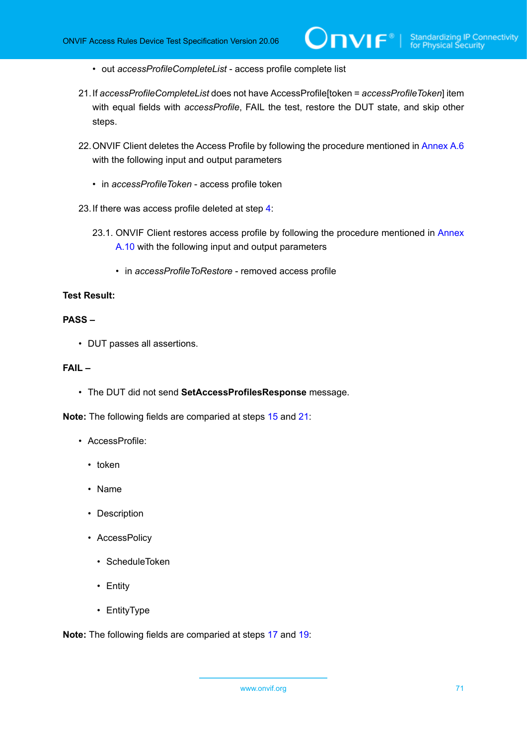- out *accessProfileCompleteList* - access profile complete list

21. If *accessProfileCompleteList* does not have AccessProfile[token = *accessProfileToken*] item with equal fields with *accessProfile*, FAIL the test, restore the DUT state, and skip other steps.

22. ONVIF Client deletes the Access Profile by following the procedure mentioned in Annex A.6 with the following input and output parameters

    - in *accessProfileToken* - access profile token

23. If there was access profile deleted at step 4:

    23.1. ONVIF Client restores access profile by following the procedure mentioned in Annex A.10 with the following input and output parameters

    - in *accessProfileToRestore* - removed access profile

**Test Result:**

**PASS –**

- DUT passes all assertions.

**FAIL –**

- The DUT did not send **SetAccessProfilesResponse** message.

**Note:** The following fields are comparied at steps 15 and 21:

- AccessProfile:
  - token
  - Name
  - Description
  - AccessPolicy
    - ScheduleToken
    - Entity
    - EntityType

**Note:** The following fields are comparied at steps 17 and 19: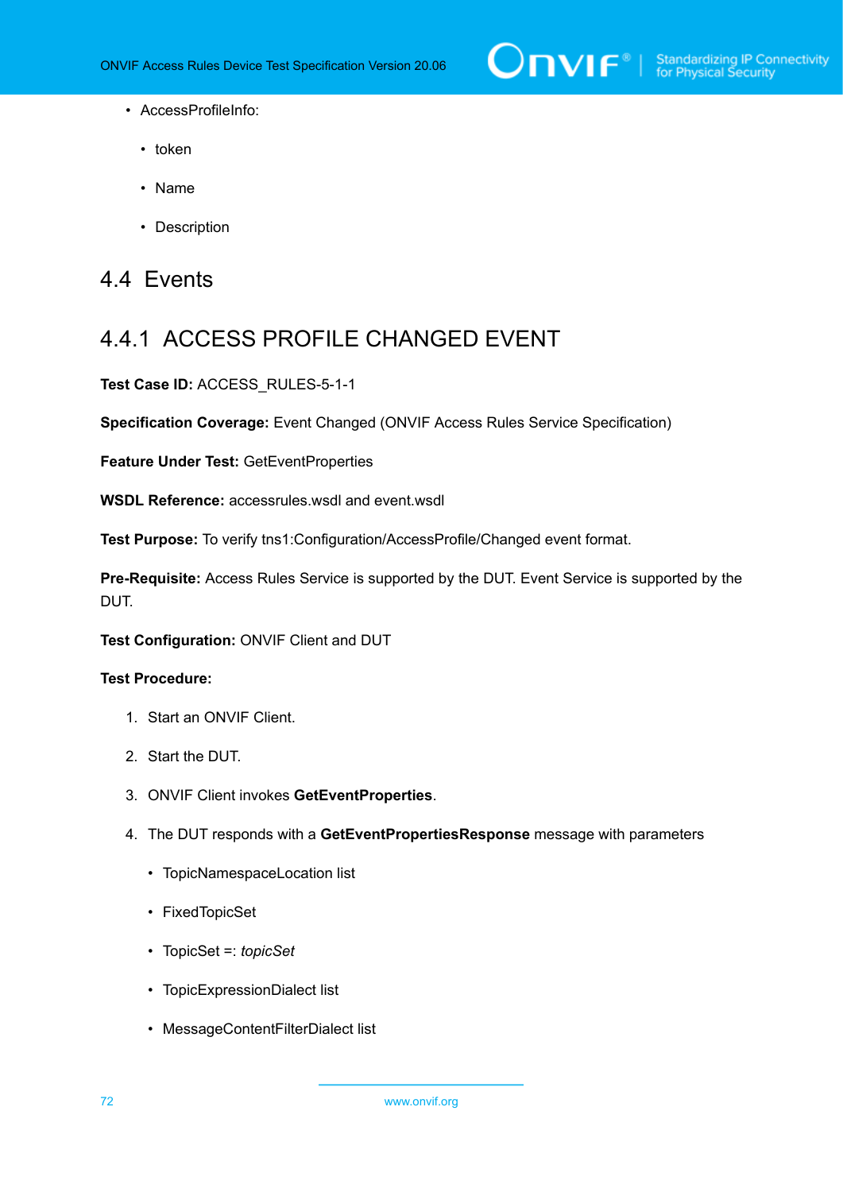- AccessProfileInfo:
  - token
  - Name
  - Description

## 4.4 Events

### 4.4.1 ACCESS PROFILE CHANGED EVENT

**Test Case ID:** ACCESS_RULES-5-1-1

**Specification Coverage:** Event Changed (ONVIF Access Rules Service Specification)

**Feature Under Test:** GetEventProperties

**WSDL Reference:** accessrules.wsdl and event.wsdl

**Test Purpose:** To verify tns1:Configuration/AccessProfile/Changed event format.

**Pre-Requisite:** Access Rules Service is supported by the DUT. Event Service is supported by the DUT.

**Test Configuration:** ONVIF Client and DUT

**Test Procedure:**

1. Start an ONVIF Client.
2. Start the DUT.
3. ONVIF Client invokes **GetEventProperties**.
4. The DUT responds with a **GetEventPropertiesResponse** message with parameters
   - TopicNamespaceLocation list
   - FixedTopicSet
   - TopicSet =: *topicSet*
   - TopicExpressionDialect list
   - MessageContentFilterDialect list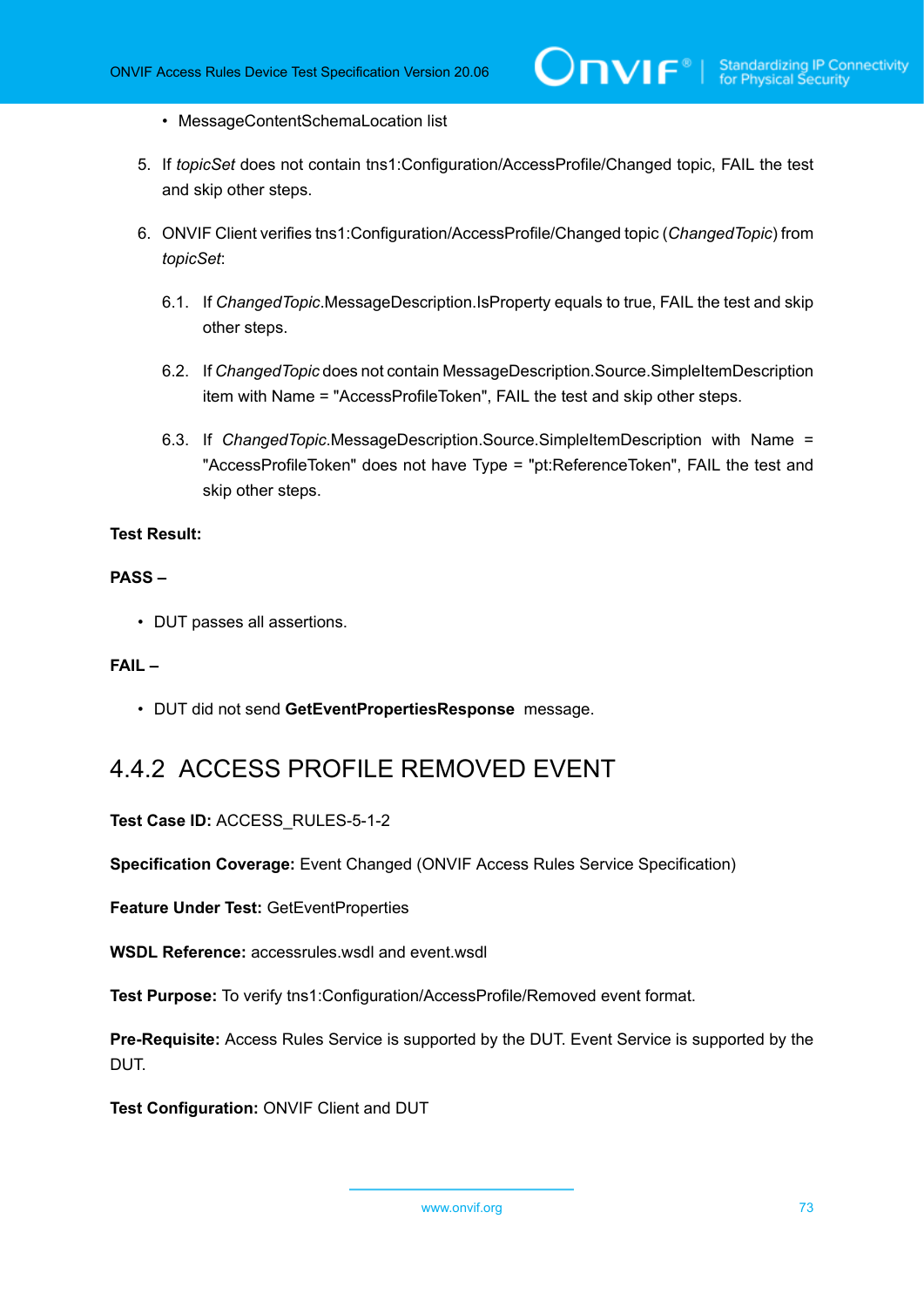- MessageContentSchemaLocation list

5. If *topicSet* does not contain tns1:Configuration/AccessProfile/Changed topic, FAIL the test and skip other steps.

6. ONVIF Client verifies tns1:Configuration/AccessProfile/Changed topic (*ChangedTopic*) from *topicSet*:

   6.1. If *ChangedTopic*.MessageDescription.IsProperty equals to true, FAIL the test and skip other steps.

   6.2. If *ChangedTopic* does not contain MessageDescription.Source.SimpleItemDescription item with Name = "AccessProfileToken", FAIL the test and skip other steps.

   6.3. If *ChangedTopic*.MessageDescription.Source.SimpleItemDescription with Name = "AccessProfileToken" does not have Type = "pt:ReferenceToken", FAIL the test and skip other steps.

**Test Result:**

**PASS –**

- DUT passes all assertions.

**FAIL –**

- DUT did not send **GetEventPropertiesResponse** message.

## 4.4.2 ACCESS PROFILE REMOVED EVENT

**Test Case ID:** ACCESS_RULES-5-1-2

**Specification Coverage:** Event Changed (ONVIF Access Rules Service Specification)

**Feature Under Test:** GetEventProperties

**WSDL Reference:** accessrules.wsdl and event.wsdl

**Test Purpose:** To verify tns1:Configuration/AccessProfile/Removed event format.

**Pre-Requisite:** Access Rules Service is supported by the DUT. Event Service is supported by the DUT.

**Test Configuration:** ONVIF Client and DUT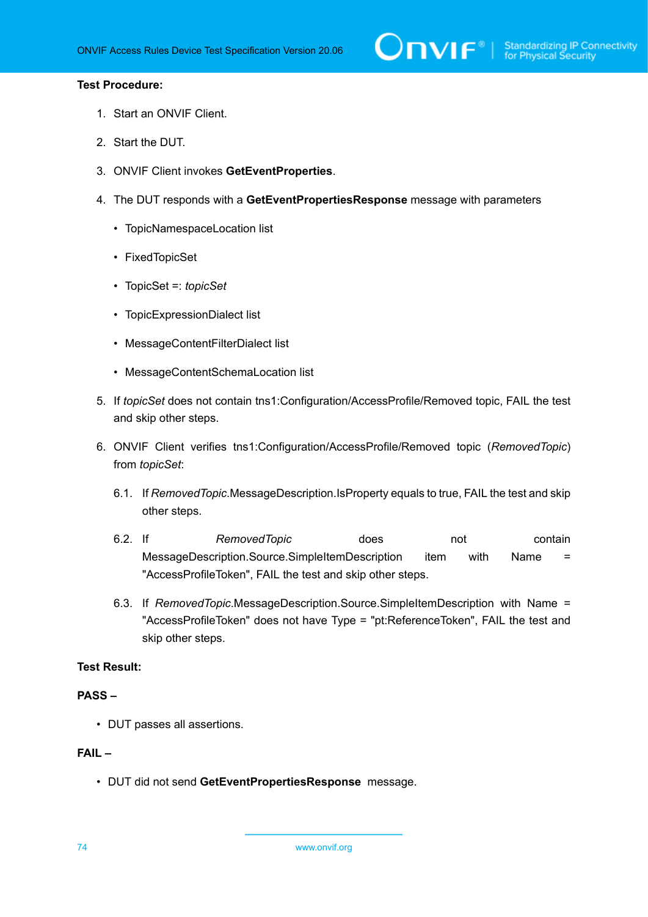**Test Procedure:**

1. Start an ONVIF Client.
2. Start the DUT.
3. ONVIF Client invokes **GetEventProperties**.
4. The DUT responds with a **GetEventPropertiesResponse** message with parameters
   - TopicNamespaceLocation list
   - FixedTopicSet
   - TopicSet =: *topicSet*
   - TopicExpressionDialect list
   - MessageContentFilterDialect list
   - MessageContentSchemaLocation list
5. If *topicSet* does not contain tns1:Configuration/AccessProfile/Removed topic, FAIL the test and skip other steps.
6. ONVIF Client verifies tns1:Configuration/AccessProfile/Removed topic (*RemovedTopic*) from *topicSet*:

   6.1. If *RemovedTopic*.MessageDescription.IsProperty equals to true, FAIL the test and skip other steps.

   6.2. If *RemovedTopic* does not contain MessageDescription.Source.SimpleItemDescription item with Name = "AccessProfileToken", FAIL the test and skip other steps.

   6.3. If *RemovedTopic*.MessageDescription.Source.SimpleItemDescription with Name = "AccessProfileToken" does not have Type = "pt:ReferenceToken", FAIL the test and skip other steps.

**Test Result:**

**PASS –**

- DUT passes all assertions.

**FAIL –**

- DUT did not send **GetEventPropertiesResponse** message.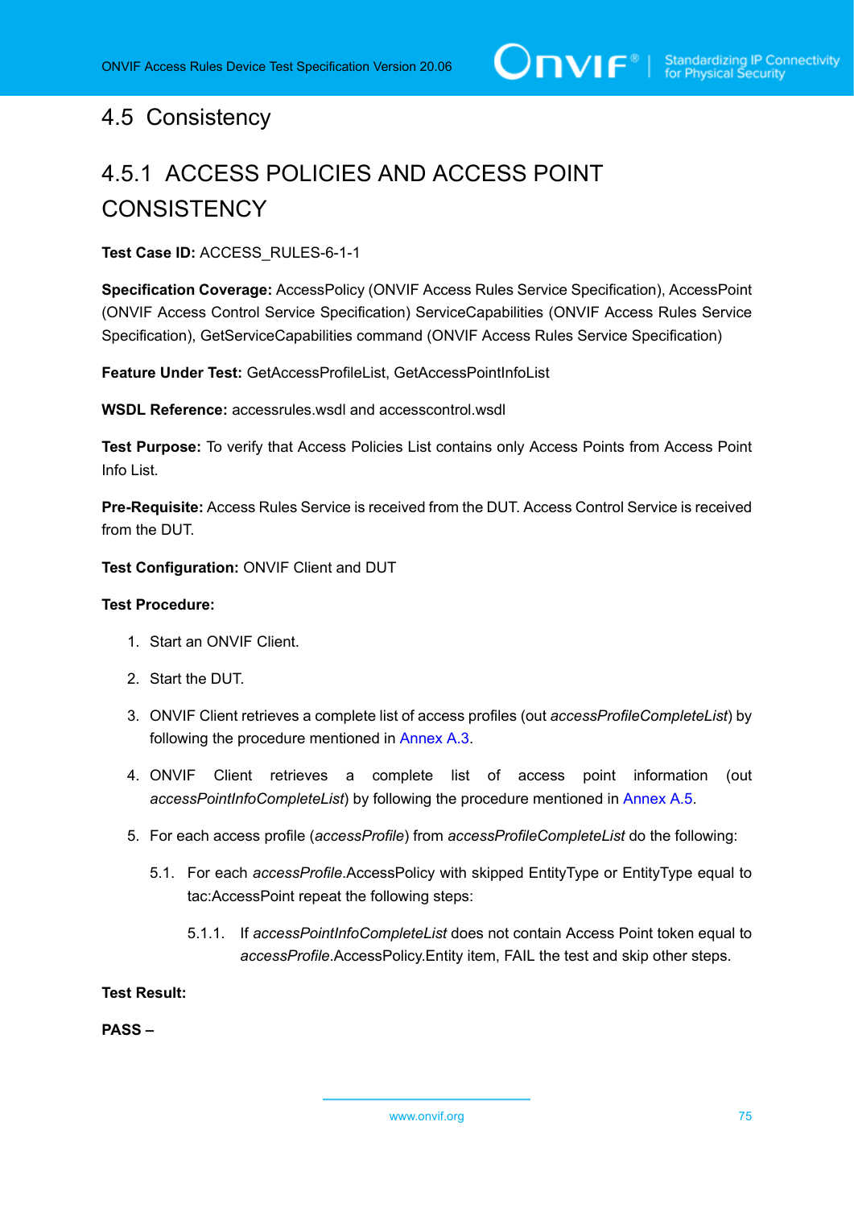## 4.5 Consistency

### 4.5.1 ACCESS POLICIES AND ACCESS POINT CONSISTENCY

**Test Case ID:** ACCESS_RULES-6-1-1

**Specification Coverage:** AccessPolicy (ONVIF Access Rules Service Specification), AccessPoint (ONVIF Access Control Service Specification) ServiceCapabilities (ONVIF Access Rules Service Specification), GetServiceCapabilities command (ONVIF Access Rules Service Specification)

**Feature Under Test:** GetAccessProfileList, GetAccessPointInfoList

**WSDL Reference:** accessrules.wsdl and accesscontrol.wsdl

**Test Purpose:** To verify that Access Policies List contains only Access Points from Access Point Info List.

**Pre-Requisite:** Access Rules Service is received from the DUT. Access Control Service is received from the DUT.

**Test Configuration:** ONVIF Client and DUT

**Test Procedure:**

1. Start an ONVIF Client.
2. Start the DUT.
3. ONVIF Client retrieves a complete list of access profiles (out *accessProfileCompleteList*) by following the procedure mentioned in Annex A.3.
4. ONVIF Client retrieves a complete list of access point information (out *accessPointInfoCompleteList*) by following the procedure mentioned in Annex A.5.
5. For each access profile (*accessProfile*) from *accessProfileCompleteList* do the following:
   - 5.1. For each *accessProfile*.AccessPolicy with skipped EntityType or EntityType equal to tac:AccessPoint repeat the following steps:
     - 5.1.1. If *accessPointInfoCompleteList* does not contain Access Point token equal to *accessProfile*.AccessPolicy.Entity item, FAIL the test and skip other steps.

**Test Result:**

**PASS –**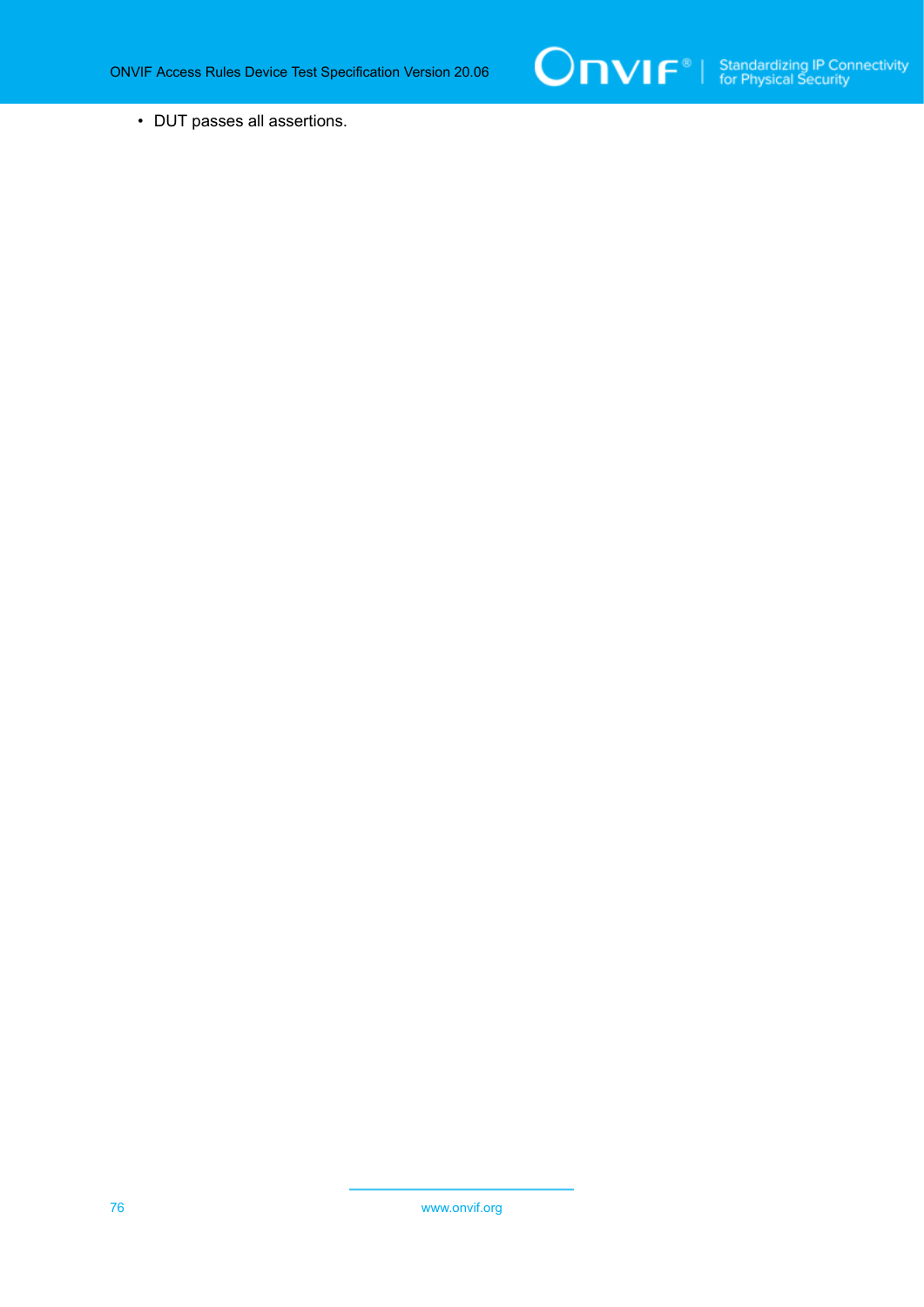- DUT passes all assertions.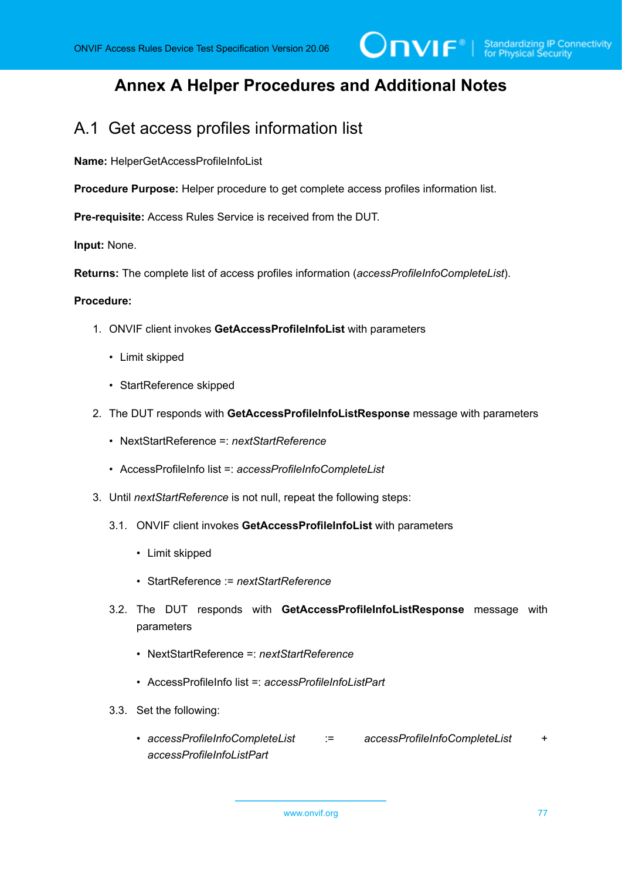# Annex A Helper Procedures and Additional Notes

## A.1 Get access profiles information list

**Name:** HelperGetAccessProfileInfoList

**Procedure Purpose:** Helper procedure to get complete access profiles information list.

**Pre-requisite:** Access Rules Service is received from the DUT.

**Input:** None.

**Returns:** The complete list of access profiles information (*accessProfileInfoCompleteList*).

**Procedure:**

1. ONVIF client invokes **GetAccessProfileInfoList** with parameters
   - Limit skipped
   - StartReference skipped
2. The DUT responds with **GetAccessProfileInfoListResponse** message with parameters
   - NextStartReference =: *nextStartReference*
   - AccessProfileInfo list =: *accessProfileInfoCompleteList*
3. Until *nextStartReference* is not null, repeat the following steps:

   3.1. ONVIF client invokes **GetAccessProfileInfoList** with parameters
   - Limit skipped
   - StartReference := *nextStartReference*

   3.2. The DUT responds with **GetAccessProfileInfoListResponse** message with parameters
   - NextStartReference =: *nextStartReference*
   - AccessProfileInfo list =: *accessProfileInfoListPart*

   3.3. Set the following:
   - *accessProfileInfoCompleteList* := *accessProfileInfoCompleteList* + *accessProfileInfoListPart*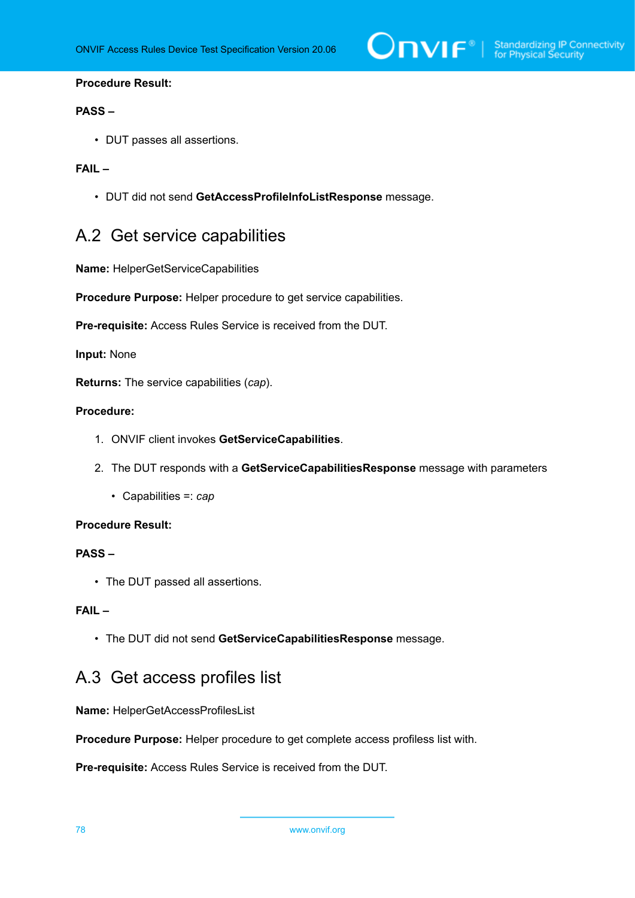**Procedure Result:**

**PASS –**

- DUT passes all assertions.

**FAIL –**

- DUT did not send **GetAccessProfileInfoListResponse** message.

## A.2 Get service capabilities

**Name:** HelperGetServiceCapabilities

**Procedure Purpose:** Helper procedure to get service capabilities.

**Pre-requisite:** Access Rules Service is received from the DUT.

**Input:** None

**Returns:** The service capabilities (*cap*).

**Procedure:**

1. ONVIF client invokes **GetServiceCapabilities**.
2. The DUT responds with a **GetServiceCapabilitiesResponse** message with parameters
   - Capabilities =: *cap*

**Procedure Result:**

**PASS –**

- The DUT passed all assertions.

**FAIL –**

- The DUT did not send **GetServiceCapabilitiesResponse** message.

## A.3 Get access profiles list

**Name:** HelperGetAccessProfilesList

**Procedure Purpose:** Helper procedure to get complete access profiless list with.

**Pre-requisite:** Access Rules Service is received from the DUT.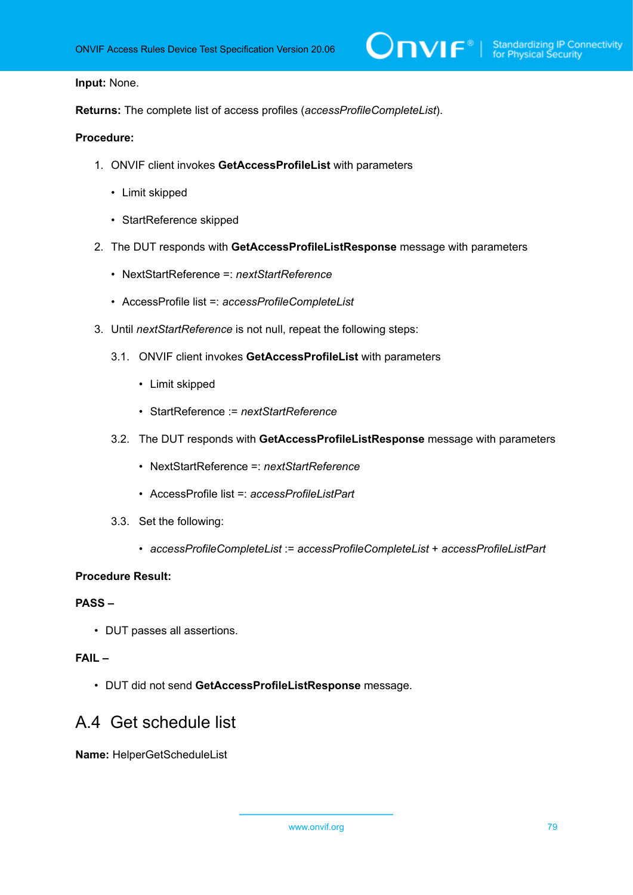**Input:** None.

**Returns:** The complete list of access profiles (*accessProfileCompleteList*).

**Procedure:**

1. ONVIF client invokes **GetAccessProfileList** with parameters
   - Limit skipped
   - StartReference skipped
2. The DUT responds with **GetAccessProfileListResponse** message with parameters
   - NextStartReference =: *nextStartReference*
   - AccessProfile list =: *accessProfileCompleteList*
3. Until *nextStartReference* is not null, repeat the following steps:

   3.1. ONVIF client invokes **GetAccessProfileList** with parameters
   - Limit skipped
   - StartReference := *nextStartReference*

   3.2. The DUT responds with **GetAccessProfileListResponse** message with parameters
   - NextStartReference =: *nextStartReference*
   - AccessProfile list =: *accessProfileListPart*

   3.3. Set the following:
   - *accessProfileCompleteList* := *accessProfileCompleteList* + *accessProfileListPart*

**Procedure Result:**

**PASS –**

- DUT passes all assertions.

**FAIL –**

- DUT did not send **GetAccessProfileListResponse** message.

## A.4 Get schedule list

**Name:** HelperGetScheduleList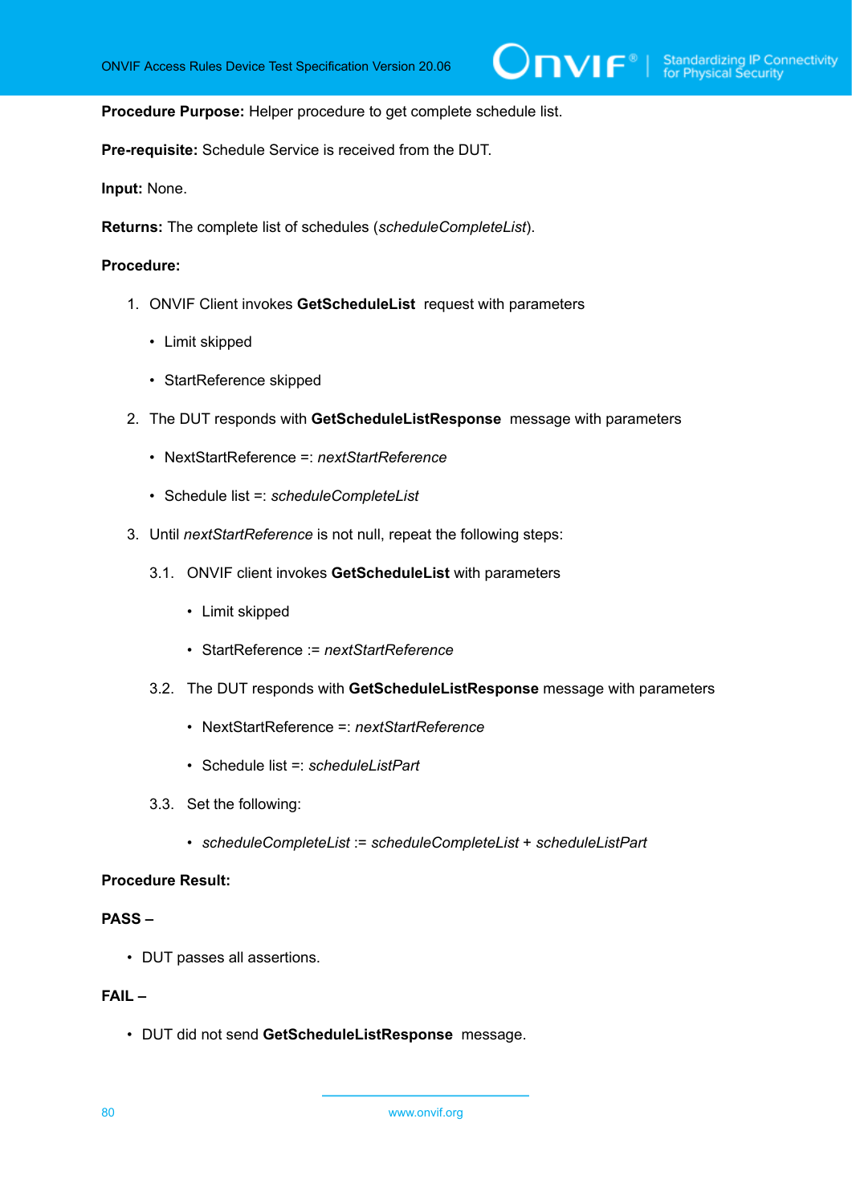**Procedure Purpose:** Helper procedure to get complete schedule list.

**Pre-requisite:** Schedule Service is received from the DUT.

**Input:** None.

**Returns:** The complete list of schedules (*scheduleCompleteList*).

**Procedure:**

1. ONVIF Client invokes **GetScheduleList** request with parameters

   - Limit skipped

   - StartReference skipped

2. The DUT responds with **GetScheduleListResponse** message with parameters

   - NextStartReference =: *nextStartReference*

   - Schedule list =: *scheduleCompleteList*

3. Until *nextStartReference* is not null, repeat the following steps:

   3.1. ONVIF client invokes **GetScheduleList** with parameters

   - Limit skipped

   - StartReference := *nextStartReference*

   3.2. The DUT responds with **GetScheduleListResponse** message with parameters

   - NextStartReference =: *nextStartReference*

   - Schedule list =: *scheduleListPart*

   3.3. Set the following:

   - *scheduleCompleteList* := *scheduleCompleteList* + *scheduleListPart*

**Procedure Result:**

**PASS –**

- DUT passes all assertions.

**FAIL –**

- DUT did not send **GetScheduleListResponse** message.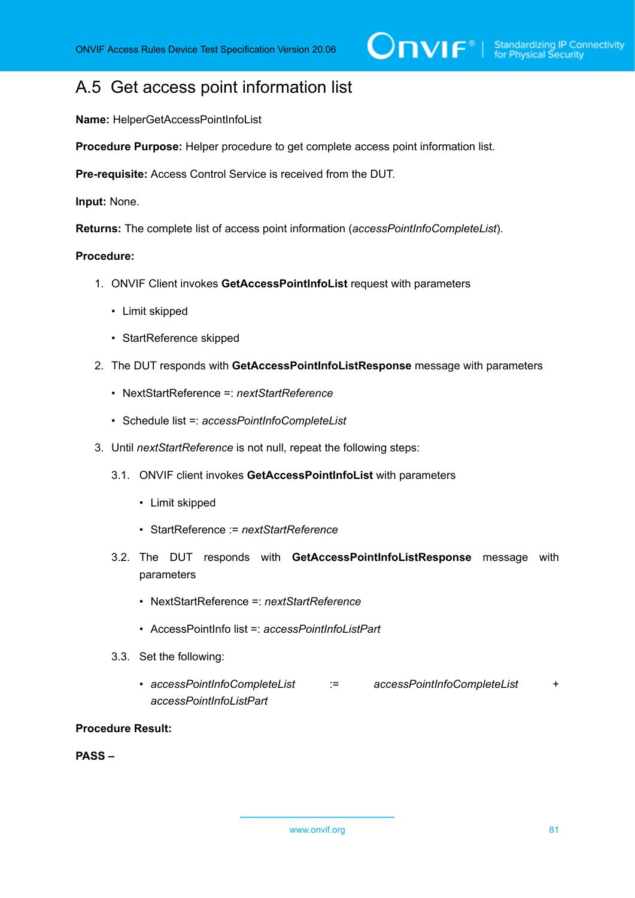## A.5 Get access point information list

**Name:** HelperGetAccessPointInfoList

**Procedure Purpose:** Helper procedure to get complete access point information list.

**Pre-requisite:** Access Control Service is received from the DUT.

**Input:** None.

**Returns:** The complete list of access point information (*accessPointInfoCompleteList*).

**Procedure:**

1. ONVIF Client invokes **GetAccessPointInfoList** request with parameters
   - Limit skipped
   - StartReference skipped
2. The DUT responds with **GetAccessPointInfoListResponse** message with parameters
   - NextStartReference =: *nextStartReference*
   - Schedule list =: *accessPointInfoCompleteList*
3. Until *nextStartReference* is not null, repeat the following steps:

   3.1. ONVIF client invokes **GetAccessPointInfoList** with parameters
   - Limit skipped
   - StartReference := *nextStartReference*

   3.2. The DUT responds with **GetAccessPointInfoListResponse** message with parameters
   - NextStartReference =: *nextStartReference*
   - AccessPointInfo list =: *accessPointInfoListPart*

   3.3. Set the following:
   - *accessPointInfoCompleteList* := *accessPointInfoCompleteList* + *accessPointInfoListPart*

**Procedure Result:**

**PASS –**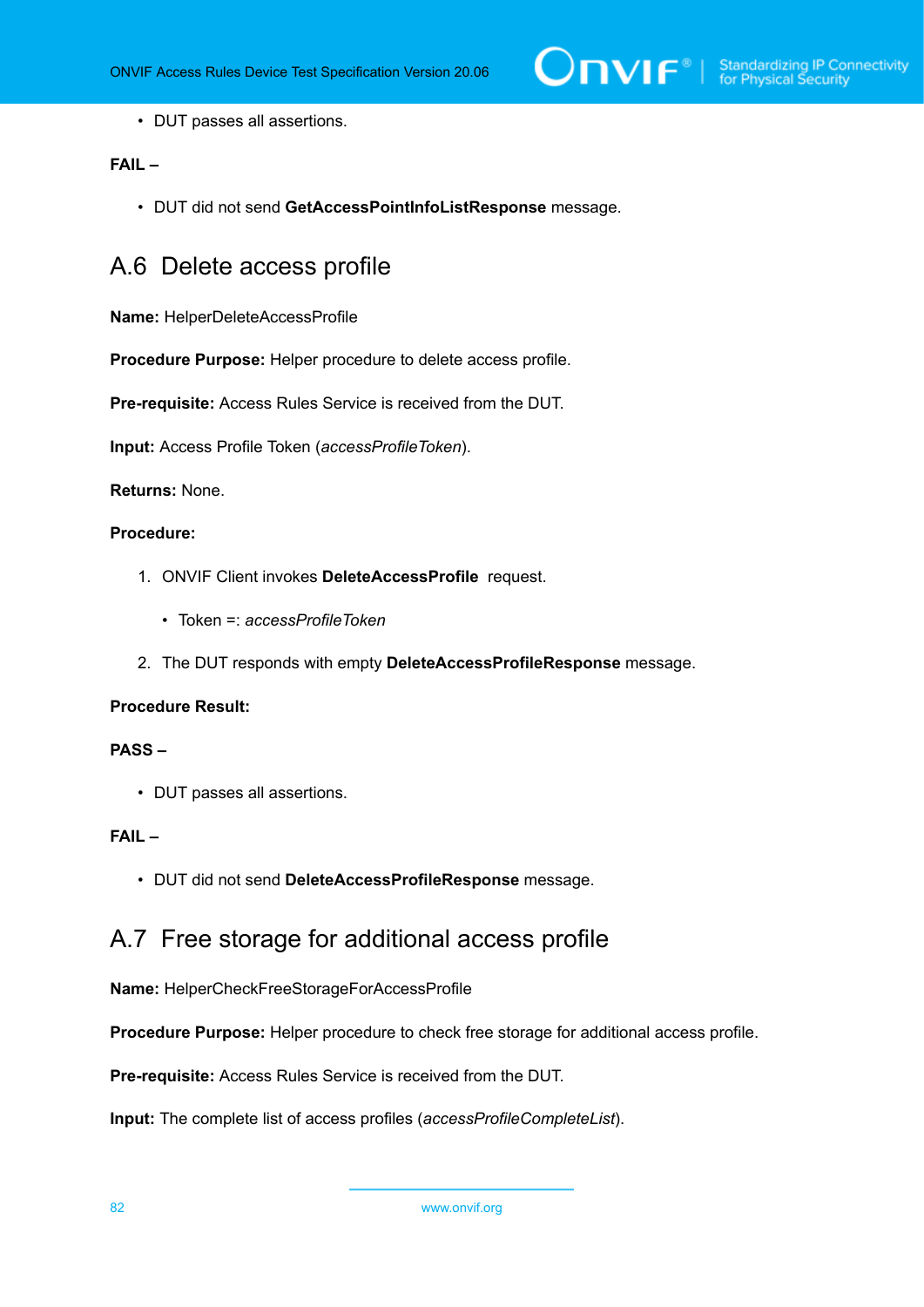- DUT passes all assertions.

**FAIL –**

- DUT did not send **GetAccessPointInfoListResponse** message.

## A.6 Delete access profile

**Name:** HelperDeleteAccessProfile

**Procedure Purpose:** Helper procedure to delete access profile.

**Pre-requisite:** Access Rules Service is received from the DUT.

**Input:** Access Profile Token (*accessProfileToken*).

**Returns:** None.

**Procedure:**

1. ONVIF Client invokes **DeleteAccessProfile** request.
   - Token =: *accessProfileToken*
2. The DUT responds with empty **DeleteAccessProfileResponse** message.

**Procedure Result:**

**PASS –**

- DUT passes all assertions.

**FAIL –**

- DUT did not send **DeleteAccessProfileResponse** message.

## A.7 Free storage for additional access profile

**Name:** HelperCheckFreeStorageForAccessProfile

**Procedure Purpose:** Helper procedure to check free storage for additional access profile.

**Pre-requisite:** Access Rules Service is received from the DUT.

**Input:** The complete list of access profiles (*accessProfileCompleteList*).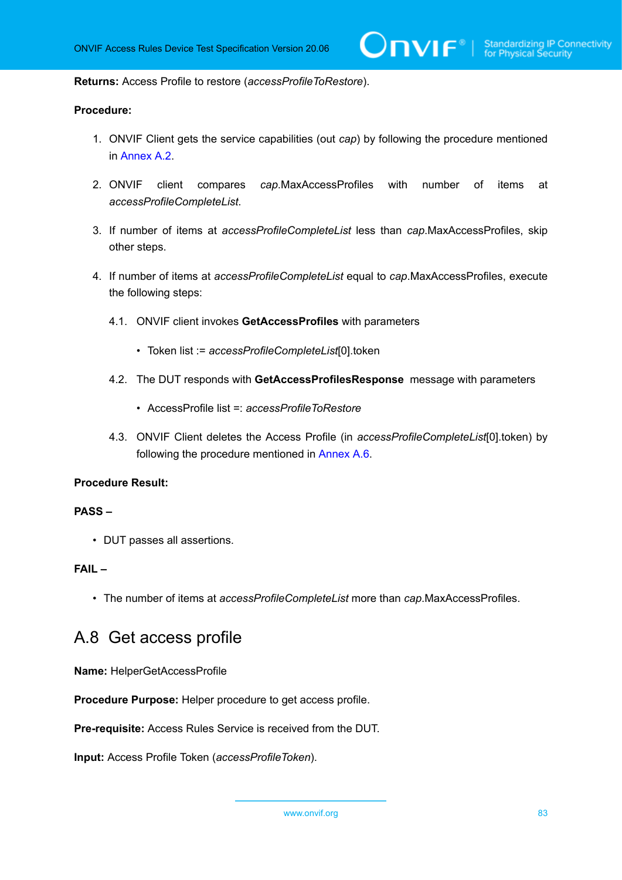**Returns:** Access Profile to restore (*accessProfileToRestore*).

**Procedure:**

1. ONVIF Client gets the service capabilities (out *cap*) by following the procedure mentioned in Annex A.2.

2. ONVIF client compares *cap*.MaxAccessProfiles with number of items at *accessProfileCompleteList*.

3. If number of items at *accessProfileCompleteList* less than *cap*.MaxAccessProfiles, skip other steps.

4. If number of items at *accessProfileCompleteList* equal to *cap*.MaxAccessProfiles, execute the following steps:

   4.1. ONVIF client invokes **GetAccessProfiles** with parameters

   - Token list := *accessProfileCompleteList*[0].token

   4.2. The DUT responds with **GetAccessProfilesResponse** message with parameters

   - AccessProfile list =: *accessProfileToRestore*

   4.3. ONVIF Client deletes the Access Profile (in *accessProfileCompleteList*[0].token) by following the procedure mentioned in Annex A.6.

**Procedure Result:**

**PASS –**

- DUT passes all assertions.

**FAIL –**

- The number of items at *accessProfileCompleteList* more than *cap*.MaxAccessProfiles.

## A.8 Get access profile

**Name:** HelperGetAccessProfile

**Procedure Purpose:** Helper procedure to get access profile.

**Pre-requisite:** Access Rules Service is received from the DUT.

**Input:** Access Profile Token (*accessProfileToken*).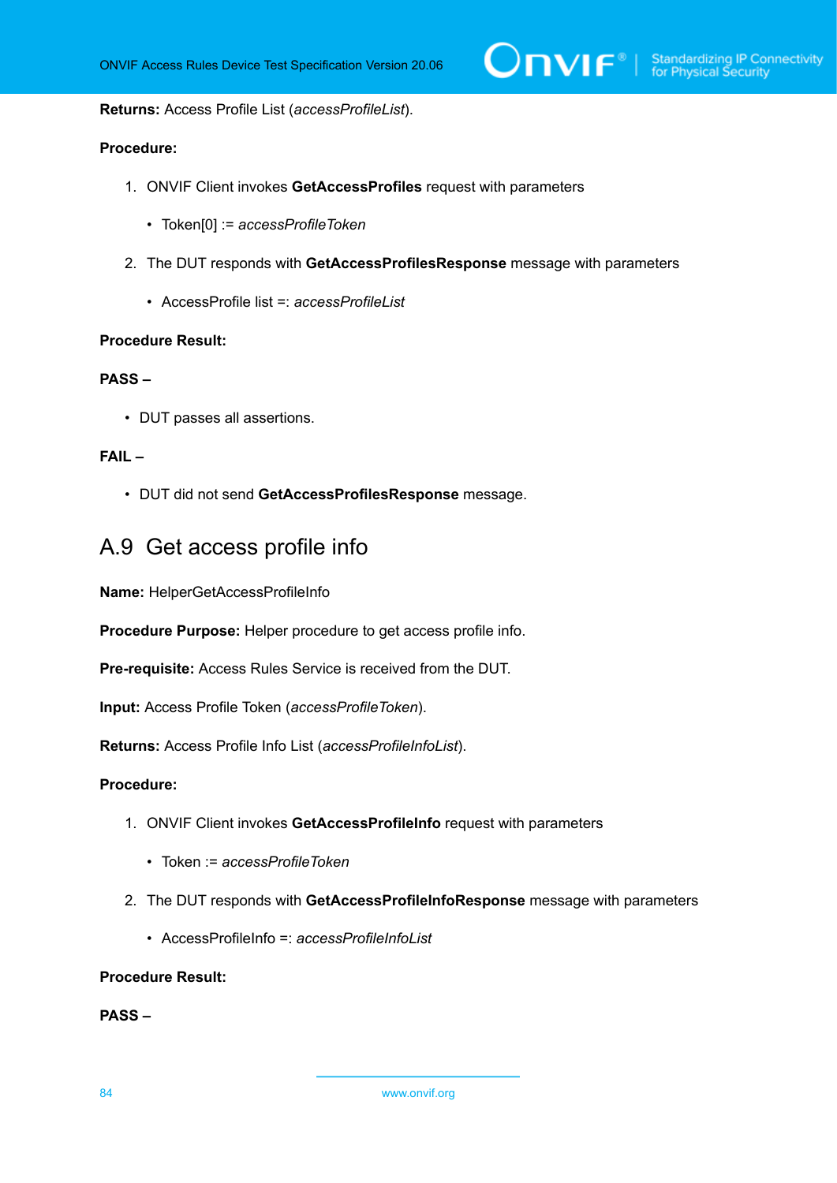**Returns:** Access Profile List (*accessProfileList*).

**Procedure:**

1. ONVIF Client invokes **GetAccessProfiles** request with parameters
   - Token[0] := *accessProfileToken*
2. The DUT responds with **GetAccessProfilesResponse** message with parameters
   - AccessProfile list =: *accessProfileList*

**Procedure Result:**

**PASS –**

- DUT passes all assertions.

**FAIL –**

- DUT did not send **GetAccessProfilesResponse** message.

## A.9 Get access profile info

**Name:** HelperGetAccessProfileInfo

**Procedure Purpose:** Helper procedure to get access profile info.

**Pre-requisite:** Access Rules Service is received from the DUT.

**Input:** Access Profile Token (*accessProfileToken*).

**Returns:** Access Profile Info List (*accessProfileInfoList*).

**Procedure:**

1. ONVIF Client invokes **GetAccessProfileInfo** request with parameters
   - Token := *accessProfileToken*
2. The DUT responds with **GetAccessProfileInfoResponse** message with parameters
   - AccessProfileInfo =: *accessProfileInfoList*

**Procedure Result:**

**PASS –**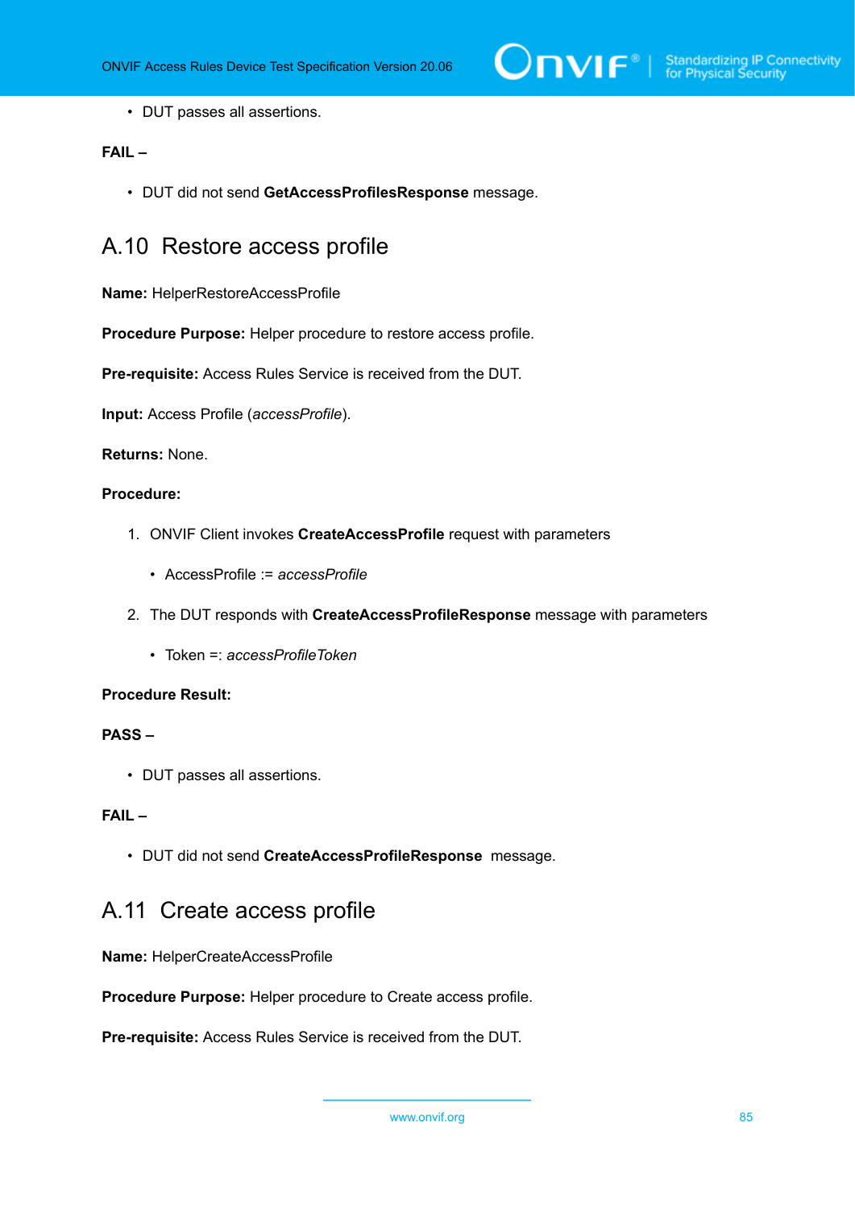- DUT passes all assertions.

**FAIL –**

- DUT did not send **GetAccessProfilesResponse** message.

## A.10 Restore access profile

**Name:** HelperRestoreAccessProfile

**Procedure Purpose:** Helper procedure to restore access profile.

**Pre-requisite:** Access Rules Service is received from the DUT.

**Input:** Access Profile (*accessProfile*).

**Returns:** None.

**Procedure:**

1. ONVIF Client invokes **CreateAccessProfile** request with parameters
   - AccessProfile := *accessProfile*
2. The DUT responds with **CreateAccessProfileResponse** message with parameters
   - Token =: *accessProfileToken*

**Procedure Result:**

**PASS –**

- DUT passes all assertions.

**FAIL –**

- DUT did not send **CreateAccessProfileResponse** message.

## A.11 Create access profile

**Name:** HelperCreateAccessProfile

**Procedure Purpose:** Helper procedure to Create access profile.

**Pre-requisite:** Access Rules Service is received from the DUT.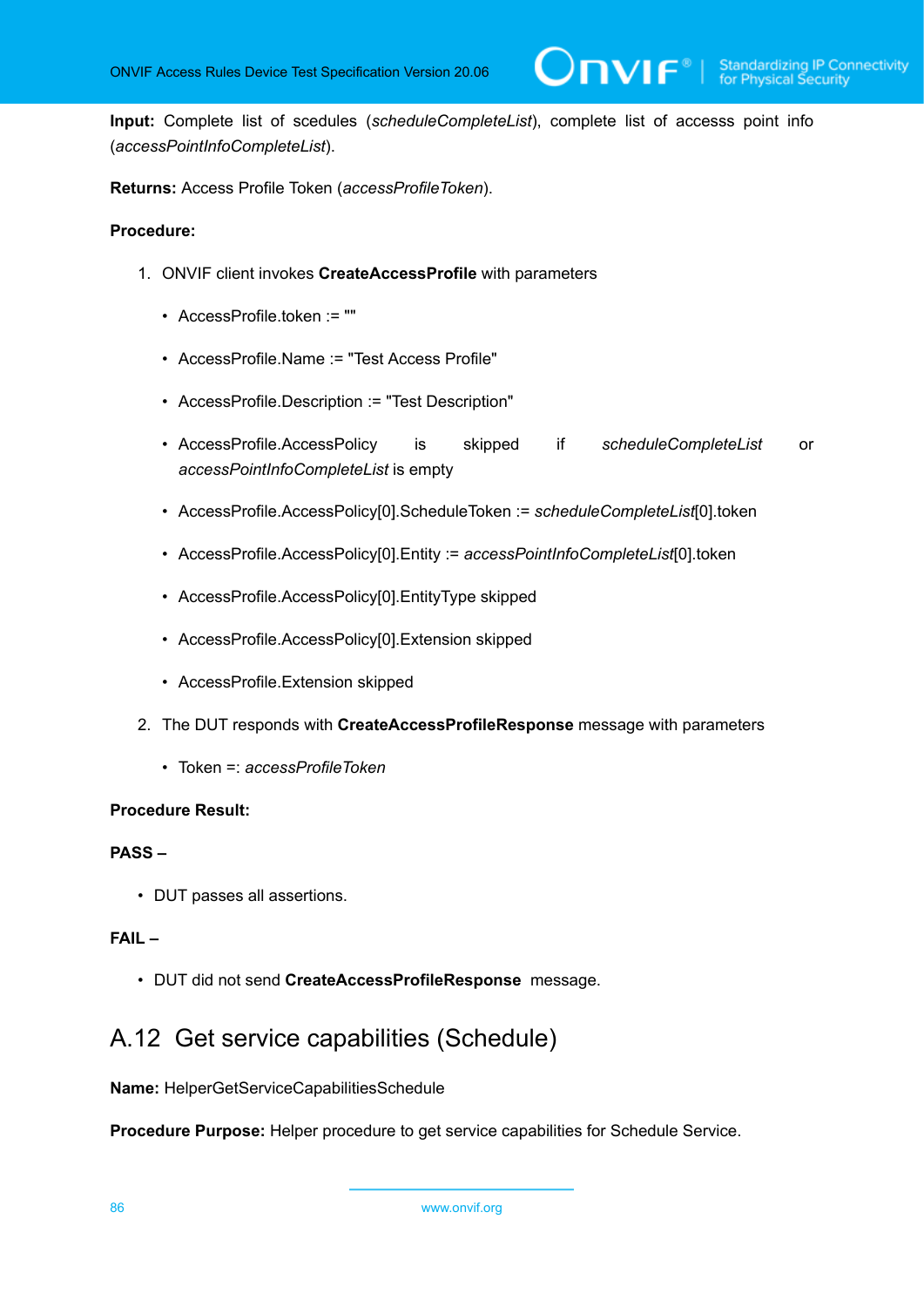**Input:** Complete list of scedules (*scheduleCompleteList*), complete list of accesss point info (*accessPointInfoCompleteList*).

**Returns:** Access Profile Token (*accessProfileToken*).

**Procedure:**

1. ONVIF client invokes **CreateAccessProfile** with parameters
   - AccessProfile.token := ""
   - AccessProfile.Name := "Test Access Profile"
   - AccessProfile.Description := "Test Description"
   - AccessProfile.AccessPolicy is skipped if *scheduleCompleteList* or *accessPointInfoCompleteList* is empty
   - AccessProfile.AccessPolicy[0].ScheduleToken := *scheduleCompleteList*[0].token
   - AccessProfile.AccessPolicy[0].Entity := *accessPointInfoCompleteList*[0].token
   - AccessProfile.AccessPolicy[0].EntityType skipped
   - AccessProfile.AccessPolicy[0].Extension skipped
   - AccessProfile.Extension skipped
2. The DUT responds with **CreateAccessProfileResponse** message with parameters
   - Token =: *accessProfileToken*

**Procedure Result:**

**PASS –**

- DUT passes all assertions.

**FAIL –**

- DUT did not send **CreateAccessProfileResponse** message.

## A.12 Get service capabilities (Schedule)

**Name:** HelperGetServiceCapabilitiesSchedule

**Procedure Purpose:** Helper procedure to get service capabilities for Schedule Service.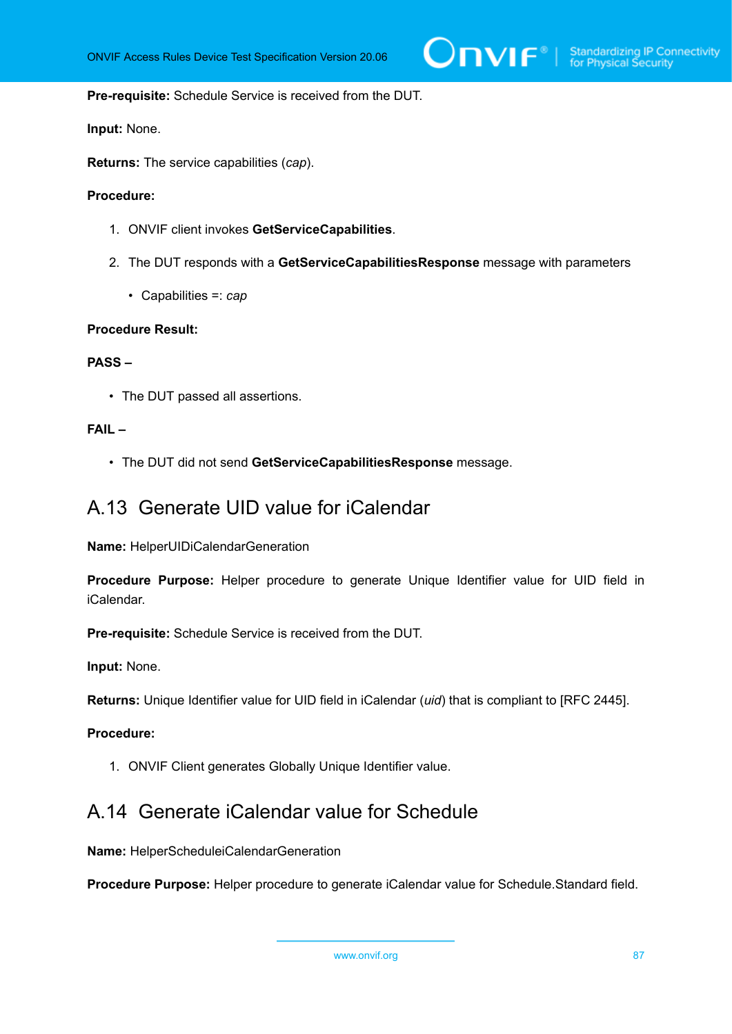**Pre-requisite:** Schedule Service is received from the DUT.

**Input:** None.

**Returns:** The service capabilities (*cap*).

**Procedure:**

1. ONVIF client invokes **GetServiceCapabilities**.
2. The DUT responds with a **GetServiceCapabilitiesResponse** message with parameters
   - Capabilities =: *cap*

**Procedure Result:**

**PASS –**

- The DUT passed all assertions.

**FAIL –**

- The DUT did not send **GetServiceCapabilitiesResponse** message.

## A.13 Generate UID value for iCalendar

**Name:** HelperUIDiCalendarGeneration

**Procedure Purpose:** Helper procedure to generate Unique Identifier value for UID field in iCalendar.

**Pre-requisite:** Schedule Service is received from the DUT.

**Input:** None.

**Returns:** Unique Identifier value for UID field in iCalendar (*uid*) that is compliant to [RFC 2445].

**Procedure:**

1. ONVIF Client generates Globally Unique Identifier value.

## A.14 Generate iCalendar value for Schedule

**Name:** HelperScheduleiCalendarGeneration

**Procedure Purpose:** Helper procedure to generate iCalendar value for Schedule.Standard field.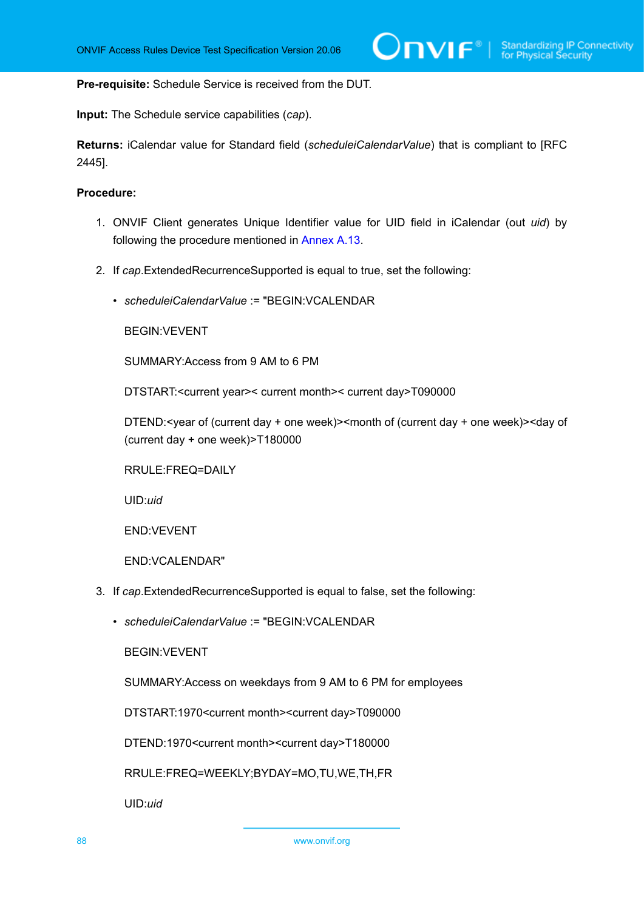**Pre-requisite:** Schedule Service is received from the DUT.

**Input:** The Schedule service capabilities (*cap*).

**Returns:** iCalendar value for Standard field (*scheduleiCalendarValue*) that is compliant to [RFC 2445].

**Procedure:**

1. ONVIF Client generates Unique Identifier value for UID field in iCalendar (out *uid*) by following the procedure mentioned in Annex A.13.

2. If *cap*.ExtendedRecurrenceSupported is equal to true, set the following:

   - *scheduleiCalendarValue* := "BEGIN:VCALENDAR

     BEGIN:VEVENT

     SUMMARY:Access from 9 AM to 6 PM

     DTSTART:<current year>< current month>< current day>T090000

     DTEND:<year of (current day + one week)><month of (current day + one week)><day of (current day + one week)>T180000

     RRULE:FREQ=DAILY

     UID:*uid*

     END:VEVENT

     END:VCALENDAR"

3. If *cap*.ExtendedRecurrenceSupported is equal to false, set the following:

   - *scheduleiCalendarValue* := "BEGIN:VCALENDAR

     BEGIN:VEVENT

     SUMMARY:Access on weekdays from 9 AM to 6 PM for employees

     DTSTART:1970<current month><current day>T090000

     DTEND:1970<current month><current day>T180000

     RRULE:FREQ=WEEKLY;BYDAY=MO,TU,WE,TH,FR

     UID:*uid*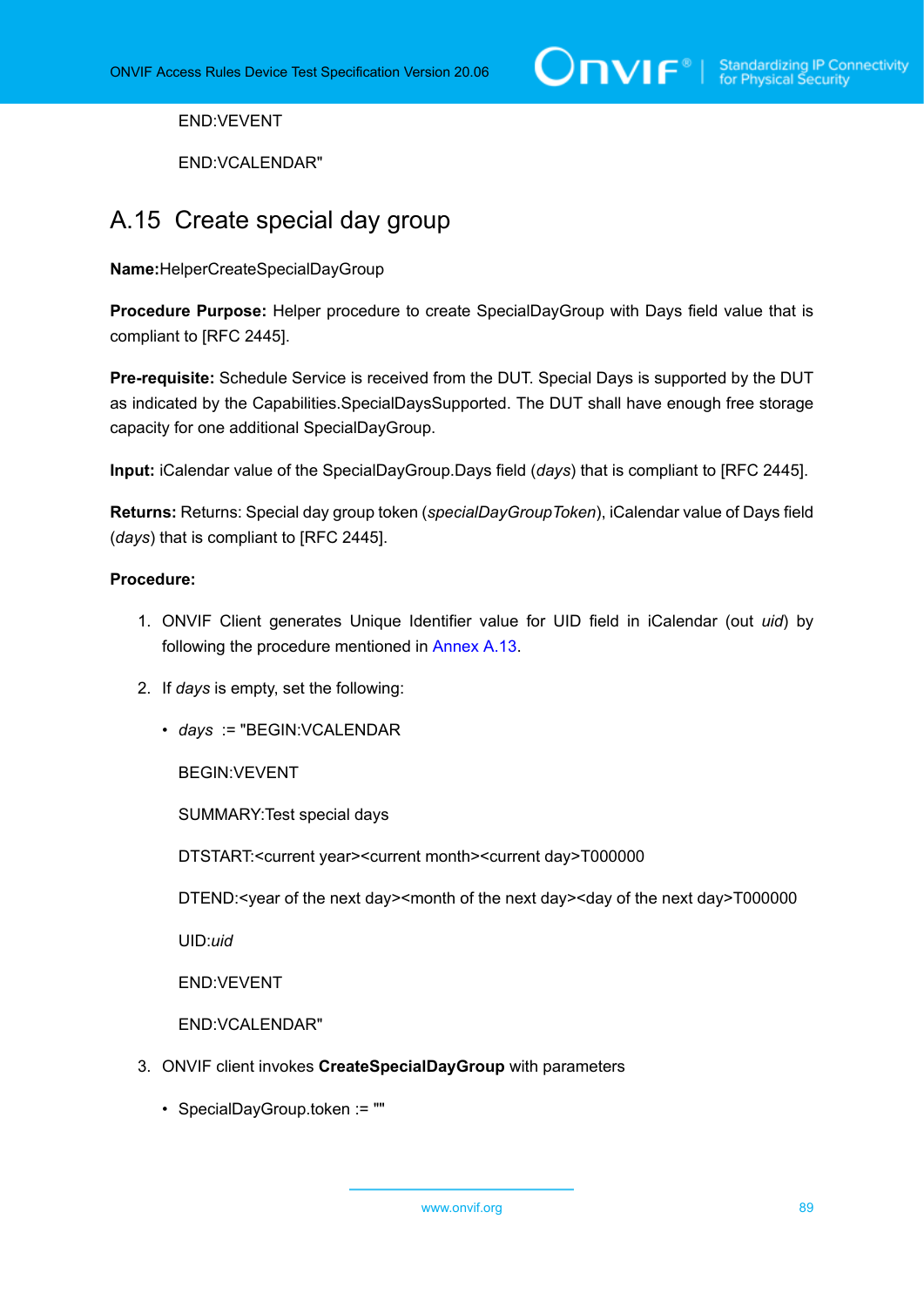END:VEVENT

END:VCALENDAR"

## A.15 Create special day group

**Name:**HelperCreateSpecialDayGroup

**Procedure Purpose:** Helper procedure to create SpecialDayGroup with Days field value that is compliant to [RFC 2445].

**Pre-requisite:** Schedule Service is received from the DUT. Special Days is supported by the DUT as indicated by the Capabilities.SpecialDaysSupported. The DUT shall have enough free storage capacity for one additional SpecialDayGroup.

**Input:** iCalendar value of the SpecialDayGroup.Days field (*days*) that is compliant to [RFC 2445].

**Returns:** Returns: Special day group token (*specialDayGroupToken*), iCalendar value of Days field (*days*) that is compliant to [RFC 2445].

**Procedure:**

1. ONVIF Client generates Unique Identifier value for UID field in iCalendar (out *uid*) by following the procedure mentioned in Annex A.13.
2. If *days* is empty, set the following:
   - *days* := "BEGIN:VCALENDAR

     BEGIN:VEVENT

     SUMMARY:Test special days

     DTSTART:<current year><current month><current day>T000000

     DTEND:<year of the next day><month of the next day><day of the next day>T000000

     UID:*uid*

     END:VEVENT

     END:VCALENDAR"
3. ONVIF client invokes **CreateSpecialDayGroup** with parameters
   - SpecialDayGroup.token := ""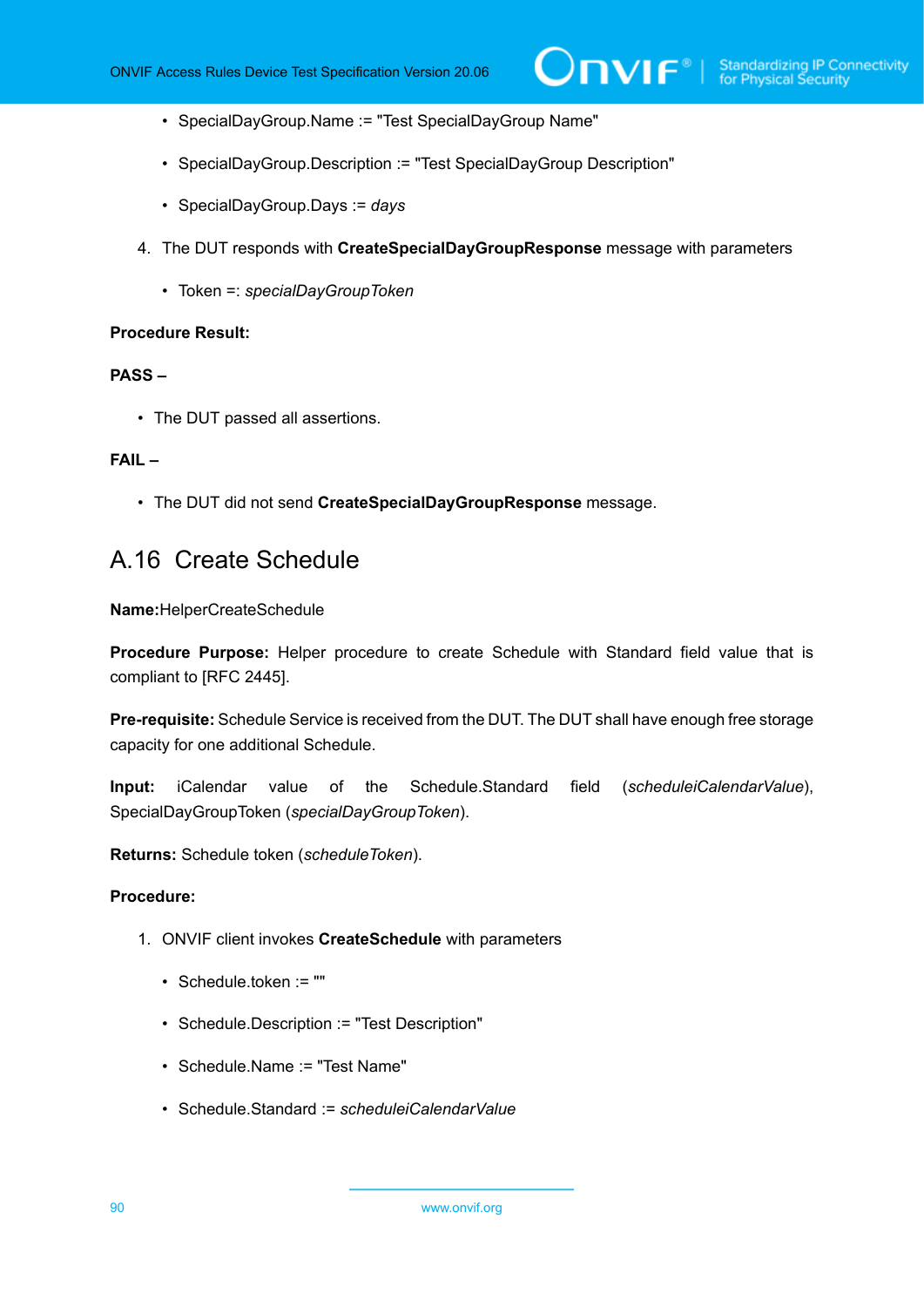- SpecialDayGroup.Name := "Test SpecialDayGroup Name"
- SpecialDayGroup.Description := "Test SpecialDayGroup Description"
- SpecialDayGroup.Days := *days*

4. The DUT responds with **CreateSpecialDayGroupResponse** message with parameters

   - Token =: *specialDayGroupToken*

**Procedure Result:**

**PASS –**

- The DUT passed all assertions.

**FAIL –**

- The DUT did not send **CreateSpecialDayGroupResponse** message.

## A.16 Create Schedule

**Name:**HelperCreateSchedule

**Procedure Purpose:** Helper procedure to create Schedule with Standard field value that is compliant to [RFC 2445].

**Pre-requisite:** Schedule Service is received from the DUT. The DUT shall have enough free storage capacity for one additional Schedule.

**Input:** iCalendar value of the Schedule.Standard field (*scheduleiCalendarValue*), SpecialDayGroupToken (*specialDayGroupToken*).

**Returns:** Schedule token (*scheduleToken*).

**Procedure:**

1. ONVIF client invokes **CreateSchedule** with parameters

   - Schedule.token := ""
   - Schedule.Description := "Test Description"
   - Schedule.Name := "Test Name"
   - Schedule.Standard := *scheduleiCalendarValue*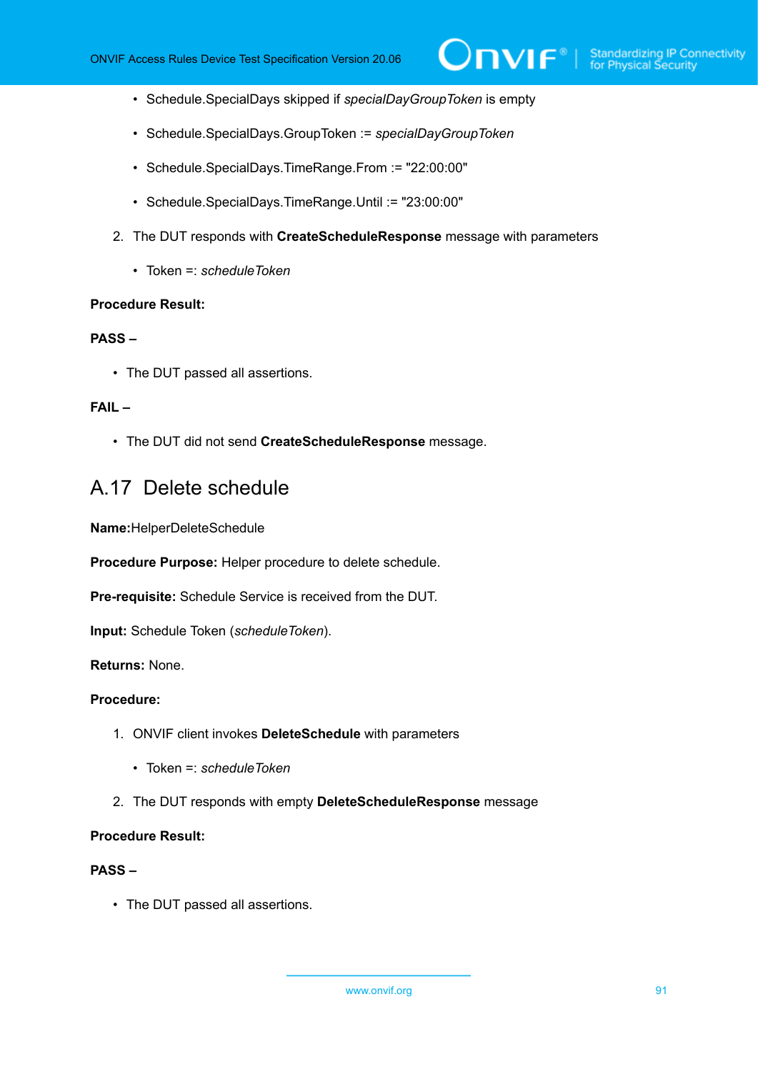- Schedule.SpecialDays skipped if *specialDayGroupToken* is empty
- Schedule.SpecialDays.GroupToken := *specialDayGroupToken*
- Schedule.SpecialDays.TimeRange.From := "22:00:00"
- Schedule.SpecialDays.TimeRange.Until := "23:00:00"

2. The DUT responds with **CreateScheduleResponse** message with parameters
   - Token =: *scheduleToken*

**Procedure Result:**

**PASS –**

- The DUT passed all assertions.

**FAIL –**

- The DUT did not send **CreateScheduleResponse** message.

## A.17 Delete schedule

**Name:**HelperDeleteSchedule

**Procedure Purpose:** Helper procedure to delete schedule.

**Pre-requisite:** Schedule Service is received from the DUT.

**Input:** Schedule Token (*scheduleToken*).

**Returns:** None.

**Procedure:**

1. ONVIF client invokes **DeleteSchedule** with parameters
   - Token =: *scheduleToken*
2. The DUT responds with empty **DeleteScheduleResponse** message

**Procedure Result:**

**PASS –**

- The DUT passed all assertions.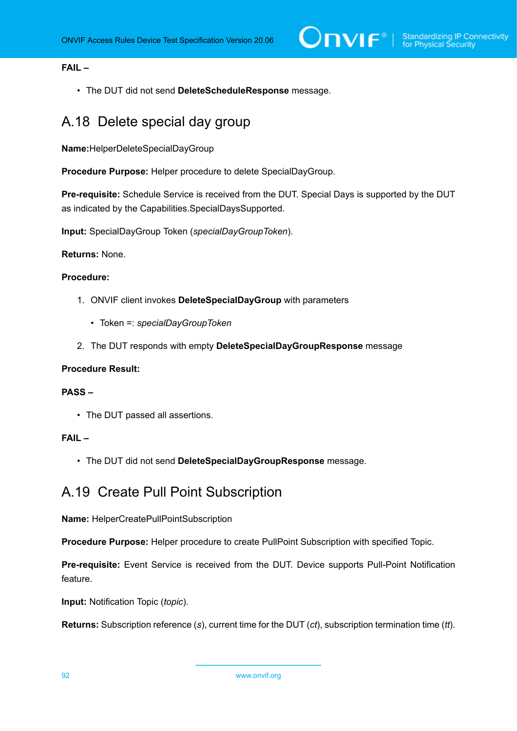**FAIL –**

- The DUT did not send **DeleteScheduleResponse** message.

## A.18 Delete special day group

**Name:**HelperDeleteSpecialDayGroup

**Procedure Purpose:** Helper procedure to delete SpecialDayGroup.

**Pre-requisite:** Schedule Service is received from the DUT. Special Days is supported by the DUT as indicated by the Capabilities.SpecialDaysSupported.

**Input:** SpecialDayGroup Token (*specialDayGroupToken*).

**Returns:** None.

**Procedure:**

1. ONVIF client invokes **DeleteSpecialDayGroup** with parameters
   - Token =: *specialDayGroupToken*
2. The DUT responds with empty **DeleteSpecialDayGroupResponse** message

**Procedure Result:**

**PASS –**

- The DUT passed all assertions.

**FAIL –**

- The DUT did not send **DeleteSpecialDayGroupResponse** message.

## A.19 Create Pull Point Subscription

**Name:** HelperCreatePullPointSubscription

**Procedure Purpose:** Helper procedure to create PullPoint Subscription with specified Topic.

**Pre-requisite:** Event Service is received from the DUT. Device supports Pull-Point Notification feature.

**Input:** Notification Topic (*topic*).

**Returns:** Subscription reference (*s*), current time for the DUT (*ct*), subscription termination time (*tt*).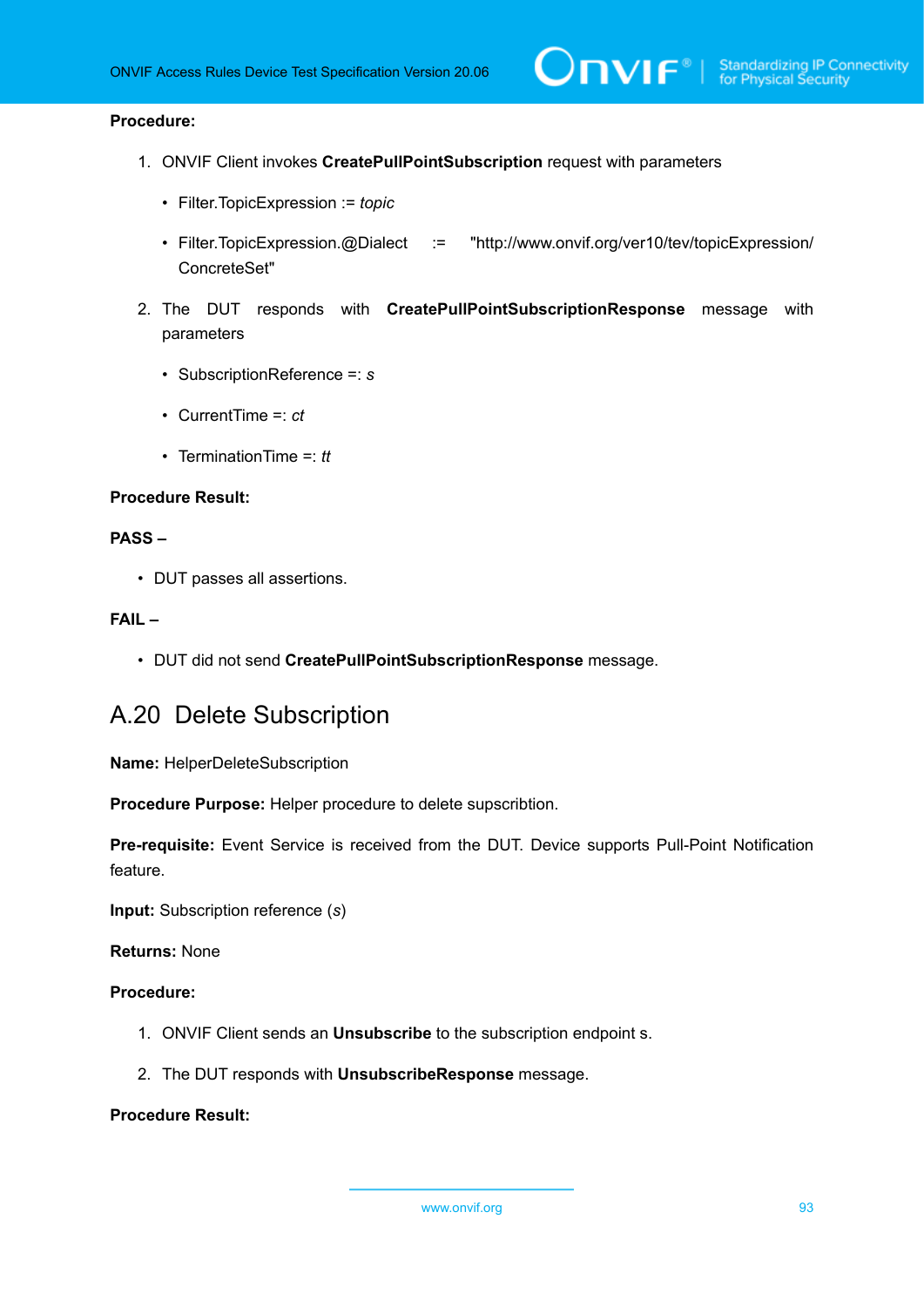**Procedure:**

1. ONVIF Client invokes **CreatePullPointSubscription** request with parameters
   - Filter.TopicExpression := *topic*
   - Filter.TopicExpression.@Dialect := "http://www.onvif.org/ver10/tev/topicExpression/ConcreteSet"
2. The DUT responds with **CreatePullPointSubscriptionResponse** message with parameters
   - SubscriptionReference =: *s*
   - CurrentTime =: *ct*
   - TerminationTime =: *tt*

**Procedure Result:**

**PASS –**

- DUT passes all assertions.

**FAIL –**

- DUT did not send **CreatePullPointSubscriptionResponse** message.

## A.20 Delete Subscription

**Name:** HelperDeleteSubscription

**Procedure Purpose:** Helper procedure to delete supscribtion.

**Pre-requisite:** Event Service is received from the DUT. Device supports Pull-Point Notification feature.

**Input:** Subscription reference (*s*)

**Returns:** None

**Procedure:**

1. ONVIF Client sends an **Unsubscribe** to the subscription endpoint s.
2. The DUT responds with **UnsubscribeResponse** message.

**Procedure Result:**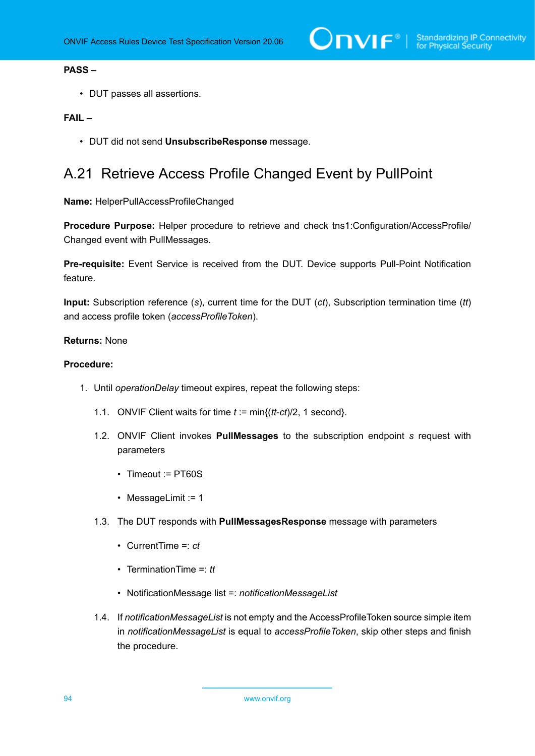**PASS –**

- DUT passes all assertions.

**FAIL –**

- DUT did not send **UnsubscribeResponse** message.

## A.21 Retrieve Access Profile Changed Event by PullPoint

**Name:** HelperPullAccessProfileChanged

**Procedure Purpose:** Helper procedure to retrieve and check tns1:Configuration/AccessProfile/Changed event with PullMessages.

**Pre-requisite:** Event Service is received from the DUT. Device supports Pull-Point Notification feature.

**Input:** Subscription reference (*s*), current time for the DUT (*ct*), Subscription termination time (*tt*) and access profile token (*accessProfileToken*).

**Returns:** None

**Procedure:**

1. Until *operationDelay* timeout expires, repeat the following steps:

   1.1. ONVIF Client waits for time *t* := min{(*tt*-*ct*)/2, 1 second}.

   1.2. ONVIF Client invokes **PullMessages** to the subscription endpoint *s* request with parameters

   - Timeout := PT60S
   - MessageLimit := 1

   1.3. The DUT responds with **PullMessagesResponse** message with parameters

   - CurrentTime =: *ct*
   - TerminationTime =: *tt*
   - NotificationMessage list =: *notificationMessageList*

   1.4. If *notificationMessageList* is not empty and the AccessProfileToken source simple item in *notificationMessageList* is equal to *accessProfileToken*, skip other steps and finish the procedure.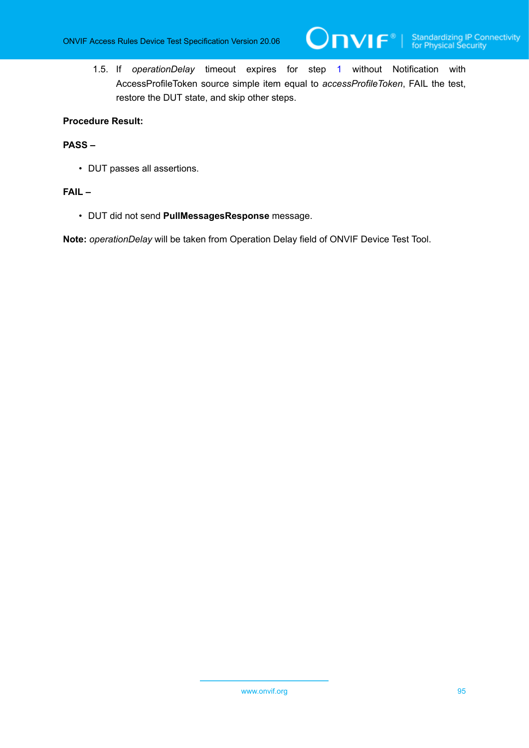1.5. If *operationDelay* timeout expires for step 1 without Notification with AccessProfileToken source simple item equal to *accessProfileToken*, FAIL the test, restore the DUT state, and skip other steps.

**Procedure Result:**

**PASS –**

- DUT passes all assertions.

**FAIL –**

- DUT did not send **PullMessagesResponse** message.

**Note:** *operationDelay* will be taken from Operation Delay field of ONVIF Device Test Tool.